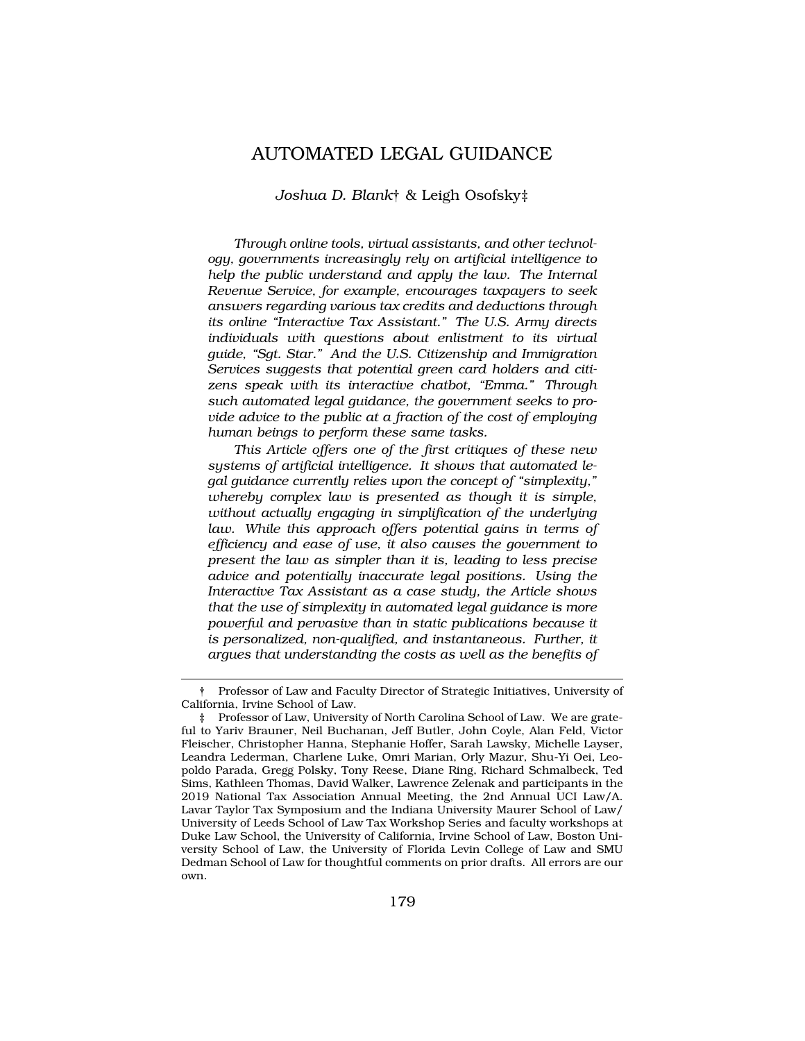# AUTOMATED LEGAL GUIDANCE

*Joshua D. Blank*† & Leigh Osofsky‡

*Through online tools, virtual assistants, and other technology, governments increasingly rely on artificial intelligence to help the public understand and apply the law. The Internal Revenue Service, for example, encourages taxpayers to seek answers regarding various tax credits and deductions through its online "Interactive Tax Assistant." The U.S. Army directs individuals with questions about enlistment to its virtual guide, "Sgt. Star." And the U.S. Citizenship and Immigration Services suggests that potential green card holders and citizens speak with its interactive chatbot, "Emma." Through such automated legal guidance, the government seeks to provide advice to the public at a fraction of the cost of employing human beings to perform these same tasks.*

*This Article offers one of the first critiques of these new systems of artificial intelligence. It shows that automated legal guidance currently relies upon the concept of "simplexity," whereby complex law is presented as though it is simple, without actually engaging in simplification of the underlying law. While this approach offers potential gains in terms of efficiency and ease of use, it also causes the government to present the law as simpler than it is, leading to less precise advice and potentially inaccurate legal positions. Using the Interactive Tax Assistant as a case study, the Article shows that the use of simplexity in automated legal guidance is more powerful and pervasive than in static publications because it is personalized, non-qualified, and instantaneous. Further, it argues that understanding the costs as well as the benefits of*

---

† Professor of Law and Faculty Director of Strategic Initiatives, University of California, Irvine School of Law.

‡ Professor of Law, University of North Carolina School of Law. We are grateful to Yariv Brauner, Neil Buchanan, Jeff Butler, John Coyle, Alan Feld, Victor Fleischer, Christopher Hanna, Stephanie Hoffer, Sarah Lawsky, Michelle Layser, Leandra Lederman, Charlene Luke, Omri Marian, Orly Mazur, Shu-Yi Oei, Leopoldo Parada, Gregg Polsky, Tony Reese, Diane Ring, Richard Schmalbeck, Ted Sims, Kathleen Thomas, David Walker, Lawrence Zelenak and participants in the 2019 National Tax Association Annual Meeting, the 2nd Annual UCI Law/A. Lavar Taylor Tax Symposium and the Indiana University Maurer School of Law/University of Leeds School of Law Tax Workshop Series and faculty workshops at Duke Law School, the University of California, Irvine School of Law, Boston University School of Law, the University of Florida Levin College of Law and SMU Dedman School of Law for thoughtful comments on prior drafts. All errors are our own.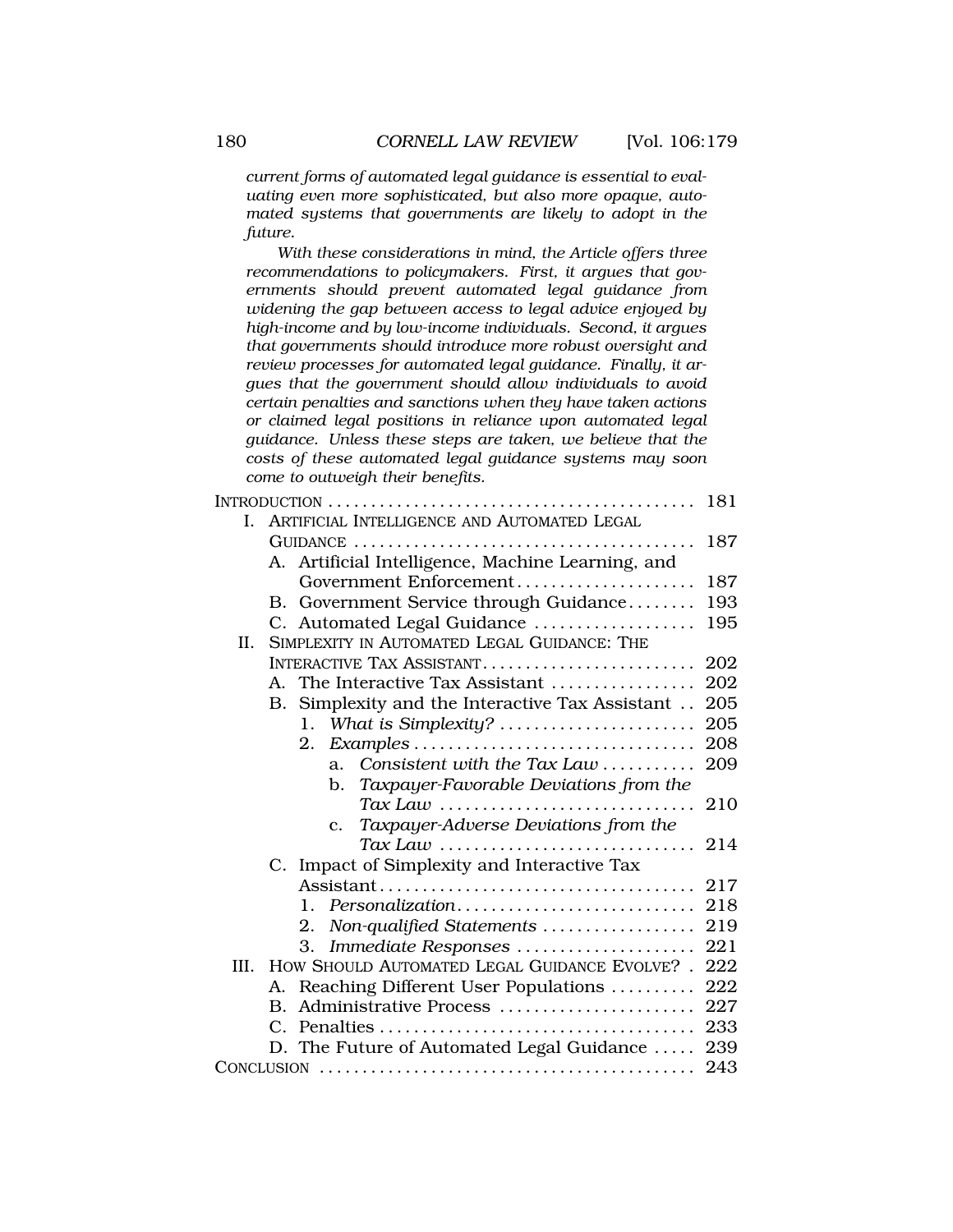*current forms of automated legal guidance is essential to evaluating even more sophisticated, but also more opaque, automated systems that governments are likely to adopt in the future.*

*With these considerations in mind, the Article offers three recommendations to policymakers. First, it argues that governments should prevent automated legal guidance from widening the gap between access to legal advice enjoyed by high-income and by low-income individuals. Second, it argues that governments should introduce more robust oversight and review processes for automated legal guidance. Finally, it argues that the government should allow individuals to avoid certain penalties and sanctions when they have taken actions or claimed legal positions in reliance upon automated legal guidance. Unless these steps are taken, we believe that the costs of these automated legal guidance systems may soon come to outweigh their benefits.*

- INTRODUCTION .......... 181
- I. ARTIFICIAL INTELLIGENCE AND AUTOMATED LEGAL GUIDANCE .......... 187
  - A. Artificial Intelligence, Machine Learning, and Government Enforcement .......... 187
  - B. Government Service through Guidance .......... 193
  - C. Automated Legal Guidance .......... 195
- II. SIMPLEXITY IN AUTOMATED LEGAL GUIDANCE: THE INTERACTIVE TAX ASSISTANT .......... 202
  - A. The Interactive Tax Assistant .......... 202
  - B. Simplexity and the Interactive Tax Assistant .......... 205
    - 1. *What is Simplexity?* .......... 205
    - 2. *Examples* .......... 208
      - a. *Consistent with the Tax Law* .......... 209
      - b. *Taxpayer-Favorable Deviations from the Tax Law* .......... 210
      - c. *Taxpayer-Adverse Deviations from the Tax Law* .......... 214
  - C. Impact of Simplexity and Interactive Tax Assistant .......... 217
    - 1. *Personalization* .......... 218
    - 2. *Non-qualified Statements* .......... 219
    - 3. *Immediate Responses* .......... 221
- III. HOW SHOULD AUTOMATED LEGAL GUIDANCE EVOLVE? .......... 222
  - A. Reaching Different User Populations .......... 222
  - B. Administrative Process .......... 227
  - C. Penalties .......... 233
  - D. The Future of Automated Legal Guidance .......... 239
- CONCLUSION .......... 243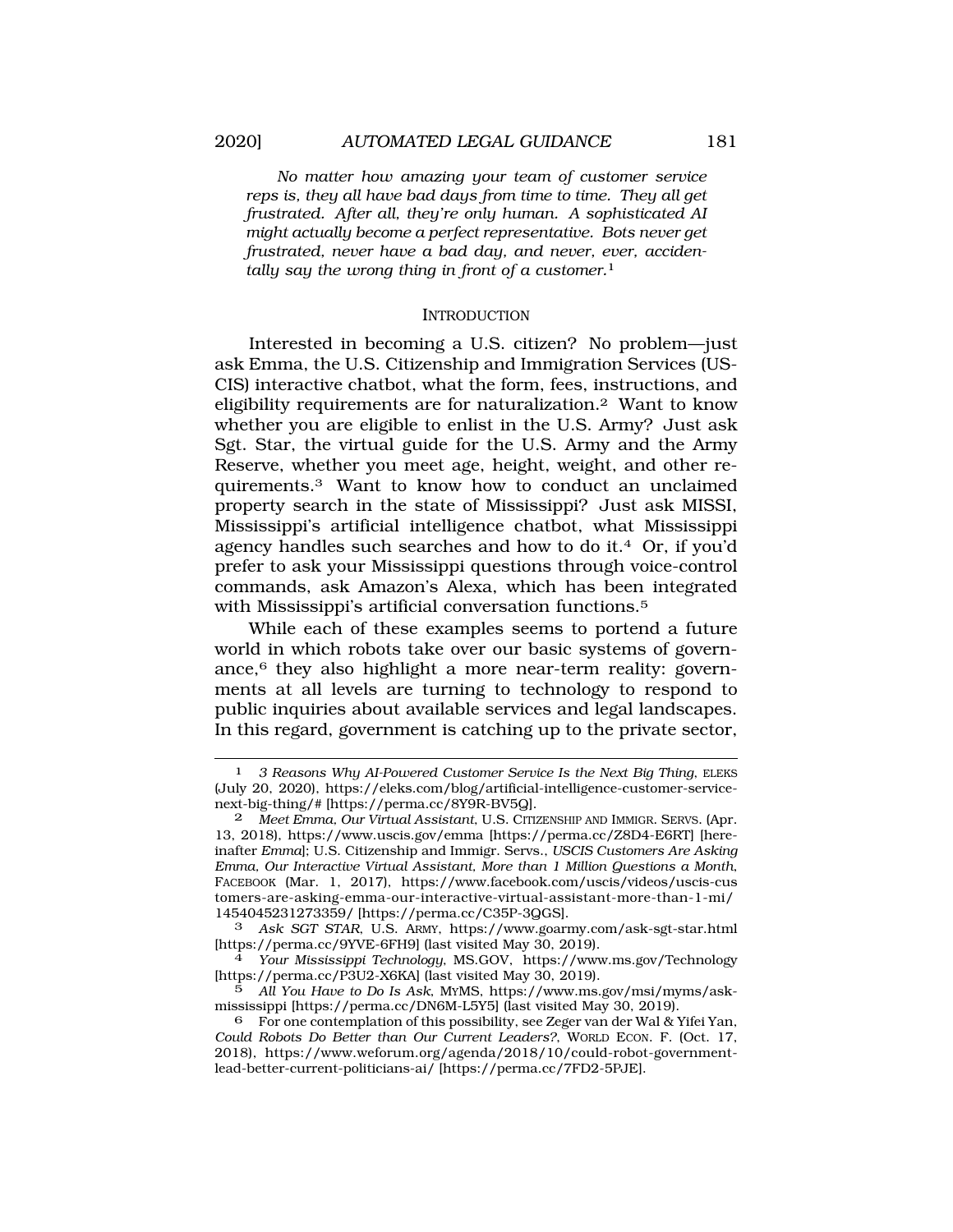*No matter how amazing your team of customer service reps is, they all have bad days from time to time. They all get frustrated. After all, they're only human. A sophisticated AI might actually become a perfect representative. Bots never get frustrated, never have a bad day, and never, ever, accidentally say the wrong thing in front of a customer.*[1]

## INTRODUCTION

Interested in becoming a U.S. citizen? No problem—just ask Emma, the U.S. Citizenship and Immigration Services (USCIS) interactive chatbot, what the form, fees, instructions, and eligibility requirements are for naturalization.[2] Want to know whether you are eligible to enlist in the U.S. Army? Just ask Sgt. Star, the virtual guide for the U.S. Army and the Army Reserve, whether you meet age, height, weight, and other requirements.[3] Want to know how to conduct an unclaimed property search in the state of Mississippi? Just ask MISSI, Mississippi's artificial intelligence chatbot, what Mississippi agency handles such searches and how to do it.[4] Or, if you'd prefer to ask your Mississippi questions through voice-control commands, ask Amazon's Alexa, which has been integrated with Mississippi's artificial conversation functions.[5]

While each of these examples seems to portend a future world in which robots take over our basic systems of governance,[6] they also highlight a more near-term reality: governments at all levels are turning to technology to respond to public inquiries about available services and legal landscapes. In this regard, government is catching up to the private sector,

---

[1] *3 Reasons Why AI-Powered Customer Service Is the Next Big Thing*, ELEKS (July 20, 2020), https://eleks.com/blog/artificial-intelligence-customer-service-next-big-thing/# [https://perma.cc/8Y9R-BV5Q].

[2] *Meet Emma, Our Virtual Assistant*, U.S. CITIZENSHIP AND IMMIGR. SERVS. (Apr. 13, 2018), https://www.uscis.gov/emma [https://perma.cc/Z8D4-E6RT] [hereinafter *Emma*]; U.S. Citizenship and Immigr. Servs., *USCIS Customers Are Asking Emma, Our Interactive Virtual Assistant, More than 1 Million Questions a Month*, FACEBOOK (Mar. 1, 2017), https://www.facebook.com/uscis/videos/uscis-customers-are-asking-emma-our-interactive-virtual-assistant-more-than-1-mi/1454045231273359/ [https://perma.cc/C35P-3QGS].

[3] *Ask SGT STAR*, U.S. ARMY, https://www.goarmy.com/ask-sgt-star.html [https://perma.cc/9YVE-6FH9] (last visited May 30, 2019).

[4] *Your Mississippi Technology*, MS.GOV, https://www.ms.gov/Technology [https://perma.cc/P3U2-X6KA] (last visited May 30, 2019).

[5] *All You Have to Do Is Ask*, MYMS, https://www.ms.gov/msi/myms/ask-mississippi [https://perma.cc/DN6M-L5Y5] (last visited May 30, 2019).

[6] For one contemplation of this possibility, see Zeger van der Wal & Yifei Yan, *Could Robots Do Better than Our Current Leaders?*, WORLD ECON. F. (Oct. 17, 2018), https://www.weforum.org/agenda/2018/10/could-robot-government-lead-better-current-politicians-ai/ [https://perma.cc/7FD2-5PJE].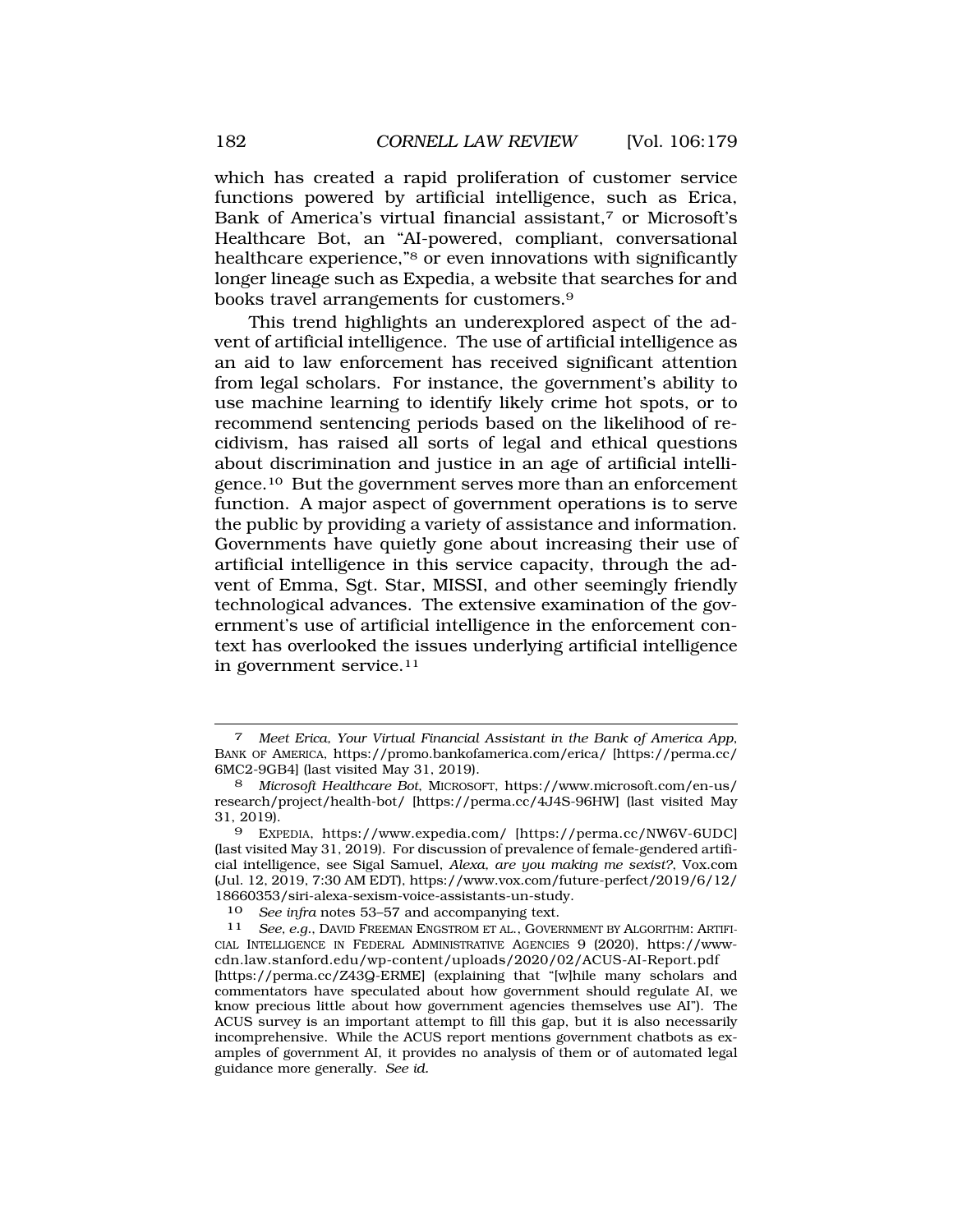which has created a rapid proliferation of customer service functions powered by artificial intelligence, such as Erica, Bank of America's virtual financial assistant,[7] or Microsoft's Healthcare Bot, an "AI-powered, compliant, conversational healthcare experience,"[8] or even innovations with significantly longer lineage such as Expedia, a website that searches for and books travel arrangements for customers.[9]

This trend highlights an underexplored aspect of the advent of artificial intelligence. The use of artificial intelligence as an aid to law enforcement has received significant attention from legal scholars. For instance, the government's ability to use machine learning to identify likely crime hot spots, or to recommend sentencing periods based on the likelihood of recidivism, has raised all sorts of legal and ethical questions about discrimination and justice in an age of artificial intelligence.[10] But the government serves more than an enforcement function. A major aspect of government operations is to serve the public by providing a variety of assistance and information. Governments have quietly gone about increasing their use of artificial intelligence in this service capacity, through the advent of Emma, Sgt. Star, MISSI, and other seemingly friendly technological advances. The extensive examination of the government's use of artificial intelligence in the enforcement context has overlooked the issues underlying artificial intelligence in government service.[11]

---

7 *Meet Erica, Your Virtual Financial Assistant in the Bank of America App*, BANK OF AMERICA, https://promo.bankofamerica.com/erica/ [https://perma.cc/6MC2-9GB4] (last visited May 31, 2019).

8 *Microsoft Healthcare Bot*, MICROSOFT, https://www.microsoft.com/en-us/research/project/health-bot/ [https://perma.cc/4J4S-96HW] (last visited May 31, 2019).

9 EXPEDIA, https://www.expedia.com/ [https://perma.cc/NW6V-6UDC] (last visited May 31, 2019). For discussion of prevalence of female-gendered artificial intelligence, see Sigal Samuel, *Alexa, are you making me sexist?*, Vox.com (Jul. 12, 2019, 7:30 AM EDT), https://www.vox.com/future-perfect/2019/6/12/18660353/siri-alexa-sexism-voice-assistants-un-study.

10 *See infra* notes 53–57 and accompanying text.

11 *See, e.g.*, DAVID FREEMAN ENGSTROM ET AL., GOVERNMENT BY ALGORITHM: ARTIFICIAL INTELLIGENCE IN FEDERAL ADMINISTRATIVE AGENCIES 9 (2020), https://www-cdn.law.stanford.edu/wp-content/uploads/2020/02/ACUS-AI-Report.pdf [https://perma.cc/Z43Q-ERME] (explaining that "[w]hile many scholars and commentators have speculated about how government should regulate AI, we know precious little about how government agencies themselves use AI"). The ACUS survey is an important attempt to fill this gap, but it is also necessarily incomprehensive. While the ACUS report mentions government chatbots as examples of government AI, it provides no analysis of them or of automated legal guidance more generally. *See id.*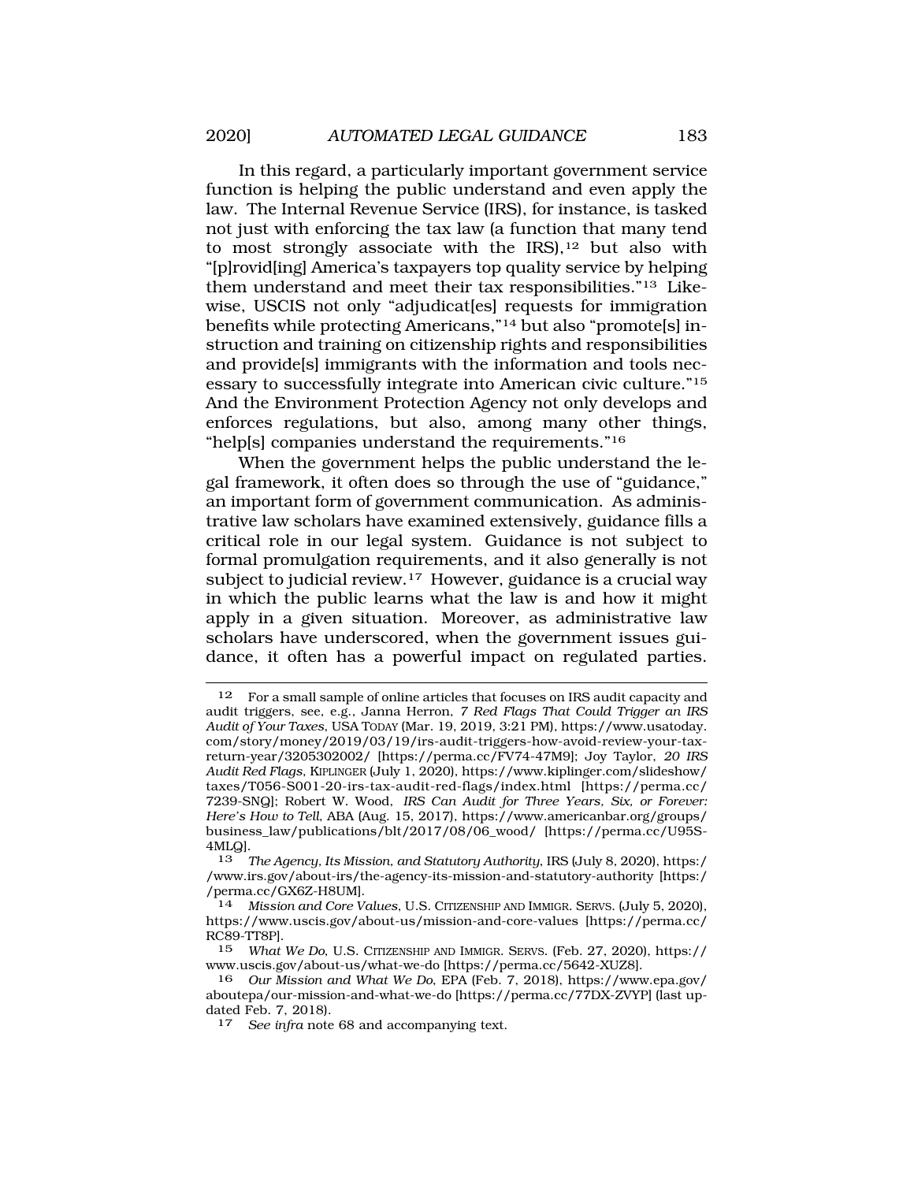In this regard, a particularly important government service function is helping the public understand and even apply the law. The Internal Revenue Service (IRS), for instance, is tasked not just with enforcing the tax law (a function that many tend to most strongly associate with the IRS),[12] but also with "[p]rovid[ing] America's taxpayers top quality service by helping them understand and meet their tax responsibilities."[13] Likewise, USCIS not only "adjudicat[es] requests for immigration benefits while protecting Americans,"[14] but also "promote[s] instruction and training on citizenship rights and responsibilities and provide[s] immigrants with the information and tools necessary to successfully integrate into American civic culture."[15] And the Environment Protection Agency not only develops and enforces regulations, but also, among many other things, "help[s] companies understand the requirements."[16]

When the government helps the public understand the legal framework, it often does so through the use of "guidance," an important form of government communication. As administrative law scholars have examined extensively, guidance fills a critical role in our legal system. Guidance is not subject to formal promulgation requirements, and it also generally is not subject to judicial review.[17] However, guidance is a crucial way in which the public learns what the law is and how it might apply in a given situation. Moreover, as administrative law scholars have underscored, when the government issues guidance, it often has a powerful impact on regulated parties.

---

12 For a small sample of online articles that focuses on IRS audit capacity and audit triggers, see, e.g., Janna Herron, *7 Red Flags That Could Trigger an IRS Audit of Your Taxes*, USA TODAY (Mar. 19, 2019, 3:21 PM), https://www.usatoday.com/story/money/2019/03/19/irs-audit-triggers-how-avoid-review-your-tax-return-year/3205302002/ [https://perma.cc/FV74-47M9]; Joy Taylor, *20 IRS Audit Red Flags*, KIPLINGER (July 1, 2020), https://www.kiplinger.com/slideshow/taxes/T056-S001-20-irs-tax-audit-red-flags/index.html [https://perma.cc/7239-SNQ]; Robert W. Wood, *IRS Can Audit for Three Years, Six, or Forever: Here's How to Tell*, ABA (Aug. 15, 2017), https://www.americanbar.org/groups/business_law/publications/blt/2017/08/06_wood/ [https://perma.cc/U95S-4MLQ].

13 *The Agency, Its Mission, and Statutory Authority*, IRS (July 8, 2020), https://www.irs.gov/about-irs/the-agency-its-mission-and-statutory-authority [https://perma.cc/GX6Z-H8UM].

14 *Mission and Core Values*, U.S. CITIZENSHIP AND IMMIGR. SERVS. (July 5, 2020), https://www.uscis.gov/about-us/mission-and-core-values [https://perma.cc/RC89-TT8P].

15 *What We Do*, U.S. CITIZENSHIP AND IMMIGR. SERVS. (Feb. 27, 2020), https://www.uscis.gov/about-us/what-we-do [https://perma.cc/5642-XUZ8].

16 *Our Mission and What We Do*, EPA (Feb. 7, 2018), https://www.epa.gov/aboutepa/our-mission-and-what-we-do [https://perma.cc/77DX-ZVYP] (last updated Feb. 7, 2018).

17 *See infra* note 68 and accompanying text.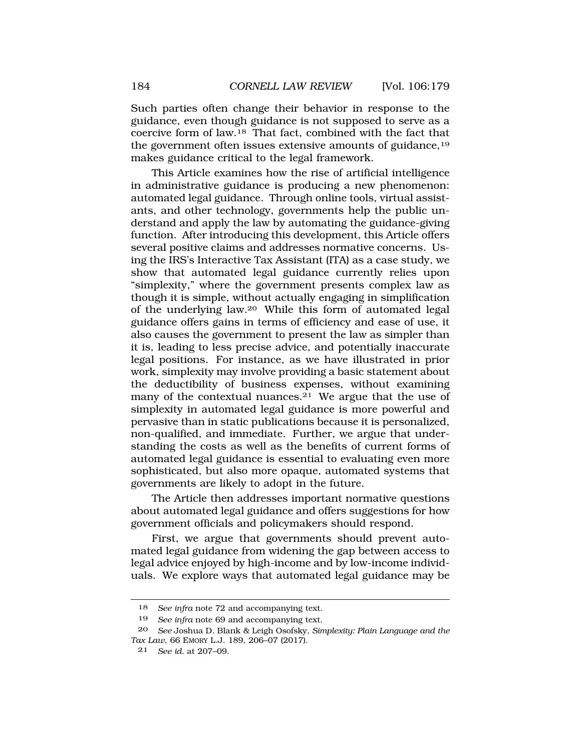Such parties often change their behavior in response to the guidance, even though guidance is not supposed to serve as a coercive form of law.[18] That fact, combined with the fact that the government often issues extensive amounts of guidance,[19] makes guidance critical to the legal framework.

This Article examines how the rise of artificial intelligence in administrative guidance is producing a new phenomenon: automated legal guidance. Through online tools, virtual assistants, and other technology, governments help the public understand and apply the law by automating the guidance-giving function. After introducing this development, this Article offers several positive claims and addresses normative concerns. Using the IRS's Interactive Tax Assistant (ITA) as a case study, we show that automated legal guidance currently relies upon "simplexity," where the government presents complex law as though it is simple, without actually engaging in simplification of the underlying law.[20] While this form of automated legal guidance offers gains in terms of efficiency and ease of use, it also causes the government to present the law as simpler than it is, leading to less precise advice, and potentially inaccurate legal positions. For instance, as we have illustrated in prior work, simplexity may involve providing a basic statement about the deductibility of business expenses, without examining many of the contextual nuances.[21] We argue that the use of simplexity in automated legal guidance is more powerful and pervasive than in static publications because it is personalized, non-qualified, and immediate. Further, we argue that understanding the costs as well as the benefits of current forms of automated legal guidance is essential to evaluating even more sophisticated, but also more opaque, automated systems that governments are likely to adopt in the future.

The Article then addresses important normative questions about automated legal guidance and offers suggestions for how government officials and policymakers should respond.

First, we argue that governments should prevent automated legal guidance from widening the gap between access to legal advice enjoyed by high-income and by low-income individuals. We explore ways that automated legal guidance may be

---

18 *See infra* note 72 and accompanying text.

19 *See infra* note 69 and accompanying text.

20 *See* Joshua D. Blank & Leigh Osofsky, *Simplexity: Plain Language and the Tax Law*, 66 EMORY L.J. 189, 206–07 (2017).

21 *See id.* at 207–09.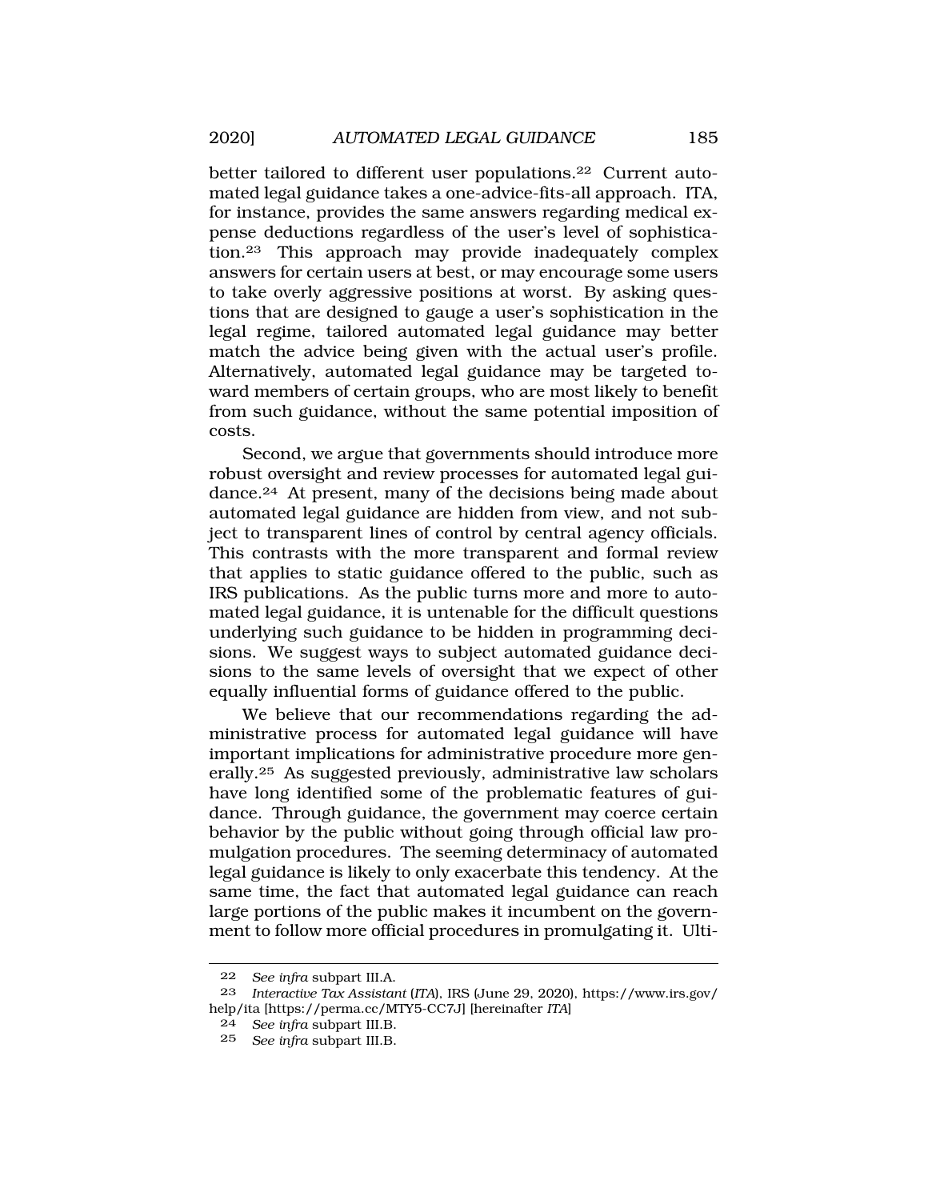better tailored to different user populations.[22] Current automated legal guidance takes a one-advice-fits-all approach. ITA, for instance, provides the same answers regarding medical expense deductions regardless of the user's level of sophistication.[23] This approach may provide inadequately complex answers for certain users at best, or may encourage some users to take overly aggressive positions at worst. By asking questions that are designed to gauge a user's sophistication in the legal regime, tailored automated legal guidance may better match the advice being given with the actual user's profile. Alternatively, automated legal guidance may be targeted toward members of certain groups, who are most likely to benefit from such guidance, without the same potential imposition of costs.

Second, we argue that governments should introduce more robust oversight and review processes for automated legal guidance.[24] At present, many of the decisions being made about automated legal guidance are hidden from view, and not subject to transparent lines of control by central agency officials. This contrasts with the more transparent and formal review that applies to static guidance offered to the public, such as IRS publications. As the public turns more and more to automated legal guidance, it is untenable for the difficult questions underlying such guidance to be hidden in programming decisions. We suggest ways to subject automated guidance decisions to the same levels of oversight that we expect of other equally influential forms of guidance offered to the public.

We believe that our recommendations regarding the administrative process for automated legal guidance will have important implications for administrative procedure more generally.[25] As suggested previously, administrative law scholars have long identified some of the problematic features of guidance. Through guidance, the government may coerce certain behavior by the public without going through official law promulgation procedures. The seeming determinacy of automated legal guidance is likely to only exacerbate this tendency. At the same time, the fact that automated legal guidance can reach large portions of the public makes it incumbent on the government to follow more official procedures in promulgating it. Ulti-

---

22 *See infra* subpart III.A.

23 *Interactive Tax Assistant (ITA)*, IRS (June 29, 2020), https://www.irs.gov/help/ita [https://perma.cc/MTY5-CC7J] [hereinafter *ITA*]

24 *See infra* subpart III.B.

25 *See infra* subpart III.B.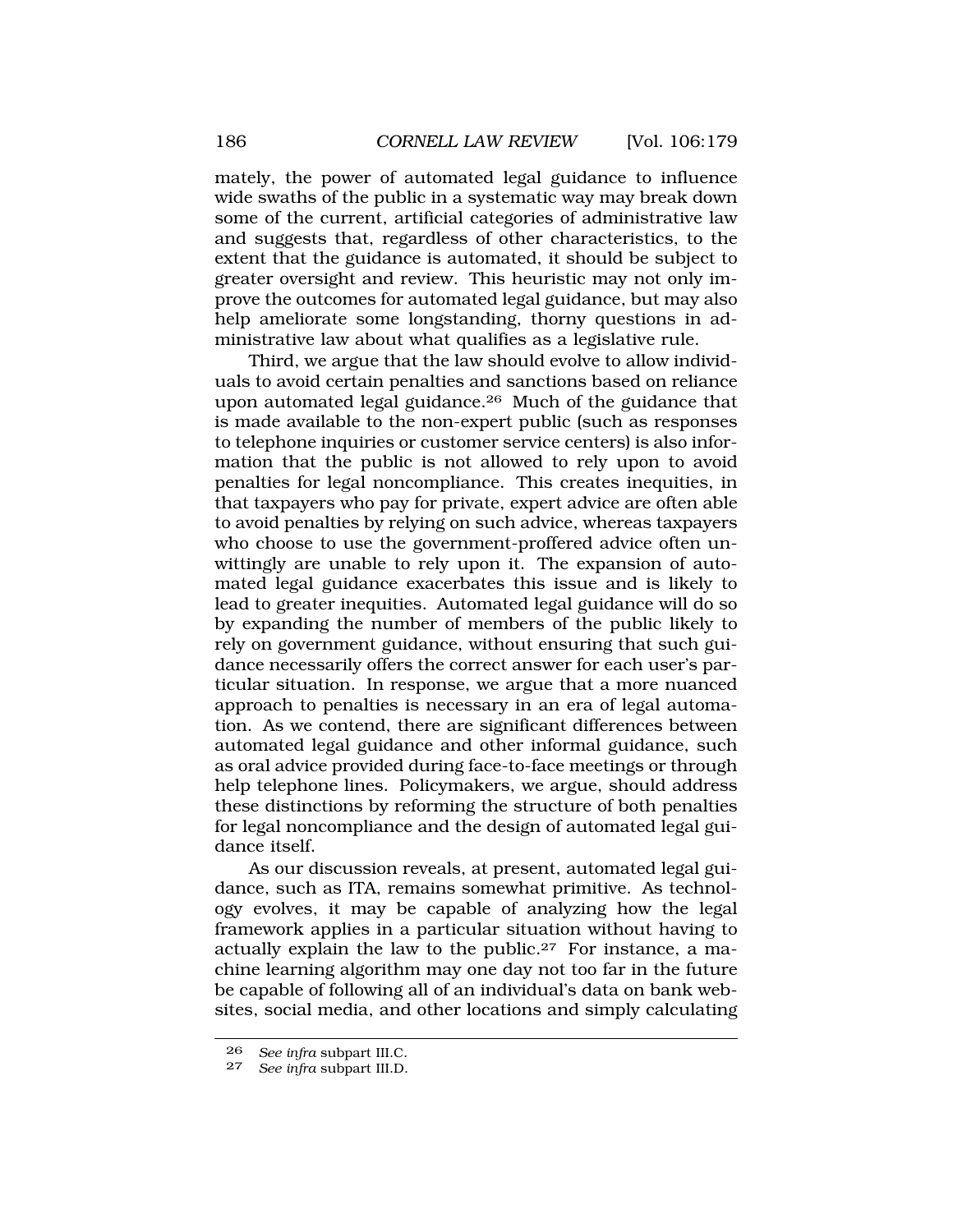mately, the power of automated legal guidance to influence wide swaths of the public in a systematic way may break down some of the current, artificial categories of administrative law and suggests that, regardless of other characteristics, to the extent that the guidance is automated, it should be subject to greater oversight and review. This heuristic may not only improve the outcomes for automated legal guidance, but may also help ameliorate some longstanding, thorny questions in administrative law about what qualifies as a legislative rule.

Third, we argue that the law should evolve to allow individuals to avoid certain penalties and sanctions based on reliance upon automated legal guidance.[26] Much of the guidance that is made available to the non-expert public (such as responses to telephone inquiries or customer service centers) is also information that the public is not allowed to rely upon to avoid penalties for legal noncompliance. This creates inequities, in that taxpayers who pay for private, expert advice are often able to avoid penalties by relying on such advice, whereas taxpayers who choose to use the government-proffered advice often unwittingly are unable to rely upon it. The expansion of automated legal guidance exacerbates this issue and is likely to lead to greater inequities. Automated legal guidance will do so by expanding the number of members of the public likely to rely on government guidance, without ensuring that such guidance necessarily offers the correct answer for each user's particular situation. In response, we argue that a more nuanced approach to penalties is necessary in an era of legal automation. As we contend, there are significant differences between automated legal guidance and other informal guidance, such as oral advice provided during face-to-face meetings or through help telephone lines. Policymakers, we argue, should address these distinctions by reforming the structure of both penalties for legal noncompliance and the design of automated legal guidance itself.

As our discussion reveals, at present, automated legal guidance, such as ITA, remains somewhat primitive. As technology evolves, it may be capable of analyzing how the legal framework applies in a particular situation without having to actually explain the law to the public.[27] For instance, a machine learning algorithm may one day not too far in the future be capable of following all of an individual's data on bank websites, social media, and other locations and simply calculating

---

26 *See infra* subpart III.C.

27 *See infra* subpart III.D.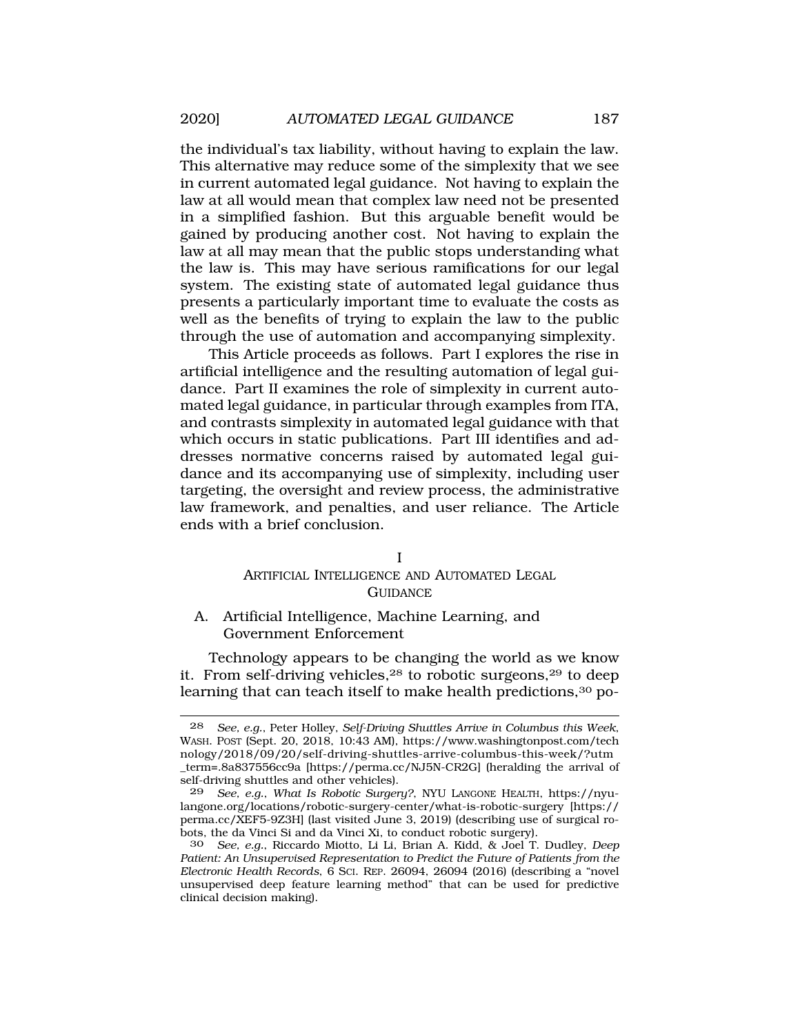the individual's tax liability, without having to explain the law. This alternative may reduce some of the simplexity that we see in current automated legal guidance. Not having to explain the law at all would mean that complex law need not be presented in a simplified fashion. But this arguable benefit would be gained by producing another cost. Not having to explain the law at all may mean that the public stops understanding what the law is. This may have serious ramifications for our legal system. The existing state of automated legal guidance thus presents a particularly important time to evaluate the costs as well as the benefits of trying to explain the law to the public through the use of automation and accompanying simplexity.

This Article proceeds as follows. Part I explores the rise in artificial intelligence and the resulting automation of legal guidance. Part II examines the role of simplexity in current automated legal guidance, in particular through examples from ITA, and contrasts simplexity in automated legal guidance with that which occurs in static publications. Part III identifies and addresses normative concerns raised by automated legal guidance and its accompanying use of simplexity, including user targeting, the oversight and review process, the administrative law framework, and penalties, and user reliance. The Article ends with a brief conclusion.

# I
# ARTIFICIAL INTELLIGENCE AND AUTOMATED LEGAL GUIDANCE

## A. Artificial Intelligence, Machine Learning, and Government Enforcement

Technology appears to be changing the world as we know it. From self-driving vehicles,[28] to robotic surgeons,[29] to deep learning that can teach itself to make health predictions,[30] po-

---

28 *See, e.g.*, Peter Holley, *Self-Driving Shuttles Arrive in Columbus this Week*, WASH. POST (Sept. 20, 2018, 10:43 AM), https://www.washingtonpost.com/technology/2018/09/20/self-driving-shuttles-arrive-columbus-this-week/?utm_term=.8a837556cc9a [https://perma.cc/NJ5N-CR2G] (heralding the arrival of self-driving shuttles and other vehicles).

29 *See, e.g.*, *What Is Robotic Surgery?*, NYU LANGONE HEALTH, https://nyulangone.org/locations/robotic-surgery-center/what-is-robotic-surgery [https://perma.cc/XEF5-9Z3H] (last visited June 3, 2019) (describing use of surgical robots, the da Vinci Si and da Vinci Xi, to conduct robotic surgery).

30 *See, e.g.*, Riccardo Miotto, Li Li, Brian A. Kidd, & Joel T. Dudley, *Deep Patient: An Unsupervised Representation to Predict the Future of Patients from the Electronic Health Records*, 6 SCI. REP. 26094, 26094 (2016) (describing a "novel unsupervised deep feature learning method" that can be used for predictive clinical decision making).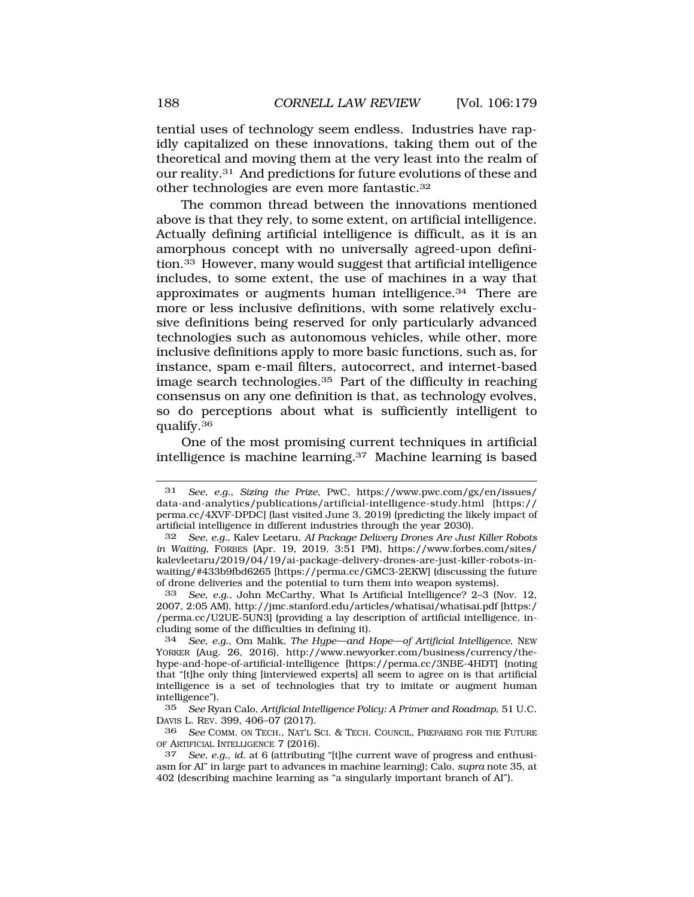tential uses of technology seem endless. Industries have rapidly capitalized on these innovations, taking them out of the theoretical and moving them at the very least into the realm of our reality.[31] And predictions for future evolutions of these and other technologies are even more fantastic.[32]

The common thread between the innovations mentioned above is that they rely, to some extent, on artificial intelligence. Actually defining artificial intelligence is difficult, as it is an amorphous concept with no universally agreed-upon definition.[33] However, many would suggest that artificial intelligence includes, to some extent, the use of machines in a way that approximates or augments human intelligence.[34] There are more or less inclusive definitions, with some relatively exclusive definitions being reserved for only particularly advanced technologies such as autonomous vehicles, while other, more inclusive definitions apply to more basic functions, such as, for instance, spam e-mail filters, autocorrect, and internet-based image search technologies.[35] Part of the difficulty in reaching consensus on any one definition is that, as technology evolves, so do perceptions about what is sufficiently intelligent to qualify.[36]

One of the most promising current techniques in artificial intelligence is machine learning.[37] Machine learning is based

---

31 *See, e.g.*, *Sizing the Prize*, PWC, https://www.pwc.com/gx/en/issues/data-and-analytics/publications/artificial-intelligence-study.html [https://perma.cc/4XVF-DPDC] (last visited June 3, 2019) (predicting the likely impact of artificial intelligence in different industries through the year 2030).

32 *See, e.g.*, Kalev Leetaru, *AI Package Delivery Drones Are Just Killer Robots in Waiting*, FORBES (Apr. 19, 2019, 3:51 PM), https://www.forbes.com/sites/kalevleetaru/2019/04/19/ai-package-delivery-drones-are-just-killer-robots-in-waiting/#433b9fbd6265 [https://perma.cc/GMC3-2EKW] (discussing the future of drone deliveries and the potential to turn them into weapon systems).

33 *See, e.g.*, John McCarthy, What Is Artificial Intelligence? 2–3 (Nov. 12, 2007, 2:05 AM), http://jmc.stanford.edu/articles/whatisai/whatisai.pdf [https://perma.cc/U2UE-5UN3] (providing a lay description of artificial intelligence, including some of the difficulties in defining it).

34 *See, e.g.*, Om Malik, *The Hype—and Hope—of Artificial Intelligence*, NEW YORKER (Aug. 26, 2016), http://www.newyorker.com/business/currency/the-hype-and-hope-of-artificial-intelligence [https://perma.cc/3NBE-4HDT] (noting that "[t]he only thing [interviewed experts] all seem to agree on is that artificial intelligence is a set of technologies that try to imitate or augment human intelligence").

35 *See* Ryan Calo, *Artificial Intelligence Policy: A Primer and Roadmap*, 51 U.C. DAVIS L. REV. 399, 406–07 (2017).

36 *See* COMM. ON TECH., NAT'L SCI. & TECH. COUNCIL, PREPARING FOR THE FUTURE OF ARTIFICIAL INTELLIGENCE 7 (2016).

37 *See, e.g.*, *id.* at 6 (attributing "[t]he current wave of progress and enthusiasm for AI" in large part to advances in machine learning); Calo, *supra* note 35, at 402 (describing machine learning as "a singularly important branch of AI").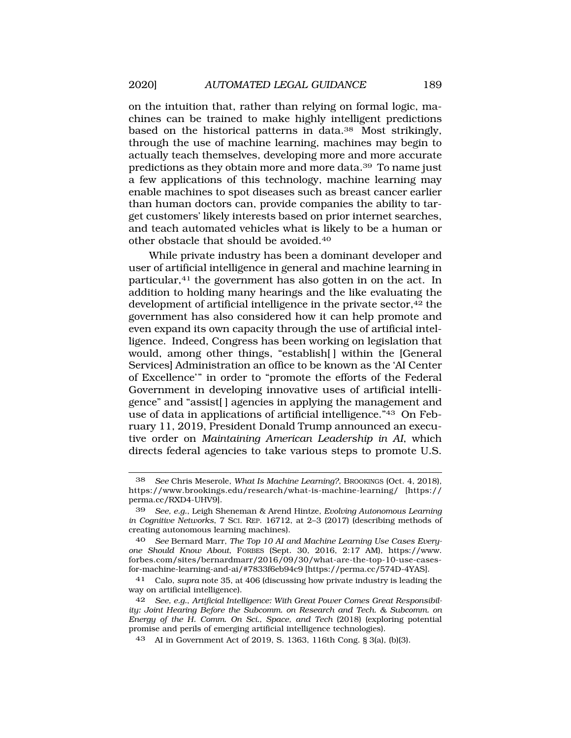on the intuition that, rather than relying on formal logic, machines can be trained to make highly intelligent predictions based on the historical patterns in data.[38] Most strikingly, through the use of machine learning, machines may begin to actually teach themselves, developing more and more accurate predictions as they obtain more and more data.[39] To name just a few applications of this technology, machine learning may enable machines to spot diseases such as breast cancer earlier than human doctors can, provide companies the ability to target customers' likely interests based on prior internet searches, and teach automated vehicles what is likely to be a human or other obstacle that should be avoided.[40]

While private industry has been a dominant developer and user of artificial intelligence in general and machine learning in particular,[41] the government has also gotten in on the act. In addition to holding many hearings and the like evaluating the development of artificial intelligence in the private sector,[42] the government has also considered how it can help promote and even expand its own capacity through the use of artificial intelligence. Indeed, Congress has been working on legislation that would, among other things, "establish[ ] within the [General Services] Administration an office to be known as the 'AI Center of Excellence'" in order to "promote the efforts of the Federal Government in developing innovative uses of artificial intelligence" and "assist[ ] agencies in applying the management and use of data in applications of artificial intelligence."[43] On February 11, 2019, President Donald Trump announced an executive order on *Maintaining American Leadership in AI*, which directs federal agencies to take various steps to promote U.S.

---

38 *See* Chris Meserole, *What Is Machine Learning?*, BROOKINGS (Oct. 4, 2018), https://www.brookings.edu/research/what-is-machine-learning/ [https://perma.cc/RXD4-UHV9].

39 *See, e.g.*, Leigh Sheneman & Arend Hintze, *Evolving Autonomous Learning in Cognitive Networks*, 7 SCI. REP. 16712, at 2–3 (2017) (describing methods of creating autonomous learning machines).

40 *See* Bernard Marr, *The Top 10 AI and Machine Learning Use Cases Everyone Should Know About*, FORBES (Sept. 30, 2016, 2:17 AM), https://www.forbes.com/sites/bernardmarr/2016/09/30/what-are-the-top-10-use-cases-for-machine-learning-and-ai/#7833f6eb94c9 [https://perma.cc/574D-4YAS].

41 Calo, *supra* note 35, at 406 (discussing how private industry is leading the way on artificial intelligence).

42 *See, e.g.*, *Artificial Intelligence: With Great Power Comes Great Responsibility: Joint Hearing Before the Subcomm. on Research and Tech. & Subcomm. on Energy of the H. Comm. On Sci., Space, and Tech* (2018) (exploring potential promise and perils of emerging artificial intelligence technologies).

43 AI in Government Act of 2019, S. 1363, 116th Cong. § 3(a), (b)(3).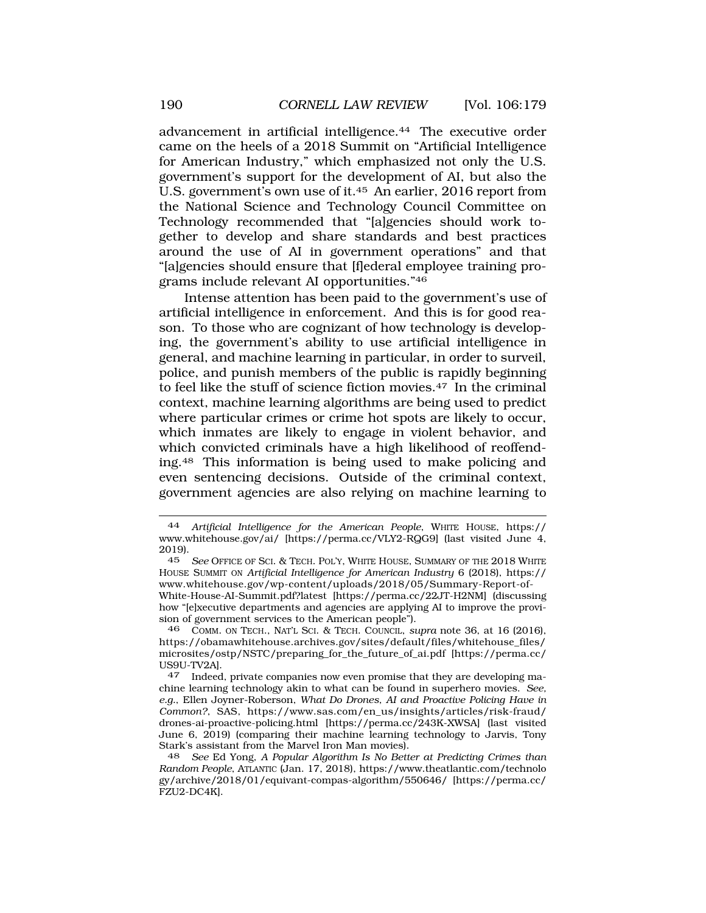advancement in artificial intelligence.[44] The executive order came on the heels of a 2018 Summit on "Artificial Intelligence for American Industry," which emphasized not only the U.S. government's support for the development of AI, but also the U.S. government's own use of it.[45] An earlier, 2016 report from the National Science and Technology Council Committee on Technology recommended that "[a]gencies should work together to develop and share standards and best practices around the use of AI in government operations" and that "[a]gencies should ensure that [f]ederal employee training programs include relevant AI opportunities."[46]

Intense attention has been paid to the government's use of artificial intelligence in enforcement. And this is for good reason. To those who are cognizant of how technology is developing, the government's ability to use artificial intelligence in general, and machine learning in particular, in order to surveil, police, and punish members of the public is rapidly beginning to feel like the stuff of science fiction movies.[47] In the criminal context, machine learning algorithms are being used to predict where particular crimes or crime hot spots are likely to occur, which inmates are likely to engage in violent behavior, and which convicted criminals have a high likelihood of reoffending.[48] This information is being used to make policing and even sentencing decisions. Outside of the criminal context, government agencies are also relying on machine learning to

---

44 *Artificial Intelligence for the American People*, WHITE HOUSE, https://www.whitehouse.gov/ai/ [https://perma.cc/VLY2-RQG9] (last visited June 4, 2019).

45 *See* OFFICE OF SCI. & TECH. POL'Y, WHITE HOUSE, SUMMARY OF THE 2018 WHITE HOUSE SUMMIT ON *Artificial Intelligence for American Industry* 6 (2018), https://www.whitehouse.gov/wp-content/uploads/2018/05/Summary-Report-of-White-House-AI-Summit.pdf?latest [https://perma.cc/22JT-H2NM] (discussing how "[e]xecutive departments and agencies are applying AI to improve the provision of government services to the American people").

46 COMM. ON TECH., NAT'L SCI. & TECH. COUNCIL, *supra* note 36, at 16 (2016), https://obamawhitehouse.archives.gov/sites/default/files/whitehouse_files/microsites/ostp/NSTC/preparing_for_the_future_of_ai.pdf [https://perma.cc/US9U-TV2A].

47 Indeed, private companies now even promise that they are developing machine learning technology akin to what can be found in superhero movies. *See, e.g.*, Ellen Joyner-Roberson, *What Do Drones, AI and Proactive Policing Have in Common?*, SAS, https://www.sas.com/en_us/insights/articles/risk-fraud/drones-ai-proactive-policing.html [https://perma.cc/243K-XWSA] (last visited June 6, 2019) (comparing their machine learning technology to Jarvis, Tony Stark's assistant from the Marvel Iron Man movies).

48 *See* Ed Yong, *A Popular Algorithm Is No Better at Predicting Crimes than Random People*, ATLANTIC (Jan. 17, 2018), https://www.theatlantic.com/technology/archive/2018/01/equivant-compas-algorithm/550646/ [https://perma.cc/FZU2-DC4K].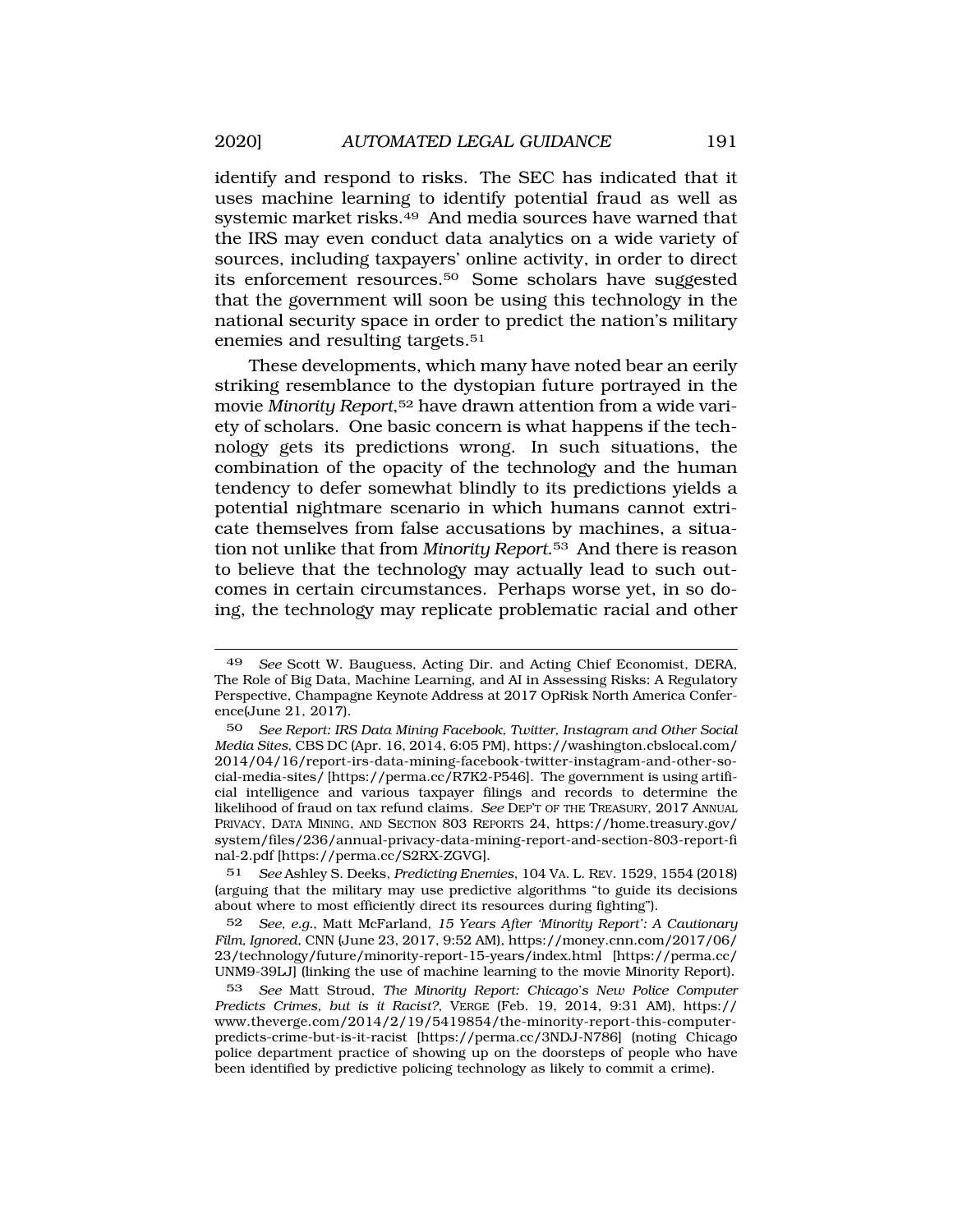identify and respond to risks. The SEC has indicated that it uses machine learning to identify potential fraud as well as systemic market risks.[49] And media sources have warned that the IRS may even conduct data analytics on a wide variety of sources, including taxpayers' online activity, in order to direct its enforcement resources.[50] Some scholars have suggested that the government will soon be using this technology in the national security space in order to predict the nation's military enemies and resulting targets.[51]

These developments, which many have noted bear an eerily striking resemblance to the dystopian future portrayed in the movie *Minority Report*,[52] have drawn attention from a wide variety of scholars. One basic concern is what happens if the technology gets its predictions wrong. In such situations, the combination of the opacity of the technology and the human tendency to defer somewhat blindly to its predictions yields a potential nightmare scenario in which humans cannot extricate themselves from false accusations by machines, a situation not unlike that from *Minority Report*.[53] And there is reason to believe that the technology may actually lead to such outcomes in certain circumstances. Perhaps worse yet, in so doing, the technology may replicate problematic racial and other

---

49 *See* Scott W. Bauguess, Acting Dir. and Acting Chief Economist, DERA, The Role of Big Data, Machine Learning, and AI in Assessing Risks: A Regulatory Perspective, Champagne Keynote Address at 2017 OpRisk North America Conference(June 21, 2017).

50 *See Report: IRS Data Mining Facebook, Twitter, Instagram and Other Social Media Sites*, CBS DC (Apr. 16, 2014, 6:05 PM), https://washington.cbslocal.com/2014/04/16/report-irs-data-mining-facebook-twitter-instagram-and-other-social-media-sites/ [https://perma.cc/R7K2-P546]. The government is using artificial intelligence and various taxpayer filings and records to determine the likelihood of fraud on tax refund claims. *See* DEP'T OF THE TREASURY, 2017 ANNUAL PRIVACY, DATA MINING, AND SECTION 803 REPORTS 24, https://home.treasury.gov/system/files/236/annual-privacy-data-mining-report-and-section-803-report-final-2.pdf [https://perma.cc/S2RX-ZGVG].

51 *See* Ashley S. Deeks, *Predicting Enemies*, 104 VA. L. REV. 1529, 1554 (2018) (arguing that the military may use predictive algorithms "to guide its decisions about where to most efficiently direct its resources during fighting").

52 *See, e.g.*, Matt McFarland, *15 Years After 'Minority Report': A Cautionary Film, Ignored*, CNN (June 23, 2017, 9:52 AM), https://money.cnn.com/2017/06/23/technology/future/minority-report-15-years/index.html [https://perma.cc/UNM9-39LJ] (linking the use of machine learning to the movie Minority Report).

53 *See* Matt Stroud, *The Minority Report: Chicago's New Police Computer Predicts Crimes, but is it Racist?*, VERGE (Feb. 19, 2014, 9:31 AM), https://www.theverge.com/2014/2/19/5419854/the-minority-report-this-computer-predicts-crime-but-is-it-racist [https://perma.cc/3NDJ-N786] (noting Chicago police department practice of showing up on the doorsteps of people who have been identified by predictive policing technology as likely to commit a crime).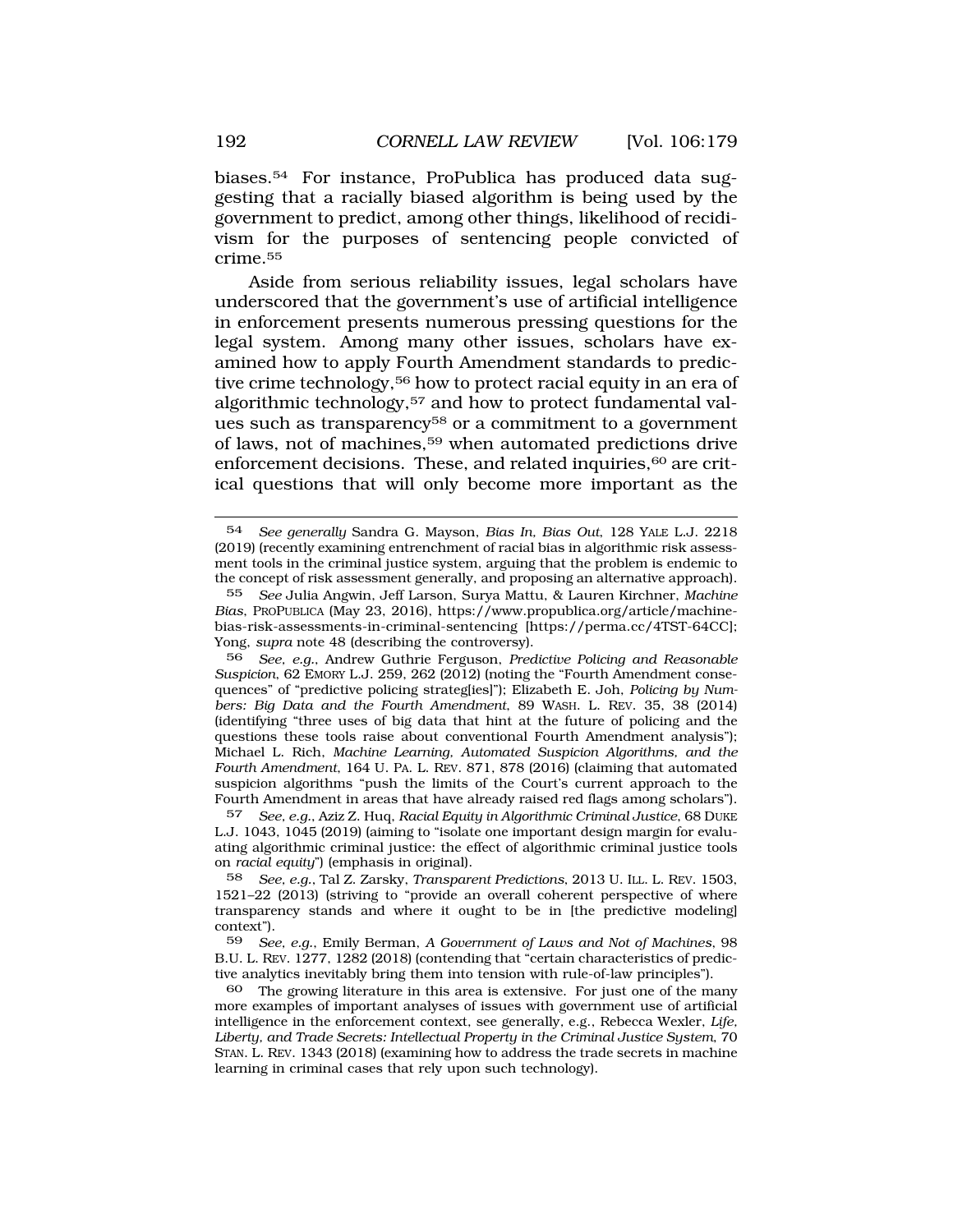biases.[54] For instance, ProPublica has produced data suggesting that a racially biased algorithm is being used by the government to predict, among other things, likelihood of recidivism for the purposes of sentencing people convicted of crime.[55]

Aside from serious reliability issues, legal scholars have underscored that the government's use of artificial intelligence in enforcement presents numerous pressing questions for the legal system. Among many other issues, scholars have examined how to apply Fourth Amendment standards to predictive crime technology,[56] how to protect racial equity in an era of algorithmic technology,[57] and how to protect fundamental values such as transparency[58] or a commitment to a government of laws, not of machines,[59] when automated predictions drive enforcement decisions. These, and related inquiries,[60] are critical questions that will only become more important as the

---

54 *See generally* Sandra G. Mayson, *Bias In, Bias Out*, 128 YALE L.J. 2218 (2019) (recently examining entrenchment of racial bias in algorithmic risk assessment tools in the criminal justice system, arguing that the problem is endemic to the concept of risk assessment generally, and proposing an alternative approach).

55 *See* Julia Angwin, Jeff Larson, Surya Mattu, & Lauren Kirchner, *Machine Bias*, PROPUBLICA (May 23, 2016), https://www.propublica.org/article/machine-bias-risk-assessments-in-criminal-sentencing [https://perma.cc/4TST-64CC]; Yong, *supra* note 48 (describing the controversy).

56 *See, e.g.*, Andrew Guthrie Ferguson, *Predictive Policing and Reasonable Suspicion*, 62 EMORY L.J. 259, 262 (2012) (noting the "Fourth Amendment consequences" of "predictive policing strateg[ies]"); Elizabeth E. Joh, *Policing by Numbers: Big Data and the Fourth Amendment*, 89 WASH. L. REV. 35, 38 (2014) (identifying "three uses of big data that hint at the future of policing and the questions these tools raise about conventional Fourth Amendment analysis"); Michael L. Rich, *Machine Learning, Automated Suspicion Algorithms, and the Fourth Amendment*, 164 U. PA. L. REV. 871, 878 (2016) (claiming that automated suspicion algorithms "push the limits of the Court's current approach to the Fourth Amendment in areas that have already raised red flags among scholars").

57 *See, e.g.*, Aziz Z. Huq, *Racial Equity in Algorithmic Criminal Justice*, 68 DUKE L.J. 1043, 1045 (2019) (aiming to "isolate one important design margin for evaluating algorithmic criminal justice: the effect of algorithmic criminal justice tools on *racial equity*") (emphasis in original).

58 *See, e.g.*, Tal Z. Zarsky, *Transparent Predictions*, 2013 U. ILL. L. REV. 1503, 1521–22 (2013) (striving to "provide an overall coherent perspective of where transparency stands and where it ought to be in [the predictive modeling] context").

59 *See, e.g.*, Emily Berman, *A Government of Laws and Not of Machines*, 98 B.U. L. REV. 1277, 1282 (2018) (contending that "certain characteristics of predictive analytics inevitably bring them into tension with rule-of-law principles").

60 The growing literature in this area is extensive. For just one of the many more examples of important analyses of issues with government use of artificial intelligence in the enforcement context, see generally, e.g., Rebecca Wexler, *Life, Liberty, and Trade Secrets: Intellectual Property in the Criminal Justice System*, 70 STAN. L. REV. 1343 (2018) (examining how to address the trade secrets in machine learning in criminal cases that rely upon such technology).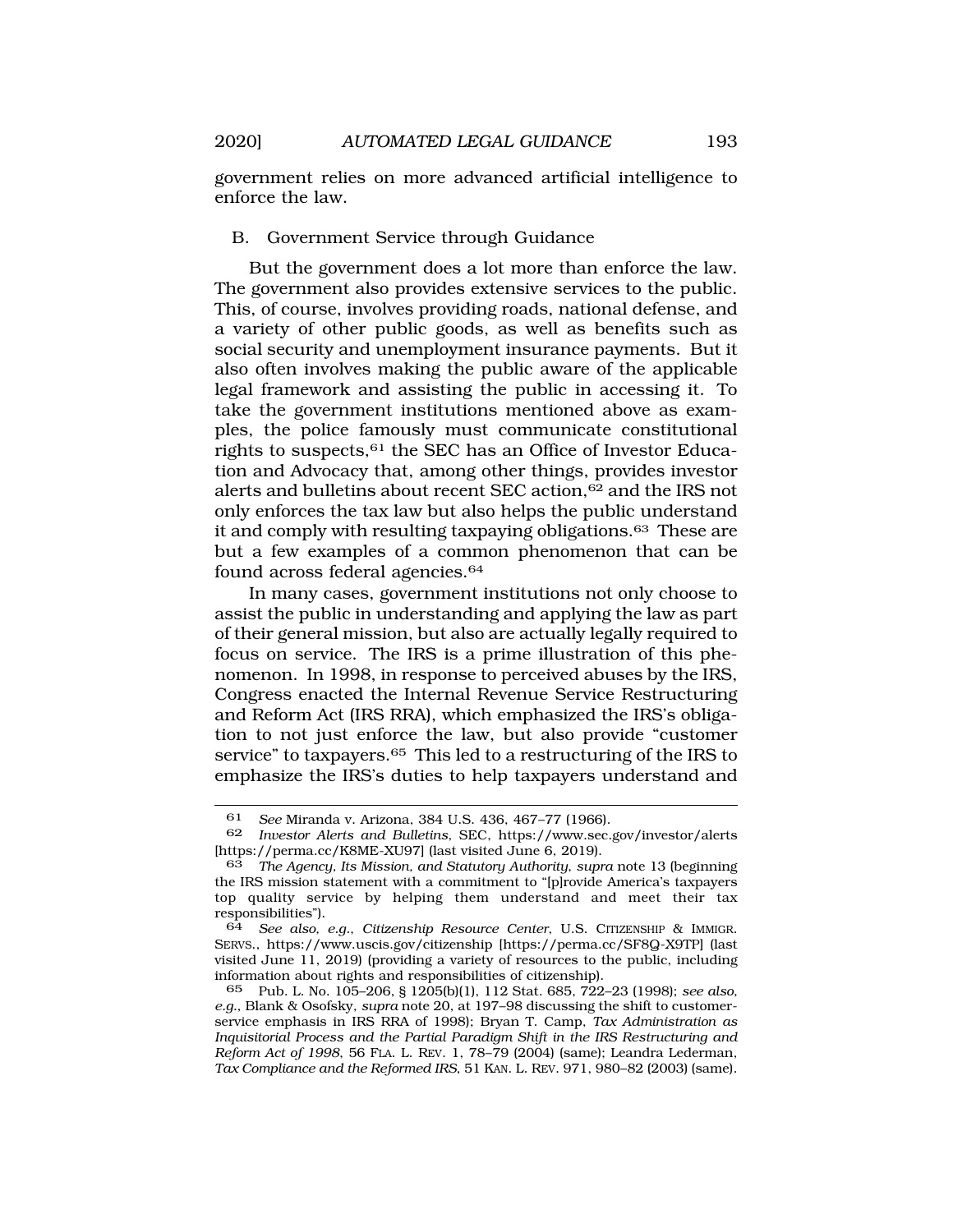government relies on more advanced artificial intelligence to enforce the law.

### B. Government Service through Guidance

But the government does a lot more than enforce the law. The government also provides extensive services to the public. This, of course, involves providing roads, national defense, and a variety of other public goods, as well as benefits such as social security and unemployment insurance payments. But it also often involves making the public aware of the applicable legal framework and assisting the public in accessing it. To take the government institutions mentioned above as examples, the police famously must communicate constitutional rights to suspects,[61] the SEC has an Office of Investor Education and Advocacy that, among other things, provides investor alerts and bulletins about recent SEC action,[62] and the IRS not only enforces the tax law but also helps the public understand it and comply with resulting taxpaying obligations.[63] These are but a few examples of a common phenomenon that can be found across federal agencies.[64]

In many cases, government institutions not only choose to assist the public in understanding and applying the law as part of their general mission, but also are actually legally required to focus on service. The IRS is a prime illustration of this phenomenon. In 1998, in response to perceived abuses by the IRS, Congress enacted the Internal Revenue Service Restructuring and Reform Act (IRS RRA), which emphasized the IRS's obligation to not just enforce the law, but also provide "customer service" to taxpayers.[65] This led to a restructuring of the IRS to emphasize the IRS's duties to help taxpayers understand and

---

61 *See* Miranda v. Arizona, 384 U.S. 436, 467–77 (1966).

62 *Investor Alerts and Bulletins*, SEC, https://www.sec.gov/investor/alerts [https://perma.cc/K8ME-XU97] (last visited June 6, 2019).

63 *The Agency, Its Mission, and Statutory Authority*, *supra* note 13 (beginning the IRS mission statement with a commitment to "[p]rovide America's taxpayers top quality service by helping them understand and meet their tax responsibilities").

64 *See also, e.g.*, *Citizenship Resource Center*, U.S. CITIZENSHIP & IMMIGR. SERVS., https://www.uscis.gov/citizenship [https://perma.cc/SF8Q-X9TP] (last visited June 11, 2019) (providing a variety of resources to the public, including information about rights and responsibilities of citizenship).

65 Pub. L. No. 105–206, § 1205(b)(1), 112 Stat. 685, 722–23 (1998); *see also, e.g.*, Blank & Osofsky, *supra* note 20, at 197–98 discussing the shift to customer-service emphasis in IRS RRA of 1998); Bryan T. Camp, *Tax Administration as Inquisitorial Process and the Partial Paradigm Shift in the IRS Restructuring and Reform Act of 1998*, 56 FLA. L. REV. 1, 78–79 (2004) (same); Leandra Lederman, *Tax Compliance and the Reformed IRS*, 51 KAN. L. REV. 971, 980–82 (2003) (same).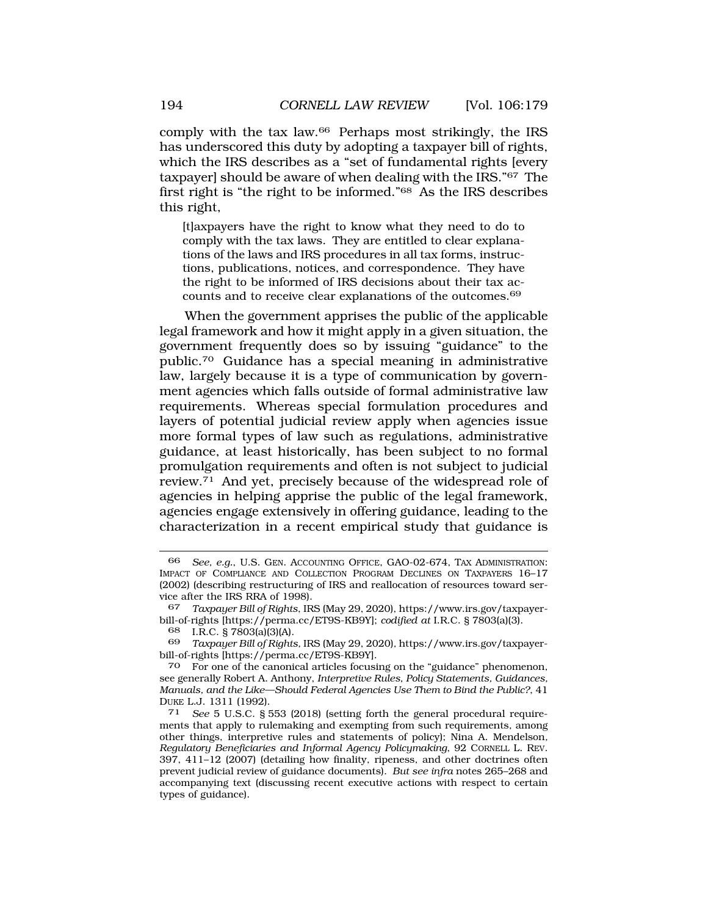comply with the tax law.[66] Perhaps most strikingly, the IRS has underscored this duty by adopting a taxpayer bill of rights, which the IRS describes as a "set of fundamental rights [every taxpayer] should be aware of when dealing with the IRS."[67] The first right is "the right to be informed."[68] As the IRS describes this right,

> [t]axpayers have the right to know what they need to do to comply with the tax laws. They are entitled to clear explanations of the laws and IRS procedures in all tax forms, instructions, publications, notices, and correspondence. They have the right to be informed of IRS decisions about their tax accounts and to receive clear explanations of the outcomes.[69]

When the government apprises the public of the applicable legal framework and how it might apply in a given situation, the government frequently does so by issuing "guidance" to the public.[70] Guidance has a special meaning in administrative law, largely because it is a type of communication by government agencies which falls outside of formal administrative law requirements. Whereas special formulation procedures and layers of potential judicial review apply when agencies issue more formal types of law such as regulations, administrative guidance, at least historically, has been subject to no formal promulgation requirements and often is not subject to judicial review.[71] And yet, precisely because of the widespread role of agencies in helping apprise the public of the legal framework, agencies engage extensively in offering guidance, leading to the characterization in a recent empirical study that guidance is

---

[66] *See, e.g.*, U.S. GEN. ACCOUNTING OFFICE, GAO-02-674, TAX ADMINISTRATION: IMPACT OF COMPLIANCE AND COLLECTION PROGRAM DECLINES ON TAXPAYERS 16–17 (2002) (describing restructuring of IRS and reallocation of resources toward service after the IRS RRA of 1998).

[67] *Taxpayer Bill of Rights*, IRS (May 29, 2020), https://www.irs.gov/taxpayer-bill-of-rights [https://perma.cc/ET9S-KB9Y]; *codified at* I.R.C. § 7803(a)(3).

[68] I.R.C. § 7803(a)(3)(A).

[69] *Taxpayer Bill of Rights*, IRS (May 29, 2020), https://www.irs.gov/taxpayer-bill-of-rights [https://perma.cc/ET9S-KB9Y].

[70] For one of the canonical articles focusing on the "guidance" phenomenon, see generally Robert A. Anthony, *Interpretive Rules, Policy Statements, Guidances, Manuals, and the Like—Should Federal Agencies Use Them to Bind the Public?*, 41 DUKE L.J. 1311 (1992).

[71] *See* 5 U.S.C. § 553 (2018) (setting forth the general procedural requirements that apply to rulemaking and exempting from such requirements, among other things, interpretive rules and statements of policy); Nina A. Mendelson, *Regulatory Beneficiaries and Informal Agency Policymaking*, 92 CORNELL L. REV. 397, 411–12 (2007) (detailing how finality, ripeness, and other doctrines often prevent judicial review of guidance documents). *But see infra* notes 265–268 and accompanying text (discussing recent executive actions with respect to certain types of guidance).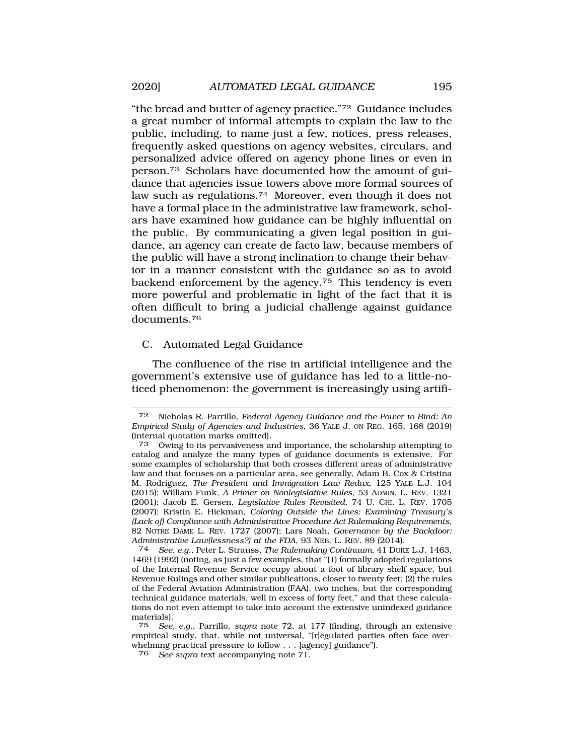"the bread and butter of agency practice."[72] Guidance includes a great number of informal attempts to explain the law to the public, including, to name just a few, notices, press releases, frequently asked questions on agency websites, circulars, and personalized advice offered on agency phone lines or even in person.[73] Scholars have documented how the amount of guidance that agencies issue towers above more formal sources of law such as regulations.[74] Moreover, even though it does not have a formal place in the administrative law framework, scholars have examined how guidance can be highly influential on the public. By communicating a given legal position in guidance, an agency can create de facto law, because members of the public will have a strong inclination to change their behavior in a manner consistent with the guidance so as to avoid backend enforcement by the agency.[75] This tendency is even more powerful and problematic in light of the fact that it is often difficult to bring a judicial challenge against guidance documents.[76]

## C. Automated Legal Guidance

The confluence of the rise in artificial intelligence and the government's extensive use of guidance has led to a little-noticed phenomenon: the government is increasingly using artifi-

---

72 Nicholas R. Parrillo, *Federal Agency Guidance and the Power to Bind: An Empirical Study of Agencies and Industries*, 36 YALE J. ON REG. 165, 168 (2019) (internal quotation marks omitted).

73 Owing to its pervasiveness and importance, the scholarship attempting to catalog and analyze the many types of guidance documents is extensive. For some examples of scholarship that both crosses different areas of administrative law and that focuses on a particular area, see generally, Adam B. Cox & Cristina M. Rodríguez, *The President and Immigration Law Redux*, 125 YALE L.J. 104 (2015); William Funk, *A Primer on Nonlegislative Rules*, 53 ADMIN. L. REV. 1321 (2001); Jacob E. Gersen, *Legislative Rules Revisited*, 74 U. CHI. L. REV. 1705 (2007); Kristin E. Hickman, *Coloring Outside the Lines: Examining Treasury's (Lack of) Compliance with Administrative Procedure Act Rulemaking Requirements*, 82 NOTRE DAME L. REV. 1727 (2007); Lars Noah, *Governance by the Backdoor: Administrative Law(lessness?) at the FDA*, 93 NEB. L. REV. 89 (2014).

74 *See, e.g.*, Peter L. Strauss, *The Rulemaking Continuum*, 41 DUKE L.J. 1463, 1469 (1992) (noting, as just a few examples, that "(1) formally adopted regulations of the Internal Revenue Service occupy about a foot of library shelf space, but Revenue Rulings and other similar publications, closer to twenty feet; (2) the rules of the Federal Aviation Administration (FAA), two inches, but the corresponding technical guidance materials, well in excess of forty feet," and that these calculations do not even attempt to take into account the extensive unindexed guidance materials).

75 *See, e.g.*, Parrillo, *supra* note 72, at 177 (finding, through an extensive empirical study, that, while not universal, "[r]egulated parties often face overwhelming practical pressure to follow . . . [agency] guidance").

76 *See supra* text accompanying note 71.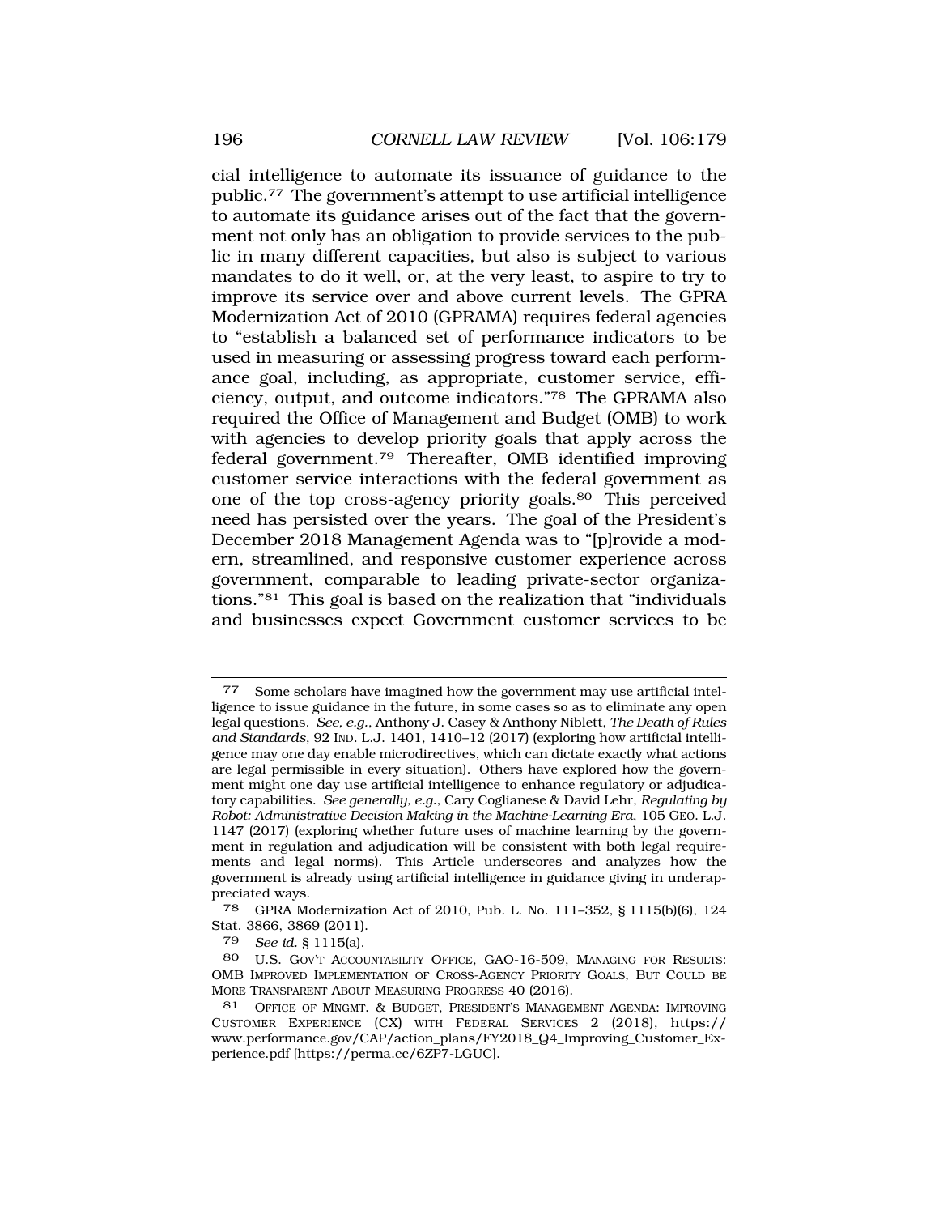cial intelligence to automate its issuance of guidance to the public.[77] The government's attempt to use artificial intelligence to automate its guidance arises out of the fact that the government not only has an obligation to provide services to the public in many different capacities, but also is subject to various mandates to do it well, or, at the very least, to aspire to try to improve its service over and above current levels. The GPRA Modernization Act of 2010 (GPRAMA) requires federal agencies to "establish a balanced set of performance indicators to be used in measuring or assessing progress toward each performance goal, including, as appropriate, customer service, efficiency, output, and outcome indicators."[78] The GPRAMA also required the Office of Management and Budget (OMB) to work with agencies to develop priority goals that apply across the federal government.[79] Thereafter, OMB identified improving customer service interactions with the federal government as one of the top cross-agency priority goals.[80] This perceived need has persisted over the years. The goal of the President's December 2018 Management Agenda was to "[p]rovide a modern, streamlined, and responsive customer experience across government, comparable to leading private-sector organizations."[81] This goal is based on the realization that "individuals and businesses expect Government customer services to be

---

77 Some scholars have imagined how the government may use artificial intelligence to issue guidance in the future, in some cases so as to eliminate any open legal questions. *See, e.g.*, Anthony J. Casey & Anthony Niblett, *The Death of Rules and Standards*, 92 IND. L.J. 1401, 1410–12 (2017) (exploring how artificial intelligence may one day enable microdirectives, which can dictate exactly what actions are legal permissible in every situation). Others have explored how the government might one day use artificial intelligence to enhance regulatory or adjudicatory capabilities. *See generally, e.g.*, Cary Coglianese & David Lehr, *Regulating by Robot: Administrative Decision Making in the Machine-Learning Era*, 105 GEO. L.J. 1147 (2017) (exploring whether future uses of machine learning by the government in regulation and adjudication will be consistent with both legal requirements and legal norms). This Article underscores and analyzes how the government is already using artificial intelligence in guidance giving in underappreciated ways.

78 GPRA Modernization Act of 2010, Pub. L. No. 111–352, § 1115(b)(6), 124 Stat. 3866, 3869 (2011).

79 *See id.* § 1115(a).

80 U.S. GOV'T ACCOUNTABILITY OFFICE, GAO-16-509, MANAGING FOR RESULTS: OMB IMPROVED IMPLEMENTATION OF CROSS-AGENCY PRIORITY GOALS, BUT COULD BE MORE TRANSPARENT ABOUT MEASURING PROGRESS 40 (2016).

81 OFFICE OF MNGMT. & BUDGET, PRESIDENT'S MANAGEMENT AGENDA: IMPROVING CUSTOMER EXPERIENCE (CX) WITH FEDERAL SERVICES 2 (2018), https://www.performance.gov/CAP/action_plans/FY2018_Q4_Improving_Customer_Experience.pdf [https://perma.cc/6ZP7-LGUC].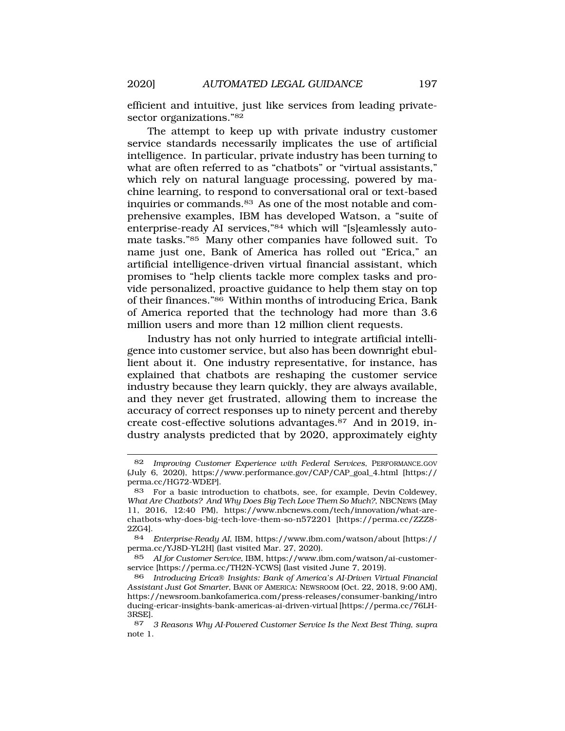efficient and intuitive, just like services from leading private-sector organizations."[82]

The attempt to keep up with private industry customer service standards necessarily implicates the use of artificial intelligence. In particular, private industry has been turning to what are often referred to as "chatbots" or "virtual assistants," which rely on natural language processing, powered by machine learning, to respond to conversational oral or text-based inquiries or commands.[83] As one of the most notable and comprehensive examples, IBM has developed Watson, a "suite of enterprise-ready AI services,"[84] which will "[s]eamlessly automate tasks."[85] Many other companies have followed suit. To name just one, Bank of America has rolled out "Erica," an artificial intelligence-driven virtual financial assistant, which promises to "help clients tackle more complex tasks and provide personalized, proactive guidance to help them stay on top of their finances."[86] Within months of introducing Erica, Bank of America reported that the technology had more than 3.6 million users and more than 12 million client requests.

Industry has not only hurried to integrate artificial intelligence into customer service, but also has been downright ebullient about it. One industry representative, for instance, has explained that chatbots are reshaping the customer service industry because they learn quickly, they are always available, and they never get frustrated, allowing them to increase the accuracy of correct responses up to ninety percent and thereby create cost-effective solutions advantages.[87] And in 2019, industry analysts predicted that by 2020, approximately eighty

---

[82] *Improving Customer Experience with Federal Services*, PERFORMANCE.GOV (July 6, 2020), https://www.performance.gov/CAP/CAP_goal_4.html [https://perma.cc/HG72-WDEP].

[83] For a basic introduction to chatbots, see, for example, Devin Coldewey, *What Are Chatbots? And Why Does Big Tech Love Them So Much?*, NBCNEWS (May 11, 2016, 12:40 PM), https://www.nbcnews.com/tech/innovation/what-are-chatbots-why-does-big-tech-love-them-so-n572201 [https://perma.cc/ZZZ8-2ZG4].

[84] *Enterprise-Ready AI*, IBM, https://www.ibm.com/watson/about [https://perma.cc/YJ8D-YL2H] (last visited Mar. 27, 2020).

[85] *AI for Customer Service*, IBM, https://www.ibm.com/watson/ai-customer-service [https://perma.cc/TH2N-YCWS] (last visited June 7, 2019).

[86] *Introducing Erica® Insights: Bank of America's AI-Driven Virtual Financial Assistant Just Got Smarter*, BANK OF AMERICA: NEWSROOM (Oct. 22, 2018, 9:00 AM), https://newsroom.bankofamerica.com/press-releases/consumer-banking/introducing-ericar-insights-bank-americas-ai-driven-virtual [https://perma.cc/76LH-3RSE].

[87] *3 Reasons Why AI-Powered Customer Service Is the Next Best Thing*, *supra* note 1.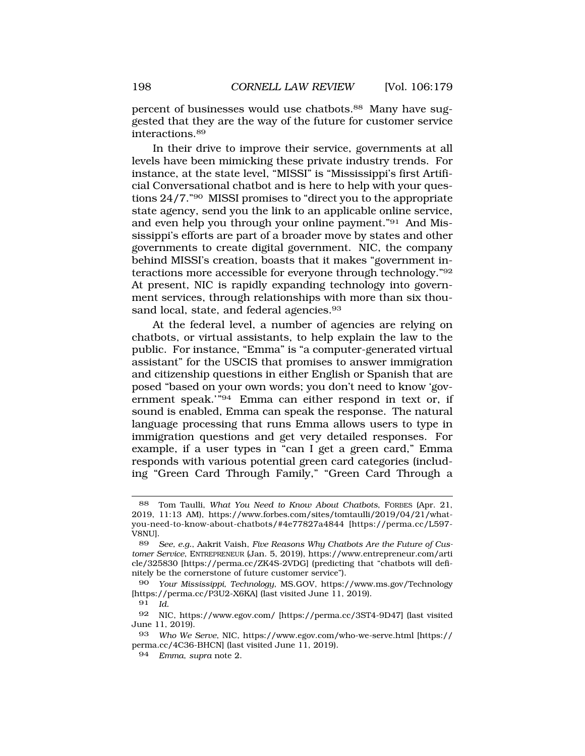percent of businesses would use chatbots.[88] Many have suggested that they are the way of the future for customer service interactions.[89]

In their drive to improve their service, governments at all levels have been mimicking these private industry trends. For instance, at the state level, "MISSI" is "Mississippi's first Artificial Conversational chatbot and is here to help with your questions 24/7."[90] MISSI promises to "direct you to the appropriate state agency, send you the link to an applicable online service, and even help you through your online payment."[91] And Mississippi's efforts are part of a broader move by states and other governments to create digital government. NIC, the company behind MISSI's creation, boasts that it makes "government interactions more accessible for everyone through technology."[92] At present, NIC is rapidly expanding technology into government services, through relationships with more than six thousand local, state, and federal agencies.[93]

At the federal level, a number of agencies are relying on chatbots, or virtual assistants, to help explain the law to the public. For instance, "Emma" is "a computer-generated virtual assistant" for the USCIS that promises to answer immigration and citizenship questions in either English or Spanish that are posed "based on your own words; you don't need to know 'government speak.'"[94] Emma can either respond in text or, if sound is enabled, Emma can speak the response. The natural language processing that runs Emma allows users to type in immigration questions and get very detailed responses. For example, if a user types in "can I get a green card," Emma responds with various potential green card categories (including "Green Card Through Family," "Green Card Through a

---

88 Tom Taulli, *What You Need to Know About Chatbots*, FORBES (Apr. 21, 2019, 11:13 AM), https://www.forbes.com/sites/tomtaulli/2019/04/21/what-you-need-to-know-about-chatbots/#4e77827a4844 [https://perma.cc/L597-V8NU].

89 *See, e.g.*, Aakrit Vaish, *Five Reasons Why Chatbots Are the Future of Customer Service*, ENTREPRENEUR (Jan. 5, 2019), https://www.entrepreneur.com/article/325830 [https://perma.cc/ZK4S-2VDG] (predicting that "chatbots will definitely be the cornerstone of future customer service").

90 *Your Mississippi, Technology*, MS.GOV, https://www.ms.gov/Technology [https://perma.cc/P3U2-X6KA] (last visited June 11, 2019).

91 *Id.*

92 NIC, https://www.egov.com/ [https://perma.cc/3ST4-9D47] (last visited June 11, 2019).

93 *Who We Serve*, NIC, https://www.egov.com/who-we-serve.html [https://perma.cc/4C36-BHCN] (last visited June 11, 2019).

94 *Emma*, *supra* note 2.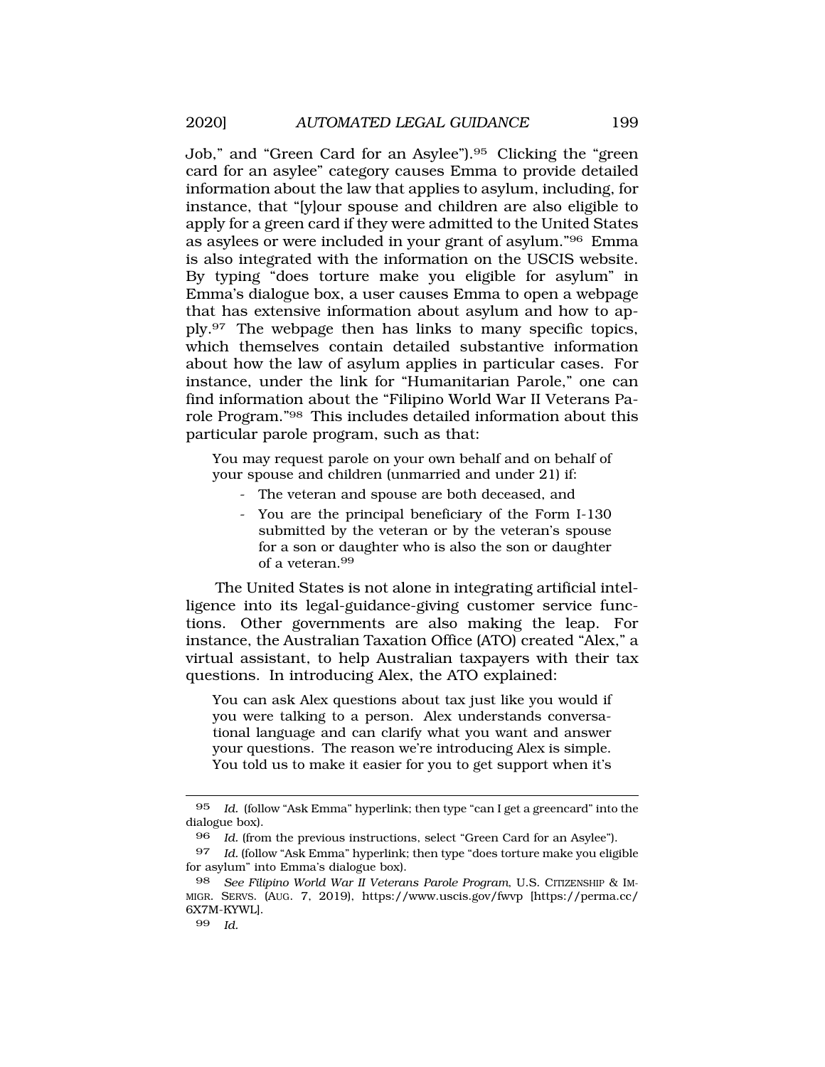Job," and "Green Card for an Asylee").[95] Clicking the "green card for an asylee" category causes Emma to provide detailed information about the law that applies to asylum, including, for instance, that "[y]our spouse and children are also eligible to apply for a green card if they were admitted to the United States as asylees or were included in your grant of asylum."[96] Emma is also integrated with the information on the USCIS website. By typing "does torture make you eligible for asylum" in Emma's dialogue box, a user causes Emma to open a webpage that has extensive information about asylum and how to apply.[97] The webpage then has links to many specific topics, which themselves contain detailed substantive information about how the law of asylum applies in particular cases. For instance, under the link for "Humanitarian Parole," one can find information about the "Filipino World War II Veterans Parole Program."[98] This includes detailed information about this particular parole program, such as that:

> You may request parole on your own behalf and on behalf of your spouse and children (unmarried and under 21) if:
>
> - The veteran and spouse are both deceased, and
> - You are the principal beneficiary of the Form I-130 submitted by the veteran or by the veteran's spouse for a son or daughter who is also the son or daughter of a veteran.[99]

The United States is not alone in integrating artificial intelligence into its legal-guidance-giving customer service functions. Other governments are also making the leap. For instance, the Australian Taxation Office (ATO) created "Alex," a virtual assistant, to help Australian taxpayers with their tax questions. In introducing Alex, the ATO explained:

> You can ask Alex questions about tax just like you would if you were talking to a person. Alex understands conversational language and can clarify what you want and answer your questions. The reason we're introducing Alex is simple. You told us to make it easier for you to get support when it's

---

95 *Id.* (follow "Ask Emma" hyperlink; then type "can I get a greencard" into the dialogue box).

96 *Id.* (from the previous instructions, select "Green Card for an Asylee").

97 *Id.* (follow "Ask Emma" hyperlink; then type "does torture make you eligible for asylum" into Emma's dialogue box).

98 *See Filipino World War II Veterans Parole Program*, U.S. CITIZENSHIP & IMMIGR. SERVS. (AUG. 7, 2019), https://www.uscis.gov/fwvp [https://perma.cc/6X7M-KYWL].

99 *Id.*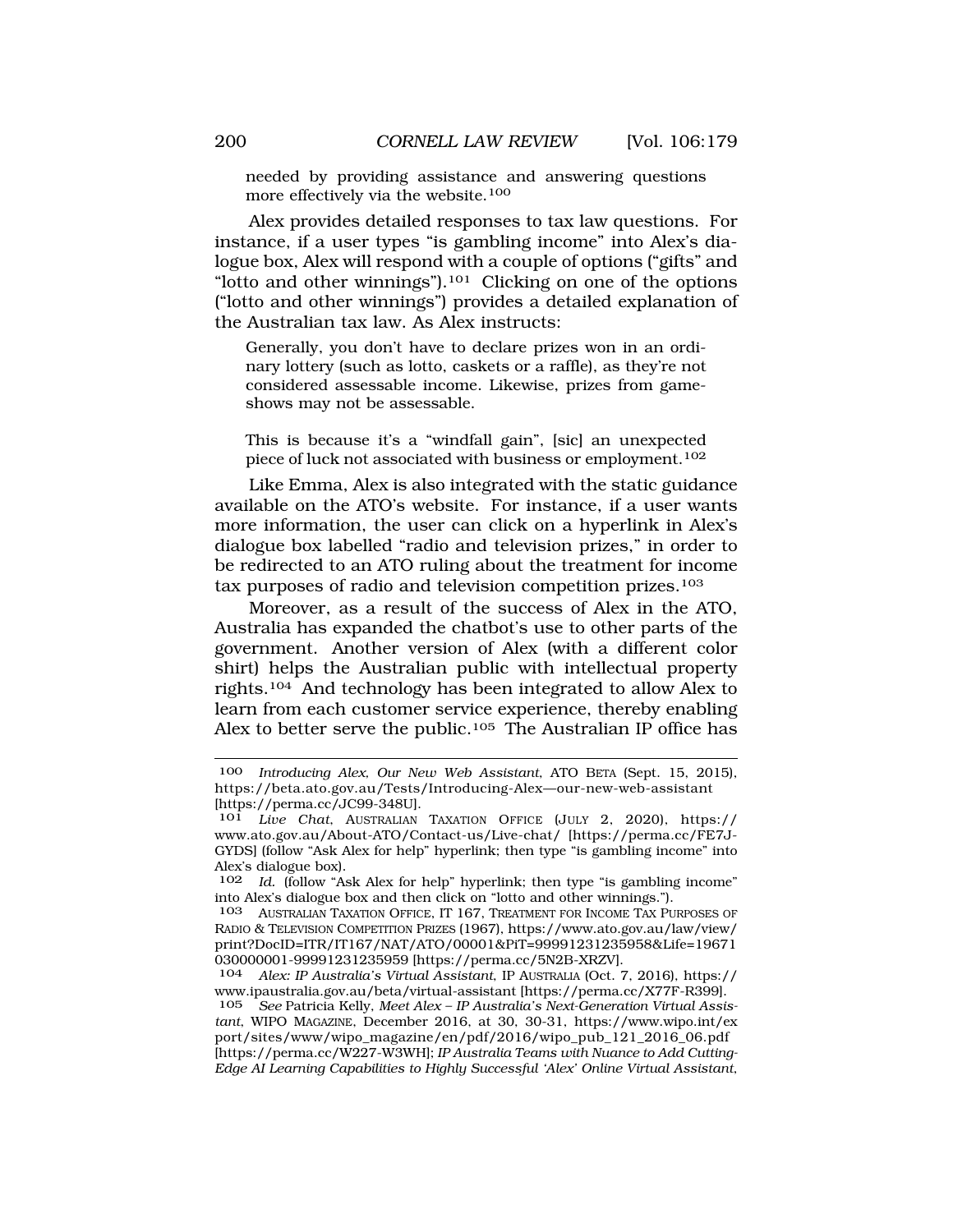needed by providing assistance and answering questions more effectively via the website.[100]

Alex provides detailed responses to tax law questions. For instance, if a user types "is gambling income" into Alex's dialogue box, Alex will respond with a couple of options ("gifts" and "lotto and other winnings").[101] Clicking on one of the options ("lotto and other winnings") provides a detailed explanation of the Australian tax law. As Alex instructs:

> Generally, you don't have to declare prizes won in an ordinary lottery (such as lotto, caskets or a raffle), as they're not considered assessable income. Likewise, prizes from gameshows may not be assessable.
>
> This is because it's a "windfall gain", [sic] an unexpected piece of luck not associated with business or employment.[102]

Like Emma, Alex is also integrated with the static guidance available on the ATO's website. For instance, if a user wants more information, the user can click on a hyperlink in Alex's dialogue box labelled "radio and television prizes," in order to be redirected to an ATO ruling about the treatment for income tax purposes of radio and television competition prizes.[103]

Moreover, as a result of the success of Alex in the ATO, Australia has expanded the chatbot's use to other parts of the government. Another version of Alex (with a different color shirt) helps the Australian public with intellectual property rights.[104] And technology has been integrated to allow Alex to learn from each customer service experience, thereby enabling Alex to better serve the public.[105] The Australian IP office has

---

100 *Introducing Alex, Our New Web Assistant*, ATO BETA (Sept. 15, 2015), https://beta.ato.gov.au/Tests/Introducing-Alex—our-new-web-assistant [https://perma.cc/JC99-348U].

101 *Live Chat*, AUSTRALIAN TAXATION OFFICE (JULY 2, 2020), https://www.ato.gov.au/About-ATO/Contact-us/Live-chat/ [https://perma.cc/FE7J-GYDS] (follow "Ask Alex for help" hyperlink; then type "is gambling income" into Alex's dialogue box).

102 *Id.* (follow "Ask Alex for help" hyperlink; then type "is gambling income" into Alex's dialogue box and then click on "lotto and other winnings.").

103 AUSTRALIAN TAXATION OFFICE, IT 167, TREATMENT FOR INCOME TAX PURPOSES OF RADIO & TELEVISION COMPETITION PRIZES (1967), https://www.ato.gov.au/law/view/print?DocID=ITR/IT167/NAT/ATO/00001&PiT=99991231235958&Life=19671030000001-99991231235959 [https://perma.cc/5N2B-XRZV].

104 *Alex: IP Australia's Virtual Assistant*, IP AUSTRALIA (Oct. 7, 2016), https://www.ipaustralia.gov.au/beta/virtual-assistant [https://perma.cc/X77F-R399].

105 *See* Patricia Kelly, *Meet Alex – IP Australia's Next-Generation Virtual Assistant*, WIPO MAGAZINE, December 2016, at 30, 30-31, https://www.wipo.int/export/sites/www/wipo_magazine/en/pdf/2016/wipo_pub_121_2016_06.pdf [https://perma.cc/W227-W3WH]; *IP Australia Teams with Nuance to Add Cutting-Edge AI Learning Capabilities to Highly Successful 'Alex' Online Virtual Assistant*,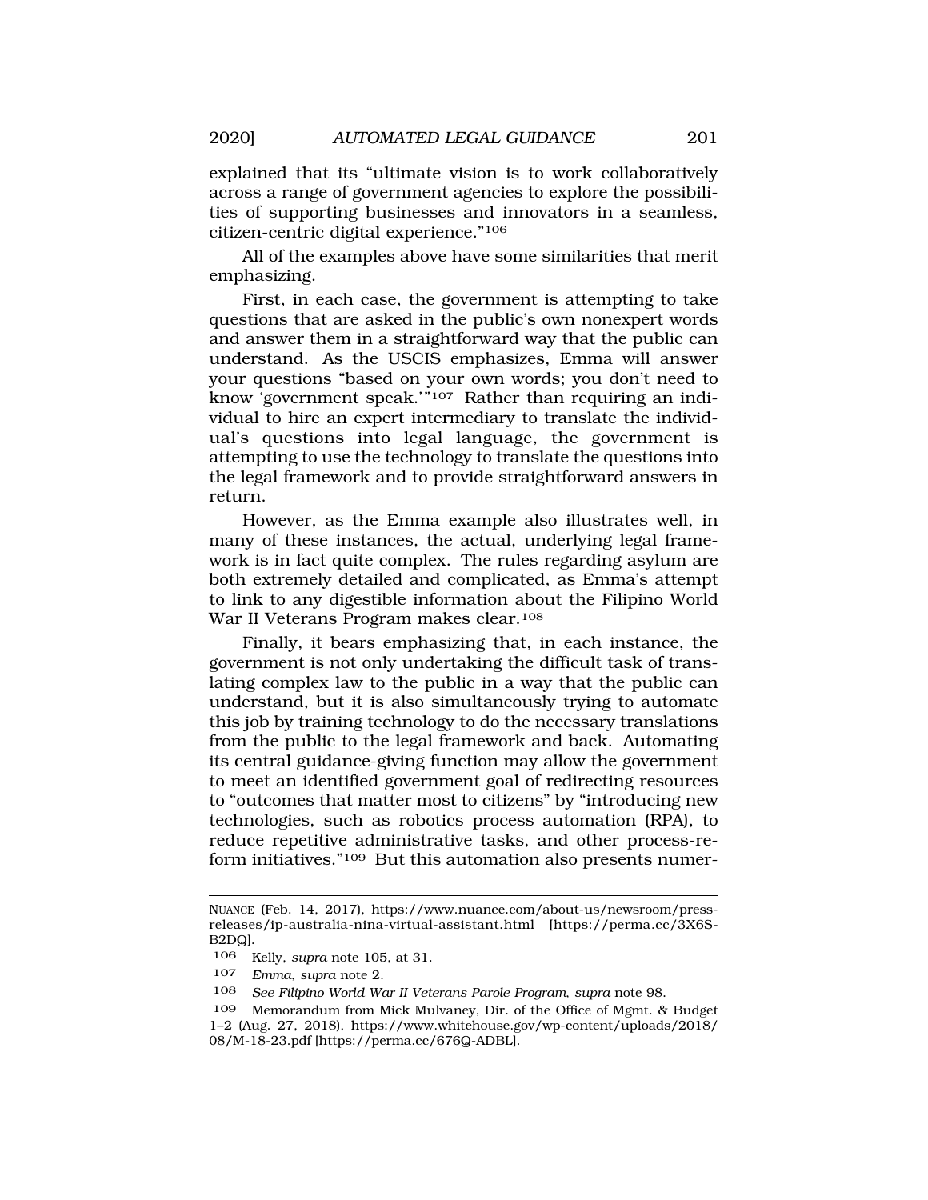explained that its "ultimate vision is to work collaboratively across a range of government agencies to explore the possibilities of supporting businesses and innovators in a seamless, citizen-centric digital experience."[106]

All of the examples above have some similarities that merit emphasizing.

First, in each case, the government is attempting to take questions that are asked in the public's own nonexpert words and answer them in a straightforward way that the public can understand. As the USCIS emphasizes, Emma will answer your questions "based on your own words; you don't need to know 'government speak.'"[107] Rather than requiring an individual to hire an expert intermediary to translate the individual's questions into legal language, the government is attempting to use the technology to translate the questions into the legal framework and to provide straightforward answers in return.

However, as the Emma example also illustrates well, in many of these instances, the actual, underlying legal framework is in fact quite complex. The rules regarding asylum are both extremely detailed and complicated, as Emma's attempt to link to any digestible information about the Filipino World War II Veterans Program makes clear.[108]

Finally, it bears emphasizing that, in each instance, the government is not only undertaking the difficult task of translating complex law to the public in a way that the public can understand, but it is also simultaneously trying to automate this job by training technology to do the necessary translations from the public to the legal framework and back. Automating its central guidance-giving function may allow the government to meet an identified government goal of redirecting resources to "outcomes that matter most to citizens" by "introducing new technologies, such as robotics process automation (RPA), to reduce repetitive administrative tasks, and other process-reform initiatives."[109] But this automation also presents numer-

---

NUANCE (Feb. 14, 2017), https://www.nuance.com/about-us/newsroom/press-releases/ip-australia-nina-virtual-assistant.html [https://perma.cc/3X6S-B2DQ].

106 Kelly, *supra* note 105, at 31.

107 *Emma*, *supra* note 2.

108 *See Filipino World War II Veterans Parole Program*, *supra* note 98.

109 Memorandum from Mick Mulvaney, Dir. of the Office of Mgmt. & Budget 1–2 (Aug. 27, 2018), https://www.whitehouse.gov/wp-content/uploads/2018/08/M-18-23.pdf [https://perma.cc/676Q-ADBL].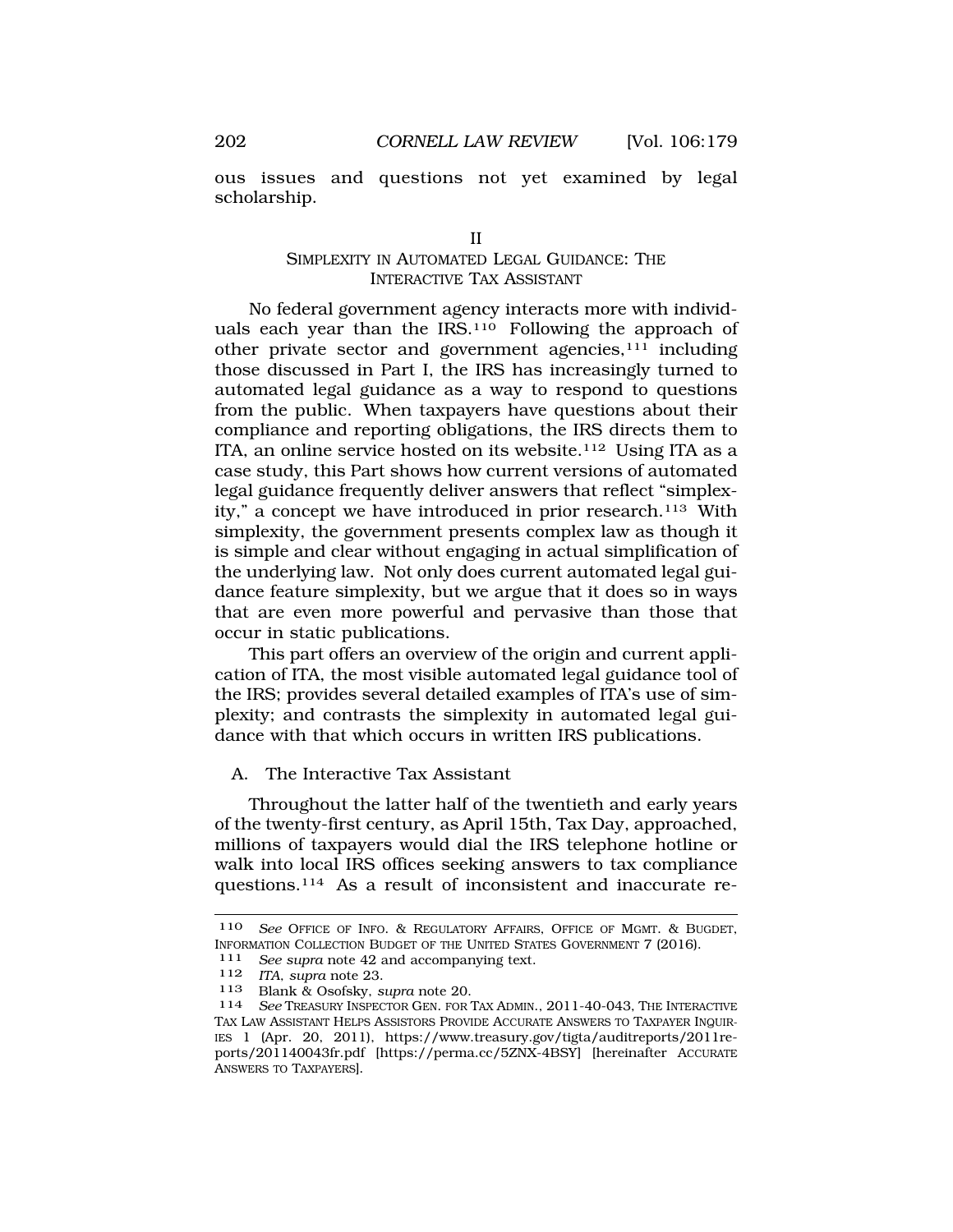ous issues and questions not yet examined by legal scholarship.

## II
## SIMPLEXITY IN AUTOMATED LEGAL GUIDANCE: THE INTERACTIVE TAX ASSISTANT

No federal government agency interacts more with individuals each year than the IRS.[110] Following the approach of other private sector and government agencies,[111] including those discussed in Part I, the IRS has increasingly turned to automated legal guidance as a way to respond to questions from the public. When taxpayers have questions about their compliance and reporting obligations, the IRS directs them to ITA, an online service hosted on its website.[112] Using ITA as a case study, this Part shows how current versions of automated legal guidance frequently deliver answers that reflect "simplexity," a concept we have introduced in prior research.[113] With simplexity, the government presents complex law as though it is simple and clear without engaging in actual simplification of the underlying law. Not only does current automated legal guidance feature simplexity, but we argue that it does so in ways that are even more powerful and pervasive than those that occur in static publications.

This part offers an overview of the origin and current application of ITA, the most visible automated legal guidance tool of the IRS; provides several detailed examples of ITA's use of simplexity; and contrasts the simplexity in automated legal guidance with that which occurs in written IRS publications.

### A. The Interactive Tax Assistant

Throughout the latter half of the twentieth and early years of the twenty-first century, as April 15th, Tax Day, approached, millions of taxpayers would dial the IRS telephone hotline or walk into local IRS offices seeking answers to tax compliance questions.[114] As a result of inconsistent and inaccurate re-

---

110 *See* OFFICE OF INFO. & REGULATORY AFFAIRS, OFFICE OF MGMT. & BUGDET, INFORMATION COLLECTION BUDGET OF THE UNITED STATES GOVERNMENT 7 (2016).

111 *See supra* note 42 and accompanying text.

112 *ITA*, *supra* note 23.

113 Blank & Osofsky, *supra* note 20.

114 *See* TREASURY INSPECTOR GEN. FOR TAX ADMIN., 2011-40-043, THE INTERACTIVE TAX LAW ASSISTANT HELPS ASSISTORS PROVIDE ACCURATE ANSWERS TO TAXPAYER INQUIRIES 1 (Apr. 20, 2011), https://www.treasury.gov/tigta/auditreports/2011reports/201140043fr.pdf [https://perma.cc/5ZNX-4BSY] [hereinafter ACCURATE ANSWERS TO TAXPAYERS].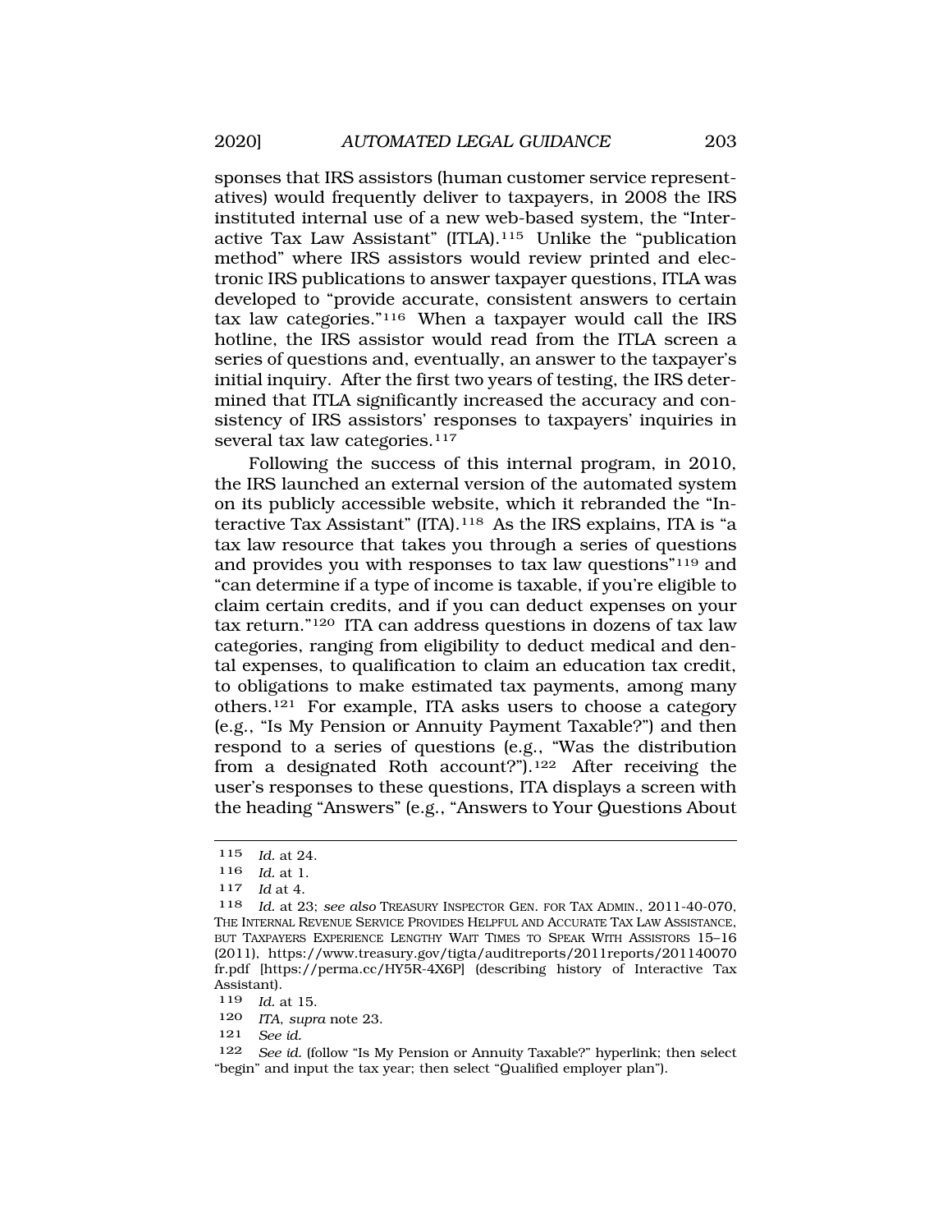sponses that IRS assistors (human customer service representatives) would frequently deliver to taxpayers, in 2008 the IRS instituted internal use of a new web-based system, the "Interactive Tax Law Assistant" (ITLA).[115] Unlike the "publication method" where IRS assistors would review printed and electronic IRS publications to answer taxpayer questions, ITLA was developed to "provide accurate, consistent answers to certain tax law categories."[116] When a taxpayer would call the IRS hotline, the IRS assistor would read from the ITLA screen a series of questions and, eventually, an answer to the taxpayer's initial inquiry. After the first two years of testing, the IRS determined that ITLA significantly increased the accuracy and consistency of IRS assistors' responses to taxpayers' inquiries in several tax law categories.[117]

Following the success of this internal program, in 2010, the IRS launched an external version of the automated system on its publicly accessible website, which it rebranded the "Interactive Tax Assistant" (ITA).[118] As the IRS explains, ITA is "a tax law resource that takes you through a series of questions and provides you with responses to tax law questions"[119] and "can determine if a type of income is taxable, if you're eligible to claim certain credits, and if you can deduct expenses on your tax return."[120] ITA can address questions in dozens of tax law categories, ranging from eligibility to deduct medical and dental expenses, to qualification to claim an education tax credit, to obligations to make estimated tax payments, among many others.[121] For example, ITA asks users to choose a category (e.g., "Is My Pension or Annuity Payment Taxable?") and then respond to a series of questions (e.g., "Was the distribution from a designated Roth account?").[122] After receiving the user's responses to these questions, ITA displays a screen with the heading "Answers" (e.g., "Answers to Your Questions About

---

115 *Id.* at 24.

116 *Id.* at 1.

117 *Id* at 4.

118 *Id.* at 23; *see also* TREASURY INSPECTOR GEN. FOR TAX ADMIN., 2011-40-070, THE INTERNAL REVENUE SERVICE PROVIDES HELPFUL AND ACCURATE TAX LAW ASSISTANCE, BUT TAXPAYERS EXPERIENCE LENGTHY WAIT TIMES TO SPEAK WITH ASSISTORS 15–16 (2011), https://www.treasury.gov/tigta/auditreports/2011reports/201140070fr.pdf [https://perma.cc/HY5R-4X6P] (describing history of Interactive Tax Assistant).

119 *Id.* at 15.

120 *ITA*, *supra* note 23.

121 *See id.*

122 *See id.* (follow "Is My Pension or Annuity Taxable?" hyperlink; then select "begin" and input the tax year; then select "Qualified employer plan").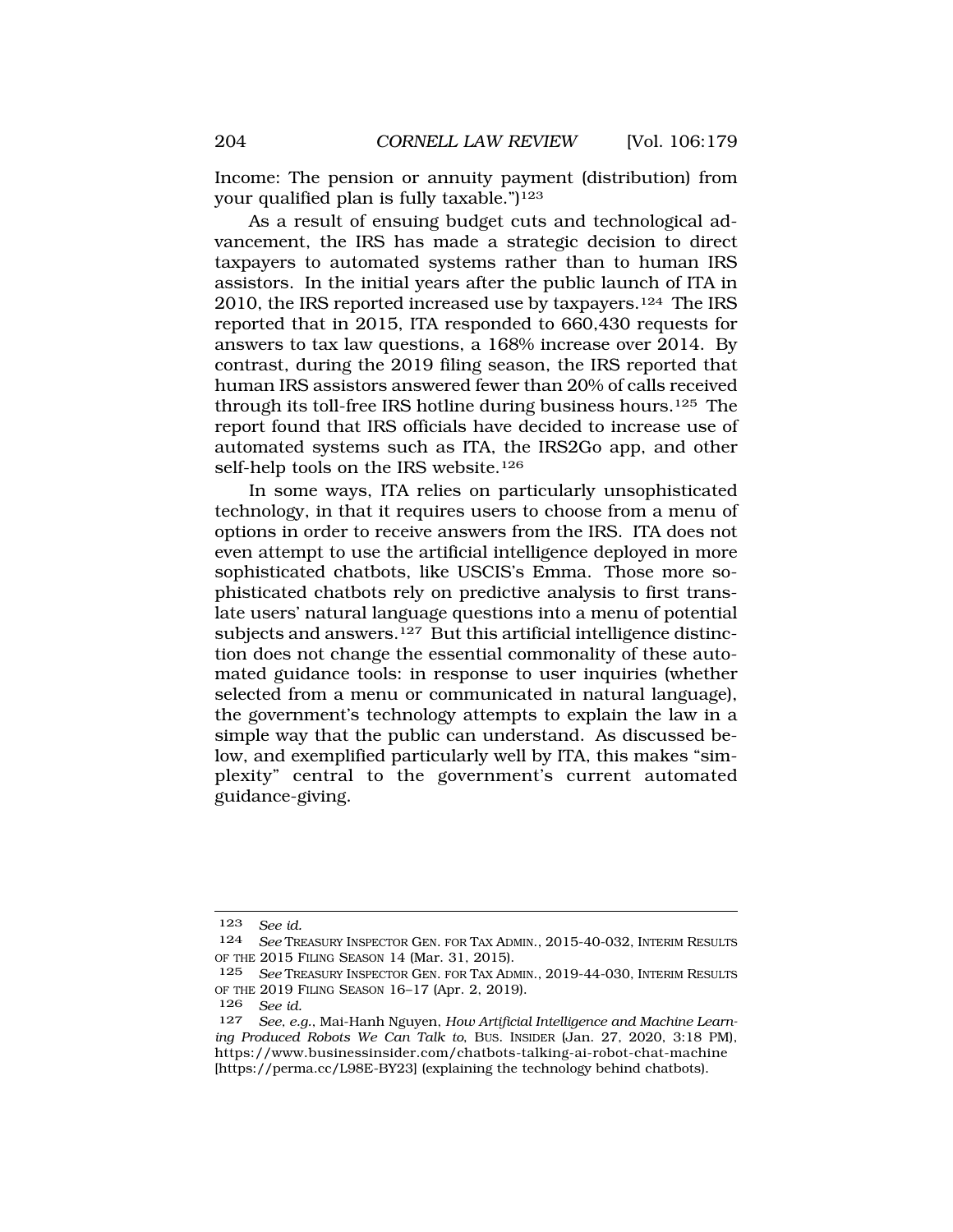Income: The pension or annuity payment (distribution) from your qualified plan is fully taxable.")[123]

As a result of ensuing budget cuts and technological advancement, the IRS has made a strategic decision to direct taxpayers to automated systems rather than to human IRS assistors. In the initial years after the public launch of ITA in 2010, the IRS reported increased use by taxpayers.[124] The IRS reported that in 2015, ITA responded to 660,430 requests for answers to tax law questions, a 168% increase over 2014. By contrast, during the 2019 filing season, the IRS reported that human IRS assistors answered fewer than 20% of calls received through its toll-free IRS hotline during business hours.[125] The report found that IRS officials have decided to increase use of automated systems such as ITA, the IRS2Go app, and other self-help tools on the IRS website.[126]

In some ways, ITA relies on particularly unsophisticated technology, in that it requires users to choose from a menu of options in order to receive answers from the IRS. ITA does not even attempt to use the artificial intelligence deployed in more sophisticated chatbots, like USCIS's Emma. Those more sophisticated chatbots rely on predictive analysis to first translate users' natural language questions into a menu of potential subjects and answers.[127] But this artificial intelligence distinction does not change the essential commonality of these automated guidance tools: in response to user inquiries (whether selected from a menu or communicated in natural language), the government's technology attempts to explain the law in a simple way that the public can understand. As discussed below, and exemplified particularly well by ITA, this makes "simplexity" central to the government's current automated guidance-giving.

---

123 *See id.*

124 *See* TREASURY INSPECTOR GEN. FOR TAX ADMIN., 2015-40-032, INTERIM RESULTS OF THE 2015 FILING SEASON 14 (Mar. 31, 2015).

125 *See* TREASURY INSPECTOR GEN. FOR TAX ADMIN., 2019-44-030, INTERIM RESULTS OF THE 2019 FILING SEASON 16–17 (Apr. 2, 2019).

126 *See id.*

127 *See, e.g.*, Mai-Hanh Nguyen, *How Artificial Intelligence and Machine Learning Produced Robots We Can Talk to*, BUS. INSIDER (Jan. 27, 2020, 3:18 PM), https://www.businessinsider.com/chatbots-talking-ai-robot-chat-machine [https://perma.cc/L98E-BY23] (explaining the technology behind chatbots).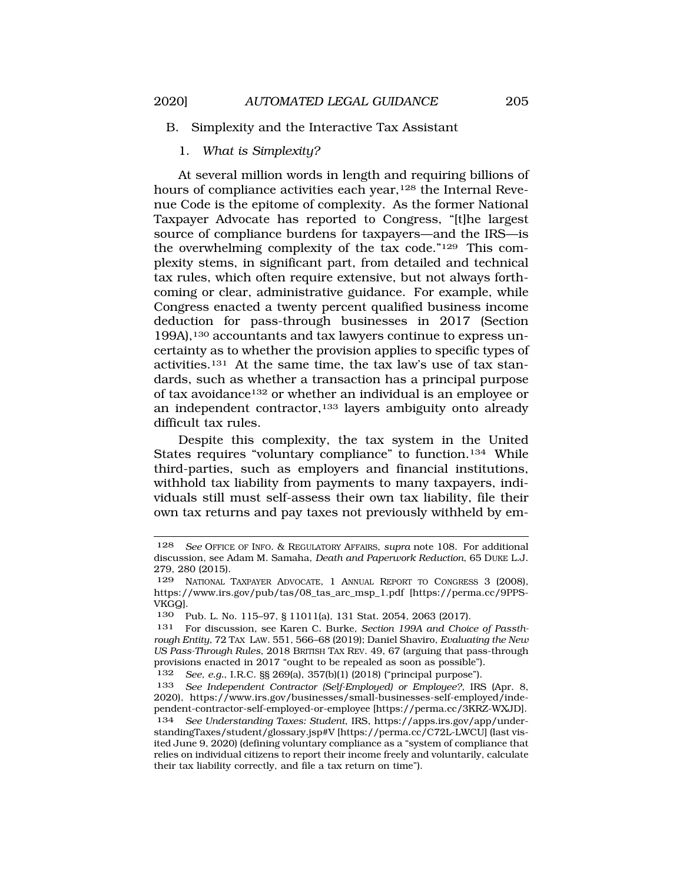## B. Simplexity and the Interactive Tax Assistant

### 1. *What is Simplexity?*

At several million words in length and requiring billions of hours of compliance activities each year,[128] the Internal Revenue Code is the epitome of complexity. As the former National Taxpayer Advocate has reported to Congress, "[t]he largest source of compliance burdens for taxpayers—and the IRS—is the overwhelming complexity of the tax code."[129] This complexity stems, in significant part, from detailed and technical tax rules, which often require extensive, but not always forthcoming or clear, administrative guidance. For example, while Congress enacted a twenty percent qualified business income deduction for pass-through businesses in 2017 (Section 199A),[130] accountants and tax lawyers continue to express uncertainty as to whether the provision applies to specific types of activities.[131] At the same time, the tax law's use of tax standards, such as whether a transaction has a principal purpose of tax avoidance[132] or whether an individual is an employee or an independent contractor,[133] layers ambiguity onto already difficult tax rules.

Despite this complexity, the tax system in the United States requires "voluntary compliance" to function.[134] While third-parties, such as employers and financial institutions, withhold tax liability from payments to many taxpayers, individuals still must self-assess their own tax liability, file their own tax returns and pay taxes not previously withheld by em-

---

128 *See* OFFICE OF INFO. & REGULATORY AFFAIRS, *supra* note 108. For additional discussion, see Adam M. Samaha, *Death and Paperwork Reduction*, 65 DUKE L.J. 279, 280 (2015).

129 NATIONAL TAXPAYER ADVOCATE, 1 ANNUAL REPORT TO CONGRESS 3 (2008), https://www.irs.gov/pub/tas/08_tas_arc_msp_1.pdf [https://perma.cc/9PPS-VKGQ].

130 Pub. L. No. 115–97, § 11011(a), 131 Stat. 2054, 2063 (2017).

131 For discussion, see Karen C. Burke, *Section 199A and Choice of Passthrough Entity*, 72 TAX LAW. 551, 566–68 (2019); Daniel Shaviro, *Evaluating the New US Pass-Through Rules*, 2018 BRITISH TAX REV. 49, 67 (arguing that pass-through provisions enacted in 2017 "ought to be repealed as soon as possible").

132 *See, e.g.*, I.R.C. §§ 269(a), 357(b)(1) (2018) ("principal purpose").

133 *See Independent Contractor (Self-Employed) or Employee?*, IRS (Apr. 8, 2020), https://www.irs.gov/businesses/small-businesses-self-employed/independent-contractor-self-employed-or-employee [https://perma.cc/3KRZ-WXJD].

134 *See Understanding Taxes: Student*, IRS, https://apps.irs.gov/app/understandingTaxes/student/glossary.jsp#V [https://perma.cc/C72L-LWCU] (last visited June 9, 2020) (defining voluntary compliance as a "system of compliance that relies on individual citizens to report their income freely and voluntarily, calculate their tax liability correctly, and file a tax return on time").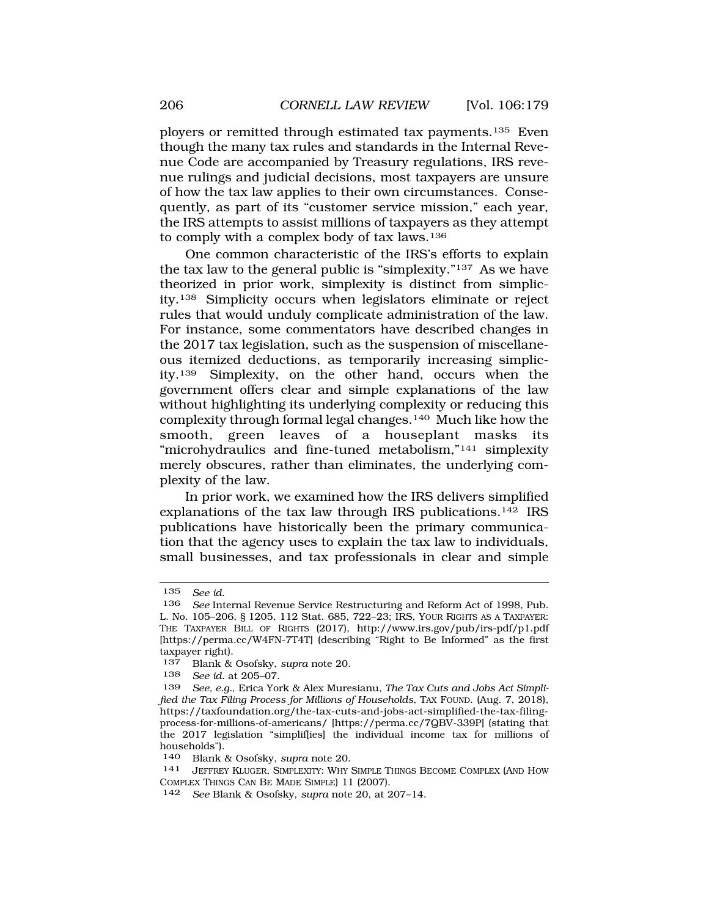ployers or remitted through estimated tax payments.[135] Even though the many tax rules and standards in the Internal Revenue Code are accompanied by Treasury regulations, IRS revenue rulings and judicial decisions, most taxpayers are unsure of how the tax law applies to their own circumstances. Consequently, as part of its "customer service mission," each year, the IRS attempts to assist millions of taxpayers as they attempt to comply with a complex body of tax laws.[136]

One common characteristic of the IRS's efforts to explain the tax law to the general public is "simplexity."[137] As we have theorized in prior work, simplexity is distinct from simplicity.[138] Simplicity occurs when legislators eliminate or reject rules that would unduly complicate administration of the law. For instance, some commentators have described changes in the 2017 tax legislation, such as the suspension of miscellaneous itemized deductions, as temporarily increasing simplicity.[139] Simplexity, on the other hand, occurs when the government offers clear and simple explanations of the law without highlighting its underlying complexity or reducing this complexity through formal legal changes.[140] Much like how the smooth, green leaves of a houseplant masks its "microhydraulics and fine-tuned metabolism,"[141] simplexity merely obscures, rather than eliminates, the underlying complexity of the law.

In prior work, we examined how the IRS delivers simplified explanations of the tax law through IRS publications.[142] IRS publications have historically been the primary communication that the agency uses to explain the tax law to individuals, small businesses, and tax professionals in clear and simple

---

135 *See id.*

136 *See* Internal Revenue Service Restructuring and Reform Act of 1998, Pub. L. No. 105–206, § 1205, 112 Stat. 685, 722–23; IRS, YOUR RIGHTS AS A TAXPAYER: THE TAXPAYER BILL OF RIGHTS (2017), http://www.irs.gov/pub/irs-pdf/p1.pdf [https://perma.cc/W4FN-7T4T] (describing "Right to Be Informed" as the first taxpayer right).

137 Blank & Osofsky, *supra* note 20.

138 *See id.* at 205–07.

139 *See, e.g.*, Erica York & Alex Muresianu, *The Tax Cuts and Jobs Act Simplified the Tax Filing Process for Millions of Households*, TAX FOUND. (Aug. 7, 2018), https://taxfoundation.org/the-tax-cuts-and-jobs-act-simplified-the-tax-filing-process-for-millions-of-americans/ [https://perma.cc/7QBV-339P] (stating that the 2017 legislation "simplif[ies] the individual income tax for millions of households").

140 Blank & Osofsky, *supra* note 20.

141 JEFFREY KLUGER, SIMPLEXITY: WHY SIMPLE THINGS BECOME COMPLEX (AND HOW COMPLEX THINGS CAN BE MADE SIMPLE) 11 (2007).

142 *See* Blank & Osofsky, *supra* note 20, at 207–14.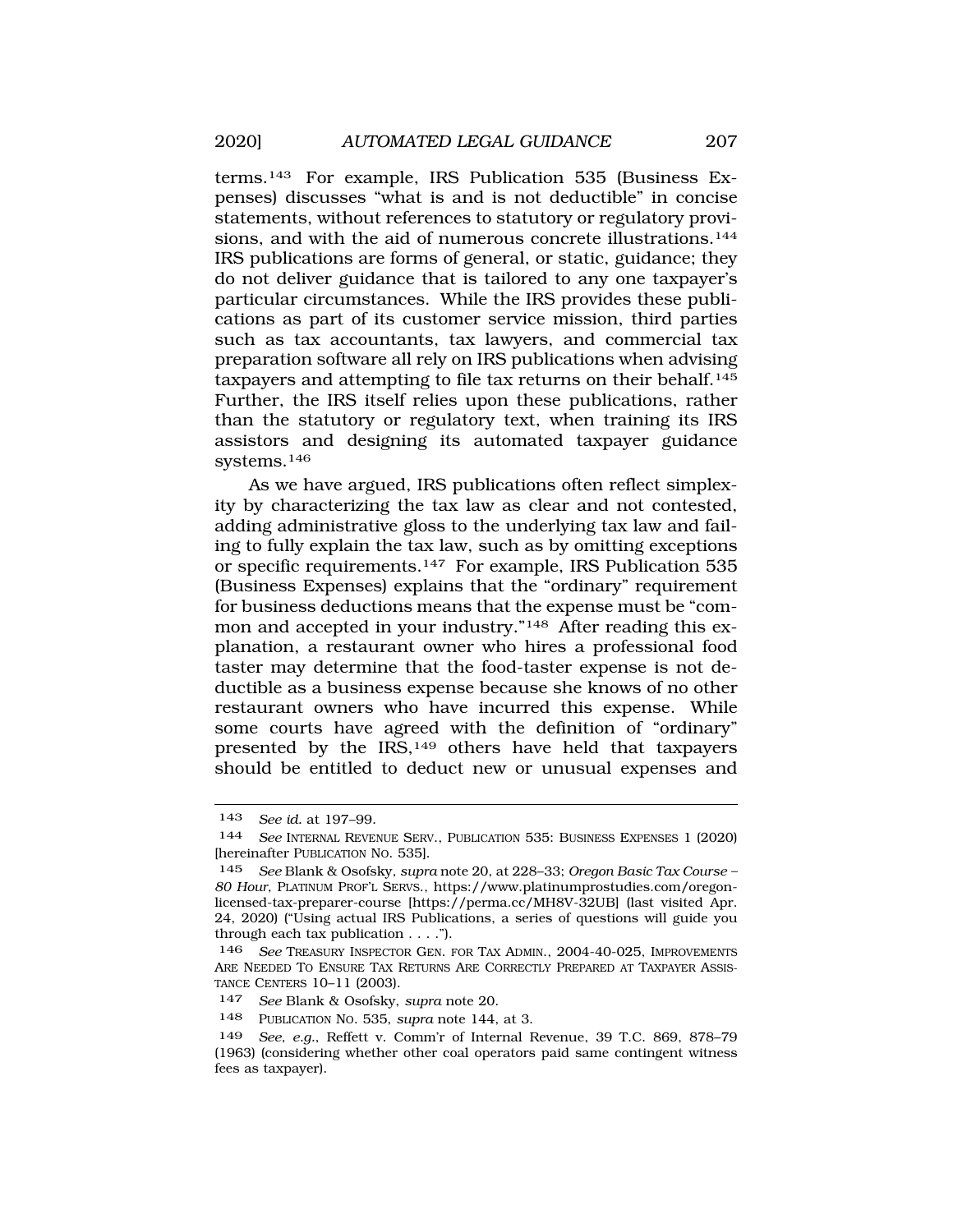terms.[143] For example, IRS Publication 535 (Business Expenses) discusses "what is and is not deductible" in concise statements, without references to statutory or regulatory provisions, and with the aid of numerous concrete illustrations.[144] IRS publications are forms of general, or static, guidance; they do not deliver guidance that is tailored to any one taxpayer's particular circumstances. While the IRS provides these publications as part of its customer service mission, third parties such as tax accountants, tax lawyers, and commercial tax preparation software all rely on IRS publications when advising taxpayers and attempting to file tax returns on their behalf.[145] Further, the IRS itself relies upon these publications, rather than the statutory or regulatory text, when training its IRS assistors and designing its automated taxpayer guidance systems.[146]

As we have argued, IRS publications often reflect simplexity by characterizing the tax law as clear and not contested, adding administrative gloss to the underlying tax law and failing to fully explain the tax law, such as by omitting exceptions or specific requirements.[147] For example, IRS Publication 535 (Business Expenses) explains that the "ordinary" requirement for business deductions means that the expense must be "common and accepted in your industry."[148] After reading this explanation, a restaurant owner who hires a professional food taster may determine that the food-taster expense is not deductible as a business expense because she knows of no other restaurant owners who have incurred this expense. While some courts have agreed with the definition of "ordinary" presented by the IRS,[149] others have held that taxpayers should be entitled to deduct new or unusual expenses and

---

143 *See id.* at 197–99.

144 *See* INTERNAL REVENUE SERV., PUBLICATION 535: BUSINESS EXPENSES 1 (2020) [hereinafter PUBLICATION NO. 535].

145 *See* Blank & Osofsky, *supra* note 20, at 228–33; *Oregon Basic Tax Course – 80 Hour*, PLATINUM PROF'L SERVS., https://www.platinumprostudies.com/oregon-licensed-tax-preparer-course [https://perma.cc/MH8V-32UB] (last visited Apr. 24, 2020) ("Using actual IRS Publications, a series of questions will guide you through each tax publication . . . .").

146 *See* TREASURY INSPECTOR GEN. FOR TAX ADMIN., 2004-40-025, IMPROVEMENTS ARE NEEDED TO ENSURE TAX RETURNS ARE CORRECTLY PREPARED AT TAXPAYER ASSISTANCE CENTERS 10–11 (2003).

147 *See* Blank & Osofsky, *supra* note 20.

148 PUBLICATION NO. 535, *supra* note 144, at 3.

149 *See, e.g.*, Reffett v. Comm'r of Internal Revenue, 39 T.C. 869, 878–79 (1963) (considering whether other coal operators paid same contingent witness fees as taxpayer).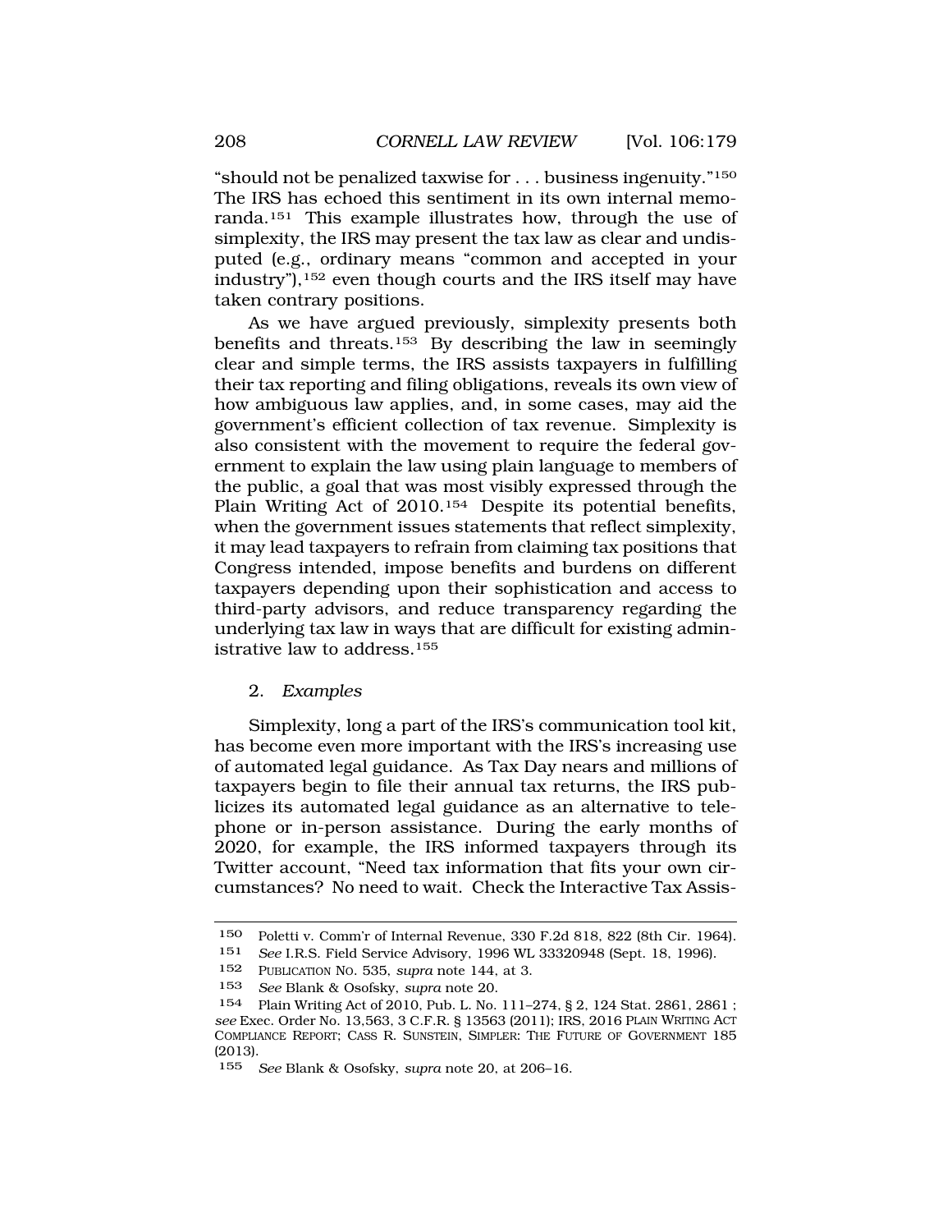"should not be penalized taxwise for . . . business ingenuity."[150] The IRS has echoed this sentiment in its own internal memoranda.[151] This example illustrates how, through the use of simplexity, the IRS may present the tax law as clear and undisputed (e.g., ordinary means "common and accepted in your industry"),[152] even though courts and the IRS itself may have taken contrary positions.

As we have argued previously, simplexity presents both benefits and threats.[153] By describing the law in seemingly clear and simple terms, the IRS assists taxpayers in fulfilling their tax reporting and filing obligations, reveals its own view of how ambiguous law applies, and, in some cases, may aid the government's efficient collection of tax revenue. Simplexity is also consistent with the movement to require the federal government to explain the law using plain language to members of the public, a goal that was most visibly expressed through the Plain Writing Act of 2010.[154] Despite its potential benefits, when the government issues statements that reflect simplexity, it may lead taxpayers to refrain from claiming tax positions that Congress intended, impose benefits and burdens on different taxpayers depending upon their sophistication and access to third-party advisors, and reduce transparency regarding the underlying tax law in ways that are difficult for existing administrative law to address.[155]

### 2. *Examples*

Simplexity, long a part of the IRS's communication tool kit, has become even more important with the IRS's increasing use of automated legal guidance. As Tax Day nears and millions of taxpayers begin to file their annual tax returns, the IRS publicizes its automated legal guidance as an alternative to telephone or in-person assistance. During the early months of 2020, for example, the IRS informed taxpayers through its Twitter account, "Need tax information that fits your own circumstances? No need to wait. Check the Interactive Tax Assis-

---

150 Poletti v. Comm'r of Internal Revenue, 330 F.2d 818, 822 (8th Cir. 1964).

151 *See* I.R.S. Field Service Advisory, 1996 WL 33320948 (Sept. 18, 1996).

152 PUBLICATION NO. 535, *supra* note 144, at 3.

153 *See* Blank & Osofsky, *supra* note 20.

154 Plain Writing Act of 2010, Pub. L. No. 111–274, § 2, 124 Stat. 2861, 2861 ; *see* Exec. Order No. 13,563, 3 C.F.R. § 13563 (2011); IRS, 2016 PLAIN WRITING ACT COMPLIANCE REPORT; CASS R. SUNSTEIN, SIMPLER: THE FUTURE OF GOVERNMENT 185 (2013).

155 *See* Blank & Osofsky, *supra* note 20, at 206–16.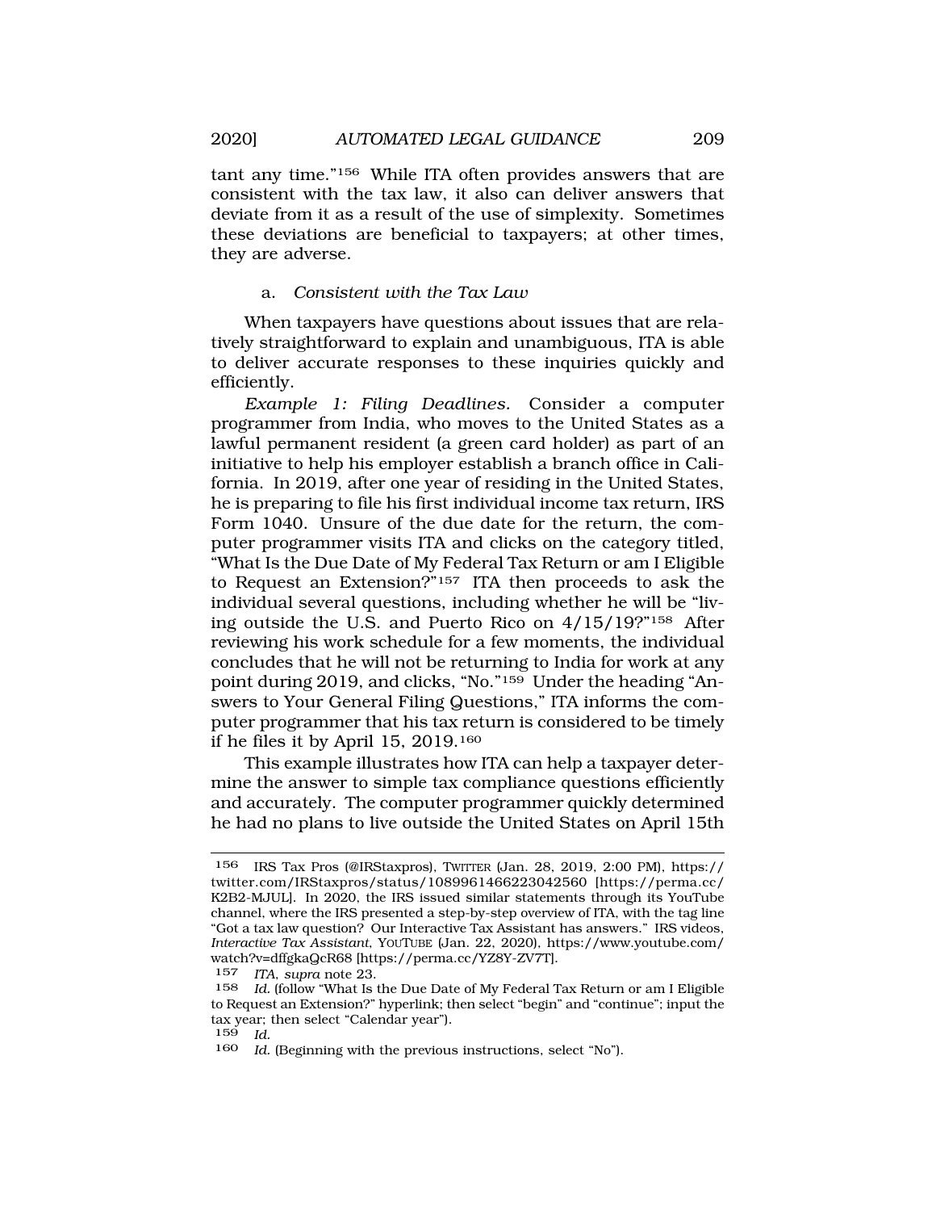tant any time."[156] While ITA often provides answers that are consistent with the tax law, it also can deliver answers that deviate from it as a result of the use of simplexity. Sometimes these deviations are beneficial to taxpayers; at other times, they are adverse.

#### a. *Consistent with the Tax Law*

When taxpayers have questions about issues that are relatively straightforward to explain and unambiguous, ITA is able to deliver accurate responses to these inquiries quickly and efficiently.

*Example 1: Filing Deadlines.* Consider a computer programmer from India, who moves to the United States as a lawful permanent resident (a green card holder) as part of an initiative to help his employer establish a branch office in California. In 2019, after one year of residing in the United States, he is preparing to file his first individual income tax return, IRS Form 1040. Unsure of the due date for the return, the computer programmer visits ITA and clicks on the category titled, "What Is the Due Date of My Federal Tax Return or am I Eligible to Request an Extension?"[157] ITA then proceeds to ask the individual several questions, including whether he will be "living outside the U.S. and Puerto Rico on 4/15/19?"[158] After reviewing his work schedule for a few moments, the individual concludes that he will not be returning to India for work at any point during 2019, and clicks, "No."[159] Under the heading "Answers to Your General Filing Questions," ITA informs the computer programmer that his tax return is considered to be timely if he files it by April 15, 2019.[160]

This example illustrates how ITA can help a taxpayer determine the answer to simple tax compliance questions efficiently and accurately. The computer programmer quickly determined he had no plans to live outside the United States on April 15th

---

156 IRS Tax Pros (@IRStaxpros), TWITTER (Jan. 28, 2019, 2:00 PM), https://twitter.com/IRStaxpros/status/1089961466223042560 [https://perma.cc/K2B2-MJUL]. In 2020, the IRS issued similar statements through its YouTube channel, where the IRS presented a step-by-step overview of ITA, with the tag line "Got a tax law question? Our Interactive Tax Assistant has answers." IRS videos, *Interactive Tax Assistant*, YOUTUBE (Jan. 22, 2020), https://www.youtube.com/watch?v=dffgkaQcR68 [https://perma.cc/YZ8Y-ZV7T].

157 *ITA*, *supra* note 23.

158 *Id.* (follow "What Is the Due Date of My Federal Tax Return or am I Eligible to Request an Extension?" hyperlink; then select "begin" and "continue"; input the tax year; then select "Calendar year").

159 *Id.*

160 *Id.* (Beginning with the previous instructions, select "No").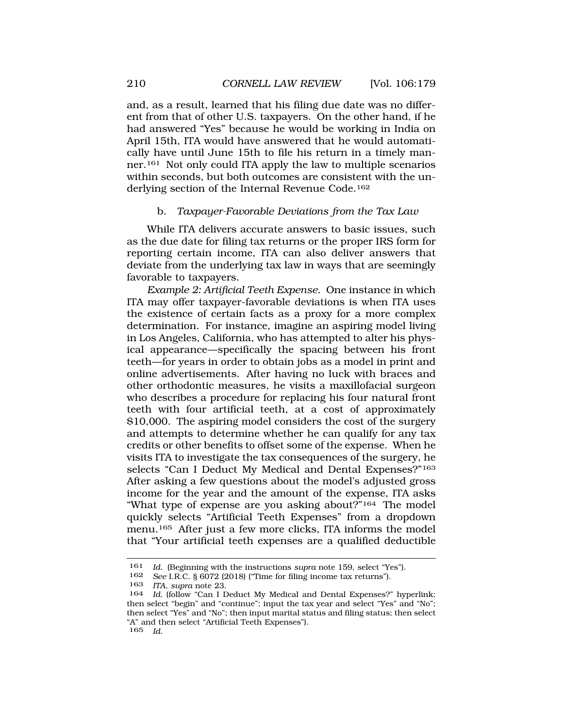and, as a result, learned that his filing due date was no different from that of other U.S. taxpayers. On the other hand, if he had answered "Yes" because he would be working in India on April 15th, ITA would have answered that he would automatically have until June 15th to file his return in a timely manner.[161] Not only could ITA apply the law to multiple scenarios within seconds, but both outcomes are consistent with the underlying section of the Internal Revenue Code.[162]

#### b. *Taxpayer-Favorable Deviations from the Tax Law*

While ITA delivers accurate answers to basic issues, such as the due date for filing tax returns or the proper IRS form for reporting certain income, ITA can also deliver answers that deviate from the underlying tax law in ways that are seemingly favorable to taxpayers.

*Example 2: Artificial Teeth Expense.* One instance in which ITA may offer taxpayer-favorable deviations is when ITA uses the existence of certain facts as a proxy for a more complex determination. For instance, imagine an aspiring model living in Los Angeles, California, who has attempted to alter his physical appearance—specifically the spacing between his front teeth—for years in order to obtain jobs as a model in print and online advertisements. After having no luck with braces and other orthodontic measures, he visits a maxillofacial surgeon who describes a procedure for replacing his four natural front teeth with four artificial teeth, at a cost of approximately $10,000. The aspiring model considers the cost of the surgery and attempts to determine whether he can qualify for any tax credits or other benefits to offset some of the expense. When he visits ITA to investigate the tax consequences of the surgery, he selects "Can I Deduct My Medical and Dental Expenses?"[163] After asking a few questions about the model's adjusted gross income for the year and the amount of the expense, ITA asks "What type of expense are you asking about?"[164] The model quickly selects "Artificial Teeth Expenses" from a dropdown menu.[165] After just a few more clicks, ITA informs the model that "Your artificial teeth expenses are a qualified deductible

---

161 *Id.* (Beginning with the instructions *supra* note 159, select "Yes").

162 *See* I.R.C. § 6072 (2018) ("Time for filing income tax returns").

163 *ITA*, *supra* note 23.

164 *Id.* (follow "Can I Deduct My Medical and Dental Expenses?" hyperlink; then select "begin" and "continue"; input the tax year and select "Yes" and "No"; then select "Yes" and "No"; then input marital status and filing status; then select "A" and then select "Artificial Teeth Expenses").

165 *Id.*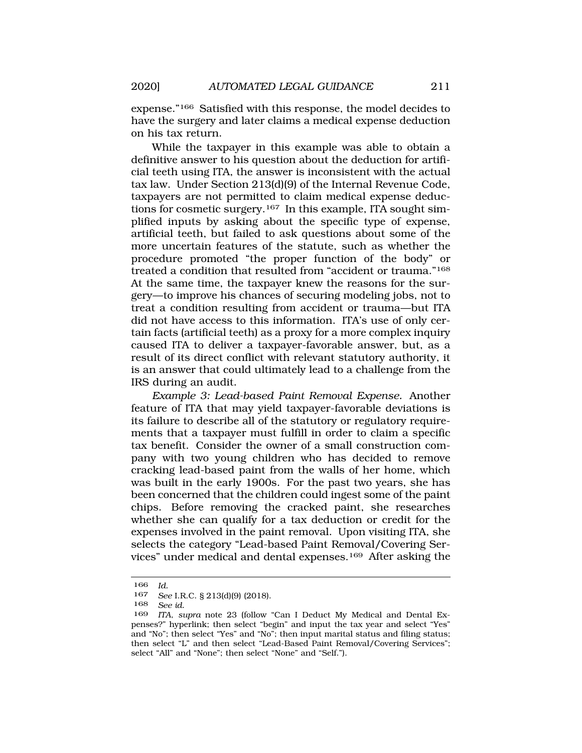expense."[166] Satisfied with this response, the model decides to have the surgery and later claims a medical expense deduction on his tax return.

While the taxpayer in this example was able to obtain a definitive answer to his question about the deduction for artificial teeth using ITA, the answer is inconsistent with the actual tax law. Under Section 213(d)(9) of the Internal Revenue Code, taxpayers are not permitted to claim medical expense deductions for cosmetic surgery.[167] In this example, ITA sought simplified inputs by asking about the specific type of expense, artificial teeth, but failed to ask questions about some of the more uncertain features of the statute, such as whether the procedure promoted "the proper function of the body" or treated a condition that resulted from "accident or trauma."[168] At the same time, the taxpayer knew the reasons for the surgery—to improve his chances of securing modeling jobs, not to treat a condition resulting from accident or trauma—but ITA did not have access to this information. ITA's use of only certain facts (artificial teeth) as a proxy for a more complex inquiry caused ITA to deliver a taxpayer-favorable answer, but, as a result of its direct conflict with relevant statutory authority, it is an answer that could ultimately lead to a challenge from the IRS during an audit.

*Example 3: Lead-based Paint Removal Expense.* Another feature of ITA that may yield taxpayer-favorable deviations is its failure to describe all of the statutory or regulatory requirements that a taxpayer must fulfill in order to claim a specific tax benefit. Consider the owner of a small construction company with two young children who has decided to remove cracking lead-based paint from the walls of her home, which was built in the early 1900s. For the past two years, she has been concerned that the children could ingest some of the paint chips. Before removing the cracked paint, she researches whether she can qualify for a tax deduction or credit for the expenses involved in the paint removal. Upon visiting ITA, she selects the category "Lead-based Paint Removal/Covering Services" under medical and dental expenses.[169] After asking the

---

166 *Id.*

167 *See* I.R.C. § 213(d)(9) (2018).

168 *See id.*

169 *ITA*, *supra* note 23 (follow "Can I Deduct My Medical and Dental Expenses?" hyperlink; then select "begin" and input the tax year and select "Yes" and "No"; then select "Yes" and "No"; then input marital status and filing status; then select "L" and then select "Lead-Based Paint Removal/Covering Services"; select "All" and "None"; then select "None" and "Self.").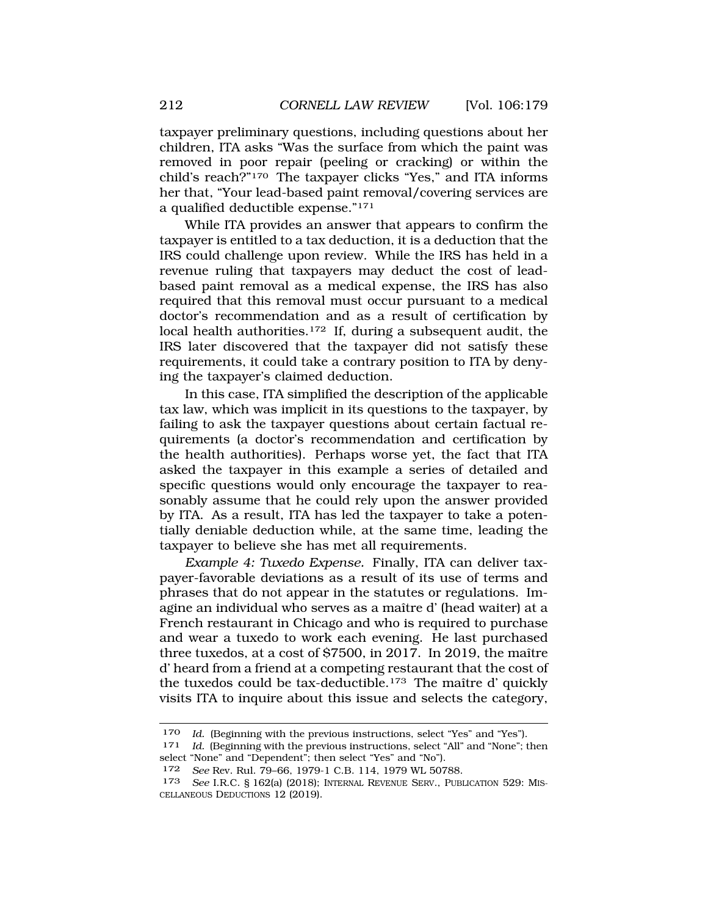taxpayer preliminary questions, including questions about her children, ITA asks "Was the surface from which the paint was removed in poor repair (peeling or cracking) or within the child's reach?"[170] The taxpayer clicks "Yes," and ITA informs her that, "Your lead-based paint removal/covering services are a qualified deductible expense."[171]

While ITA provides an answer that appears to confirm the taxpayer is entitled to a tax deduction, it is a deduction that the IRS could challenge upon review. While the IRS has held in a revenue ruling that taxpayers may deduct the cost of lead-based paint removal as a medical expense, the IRS has also required that this removal must occur pursuant to a medical doctor's recommendation and as a result of certification by local health authorities.[172] If, during a subsequent audit, the IRS later discovered that the taxpayer did not satisfy these requirements, it could take a contrary position to ITA by denying the taxpayer's claimed deduction.

In this case, ITA simplified the description of the applicable tax law, which was implicit in its questions to the taxpayer, by failing to ask the taxpayer questions about certain factual requirements (a doctor's recommendation and certification by the health authorities). Perhaps worse yet, the fact that ITA asked the taxpayer in this example a series of detailed and specific questions would only encourage the taxpayer to reasonably assume that he could rely upon the answer provided by ITA. As a result, ITA has led the taxpayer to take a potentially deniable deduction while, at the same time, leading the taxpayer to believe she has met all requirements.

*Example 4: Tuxedo Expense.* Finally, ITA can deliver taxpayer-favorable deviations as a result of its use of terms and phrases that do not appear in the statutes or regulations. Imagine an individual who serves as a maître d' (head waiter) at a French restaurant in Chicago and who is required to purchase and wear a tuxedo to work each evening. He last purchased three tuxedos, at a cost of $7500, in 2017. In 2019, the maître d' heard from a friend at a competing restaurant that the cost of the tuxedos could be tax-deductible.[173] The maître d' quickly visits ITA to inquire about this issue and selects the category,

---

[170] *Id.* (Beginning with the previous instructions, select "Yes" and "Yes").

[171] *Id.* (Beginning with the previous instructions, select "All" and "None"; then select "None" and "Dependent"; then select "Yes" and "No").

[172] *See* Rev. Rul. 79–66, 1979-1 C.B. 114, 1979 WL 50788.

[173] *See* I.R.C. § 162(a) (2018); INTERNAL REVENUE SERV., PUBLICATION 529: MISCELLANEOUS DEDUCTIONS 12 (2019).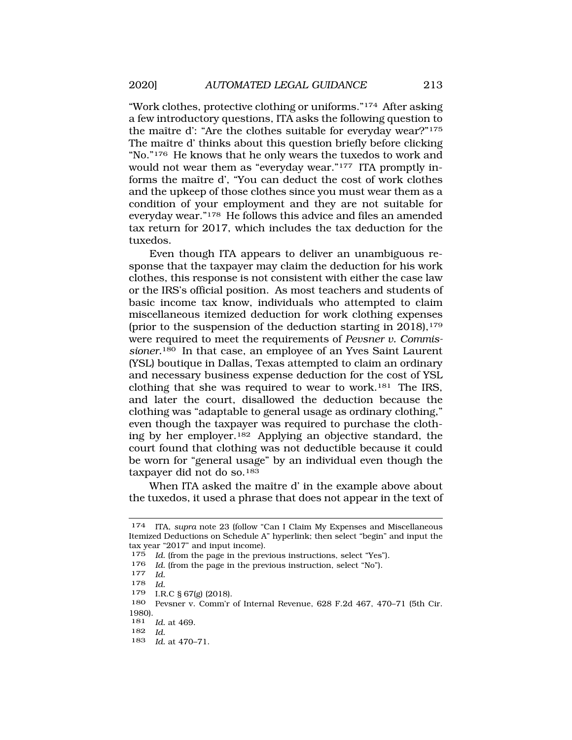"Work clothes, protective clothing or uniforms."[174] After asking a few introductory questions, ITA asks the following question to the maître d': "Are the clothes suitable for everyday wear?"[175] The maître d' thinks about this question briefly before clicking "No."[176] He knows that he only wears the tuxedos to work and would not wear them as "everyday wear."[177] ITA promptly informs the maître d', "You can deduct the cost of work clothes and the upkeep of those clothes since you must wear them as a condition of your employment and they are not suitable for everyday wear."[178] He follows this advice and files an amended tax return for 2017, which includes the tax deduction for the tuxedos.

Even though ITA appears to deliver an unambiguous response that the taxpayer may claim the deduction for his work clothes, this response is not consistent with either the case law or the IRS's official position. As most teachers and students of basic income tax know, individuals who attempted to claim miscellaneous itemized deduction for work clothing expenses (prior to the suspension of the deduction starting in 2018),[179] were required to meet the requirements of *Pevsner v. Commissioner.*[180] In that case, an employee of an Yves Saint Laurent (YSL) boutique in Dallas, Texas attempted to claim an ordinary and necessary business expense deduction for the cost of YSL clothing that she was required to wear to work.[181] The IRS, and later the court, disallowed the deduction because the clothing was "adaptable to general usage as ordinary clothing," even though the taxpayer was required to purchase the clothing by her employer.[182] Applying an objective standard, the court found that clothing was not deductible because it could be worn for "general usage" by an individual even though the taxpayer did not do so.[183]

When ITA asked the maître d' in the example above about the tuxedos, it used a phrase that does not appear in the text of

---

174 ITA, *supra* note 23 (follow "Can I Claim My Expenses and Miscellaneous Itemized Deductions on Schedule A" hyperlink; then select "begin" and input the tax year "2017" and input income).

175 *Id.* (from the page in the previous instructions, select "Yes").

176 *Id.* (from the page in the previous instruction, select "No").

177 *Id.*

178 *Id.*

179 I.R.C § 67(g) (2018).

180 Pevsner v. Comm'r of Internal Revenue, 628 F.2d 467, 470–71 (5th Cir. 1980).

181 *Id.* at 469.

182 *Id.*

183 *Id.* at 470–71.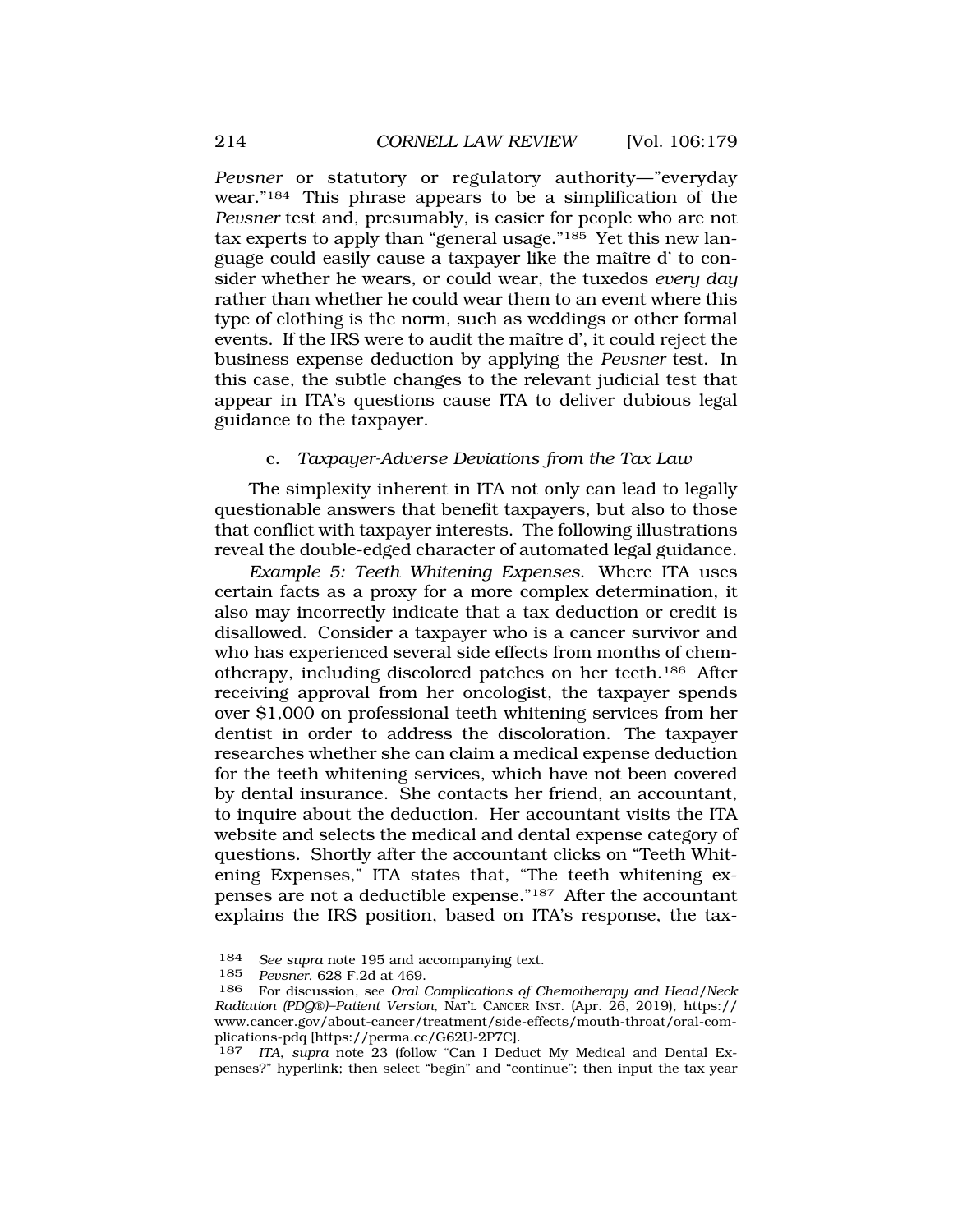*Pevsner* or statutory or regulatory authority—"everyday wear."[184] This phrase appears to be a simplification of the *Pevsner* test and, presumably, is easier for people who are not tax experts to apply than "general usage."[185] Yet this new language could easily cause a taxpayer like the maître d' to consider whether he wears, or could wear, the tuxedos *every day* rather than whether he could wear them to an event where this type of clothing is the norm, such as weddings or other formal events. If the IRS were to audit the maître d', it could reject the business expense deduction by applying the *Pevsner* test. In this case, the subtle changes to the relevant judicial test that appear in ITA's questions cause ITA to deliver dubious legal guidance to the taxpayer.

#### c. *Taxpayer-Adverse Deviations from the Tax Law*

The simplexity inherent in ITA not only can lead to legally questionable answers that benefit taxpayers, but also to those that conflict with taxpayer interests. The following illustrations reveal the double-edged character of automated legal guidance.

*Example 5: Teeth Whitening Expenses*. Where ITA uses certain facts as a proxy for a more complex determination, it also may incorrectly indicate that a tax deduction or credit is disallowed. Consider a taxpayer who is a cancer survivor and who has experienced several side effects from months of chemotherapy, including discolored patches on her teeth.[186] After receiving approval from her oncologist, the taxpayer spends over $1,000 on professional teeth whitening services from her dentist in order to address the discoloration. The taxpayer researches whether she can claim a medical expense deduction for the teeth whitening services, which have not been covered by dental insurance. She contacts her friend, an accountant, to inquire about the deduction. Her accountant visits the ITA website and selects the medical and dental expense category of questions. Shortly after the accountant clicks on "Teeth Whitening Expenses," ITA states that, "The teeth whitening expenses are not a deductible expense."[187] After the accountant explains the IRS position, based on ITA's response, the tax-

---

184 *See supra* note 195 and accompanying text.

185 *Pevsner*, 628 F.2d at 469.

186 For discussion, see *Oral Complications of Chemotherapy and Head/Neck Radiation (PDQ®)–Patient Version*, NAT'L CANCER INST. (Apr. 26, 2019), https://www.cancer.gov/about-cancer/treatment/side-effects/mouth-throat/oral-complications-pdq [https://perma.cc/G62U-2P7C].

187 *ITA*, *supra* note 23 (follow "Can I Deduct My Medical and Dental Expenses?" hyperlink; then select "begin" and "continue"; then input the tax year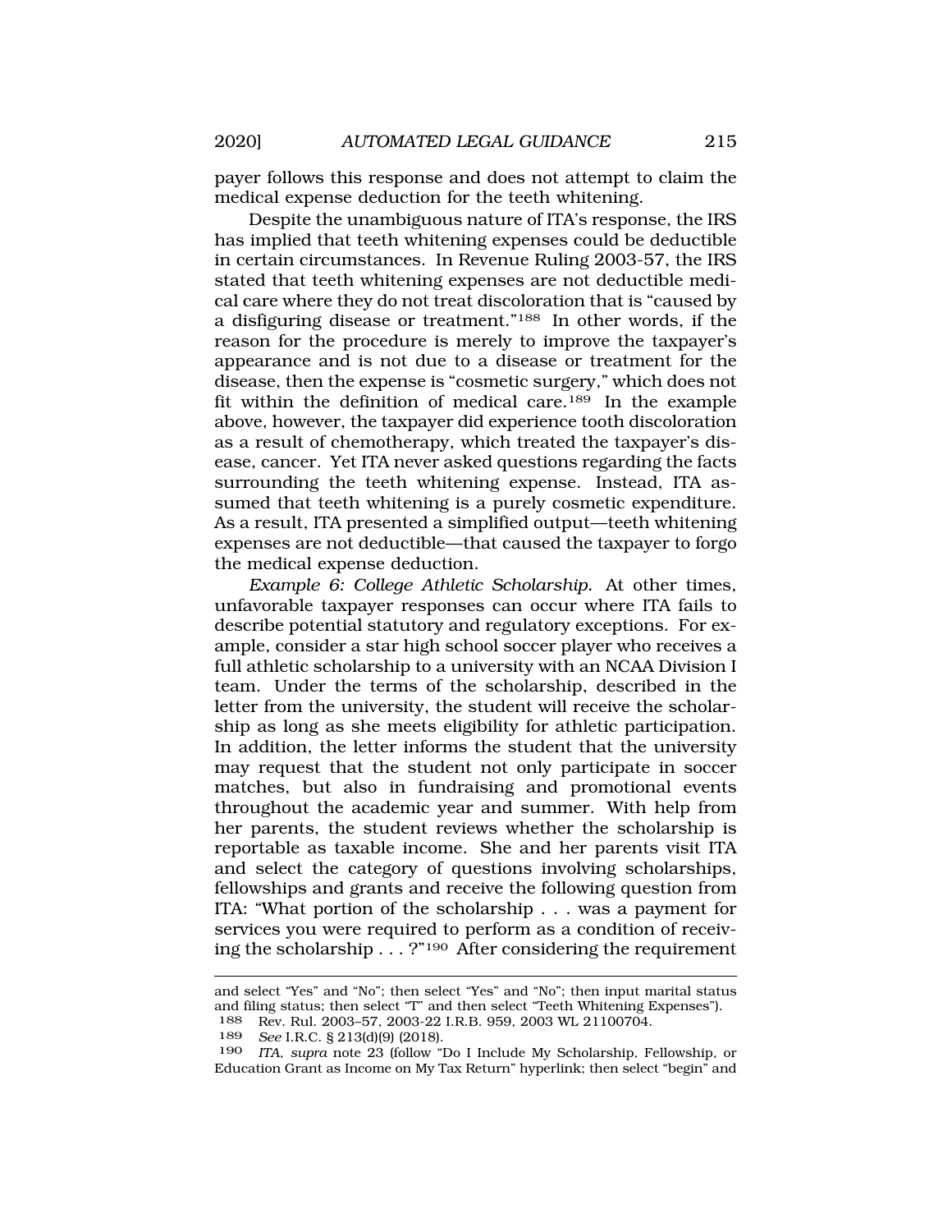payer follows this response and does not attempt to claim the medical expense deduction for the teeth whitening.

Despite the unambiguous nature of ITA's response, the IRS has implied that teeth whitening expenses could be deductible in certain circumstances. In Revenue Ruling 2003-57, the IRS stated that teeth whitening expenses are not deductible medical care where they do not treat discoloration that is "caused by a disfiguring disease or treatment."[188] In other words, if the reason for the procedure is merely to improve the taxpayer's appearance and is not due to a disease or treatment for the disease, then the expense is "cosmetic surgery," which does not fit within the definition of medical care.[189] In the example above, however, the taxpayer did experience tooth discoloration as a result of chemotherapy, which treated the taxpayer's disease, cancer. Yet ITA never asked questions regarding the facts surrounding the teeth whitening expense. Instead, ITA assumed that teeth whitening is a purely cosmetic expenditure. As a result, ITA presented a simplified output—teeth whitening expenses are not deductible—that caused the taxpayer to forgo the medical expense deduction.

*Example 6: College Athletic Scholarship.* At other times, unfavorable taxpayer responses can occur where ITA fails to describe potential statutory and regulatory exceptions. For example, consider a star high school soccer player who receives a full athletic scholarship to a university with an NCAA Division I team. Under the terms of the scholarship, described in the letter from the university, the student will receive the scholarship as long as she meets eligibility for athletic participation. In addition, the letter informs the student that the university may request that the student not only participate in soccer matches, but also in fundraising and promotional events throughout the academic year and summer. With help from her parents, the student reviews whether the scholarship is reportable as taxable income. She and her parents visit ITA and select the category of questions involving scholarships, fellowships and grants and receive the following question from ITA: "What portion of the scholarship . . . was a payment for services you were required to perform as a condition of receiving the scholarship . . . ?"[190] After considering the requirement

---

and select "Yes" and "No"; then select "Yes" and "No"; then input marital status and filing status; then select "T" and then select "Teeth Whitening Expenses").

188 Rev. Rul. 2003–57, 2003-22 I.R.B. 959, 2003 WL 21100704.

189 *See* I.R.C. § 213(d)(9) (2018).

190 *ITA*, *supra* note 23 (follow "Do I Include My Scholarship, Fellowship, or Education Grant as Income on My Tax Return" hyperlink; then select "begin" and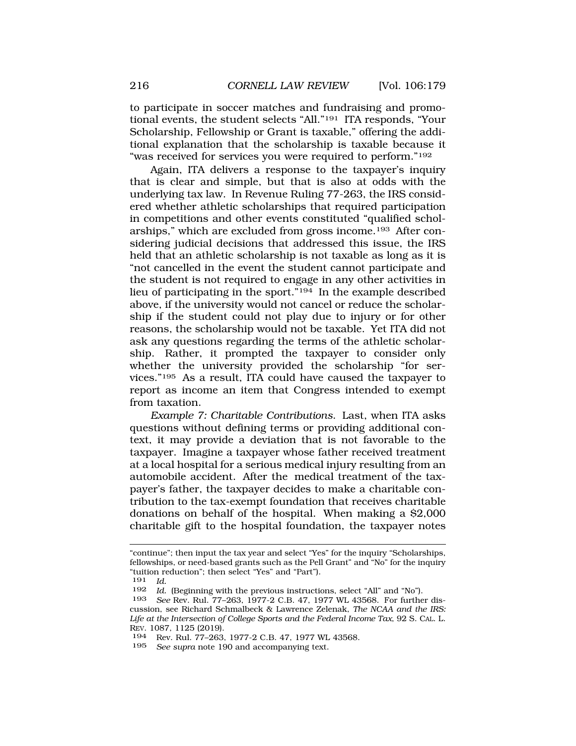to participate in soccer matches and fundraising and promotional events, the student selects "All."[191] ITA responds, "Your Scholarship, Fellowship or Grant is taxable," offering the additional explanation that the scholarship is taxable because it "was received for services you were required to perform."[192]

Again, ITA delivers a response to the taxpayer's inquiry that is clear and simple, but that is also at odds with the underlying tax law. In Revenue Ruling 77-263, the IRS considered whether athletic scholarships that required participation in competitions and other events constituted "qualified scholarships," which are excluded from gross income.[193] After considering judicial decisions that addressed this issue, the IRS held that an athletic scholarship is not taxable as long as it is "not cancelled in the event the student cannot participate and the student is not required to engage in any other activities in lieu of participating in the sport."[194] In the example described above, if the university would not cancel or reduce the scholarship if the student could not play due to injury or for other reasons, the scholarship would not be taxable. Yet ITA did not ask any questions regarding the terms of the athletic scholarship. Rather, it prompted the taxpayer to consider only whether the university provided the scholarship "for services."[195] As a result, ITA could have caused the taxpayer to report as income an item that Congress intended to exempt from taxation.

*Example 7: Charitable Contributions.* Last, when ITA asks questions without defining terms or providing additional context, it may provide a deviation that is not favorable to the taxpayer. Imagine a taxpayer whose father received treatment at a local hospital for a serious medical injury resulting from an automobile accident. After the medical treatment of the taxpayer's father, the taxpayer decides to make a charitable contribution to the tax-exempt foundation that receives charitable donations on behalf of the hospital. When making a $2,000 charitable gift to the hospital foundation, the taxpayer notes

---

"continue"; then input the tax year and select "Yes" for the inquiry "Scholarships, fellowships, or need-based grants such as the Pell Grant" and "No" for the inquiry "tuition reduction"; then select "Yes" and "Part").

[191] *Id.*

[192] *Id.* (Beginning with the previous instructions, select "All" and "No").

[193] *See* Rev. Rul. 77–263, 1977-2 C.B. 47, 1977 WL 43568. For further discussion, see Richard Schmalbeck & Lawrence Zelenak, *The NCAA and the IRS: Life at the Intersection of College Sports and the Federal Income Tax*, 92 S. CAL. L. REV. 1087, 1125 (2019).

[194] Rev. Rul. 77–263, 1977-2 C.B. 47, 1977 WL 43568.

[195] *See supra* note 190 and accompanying text.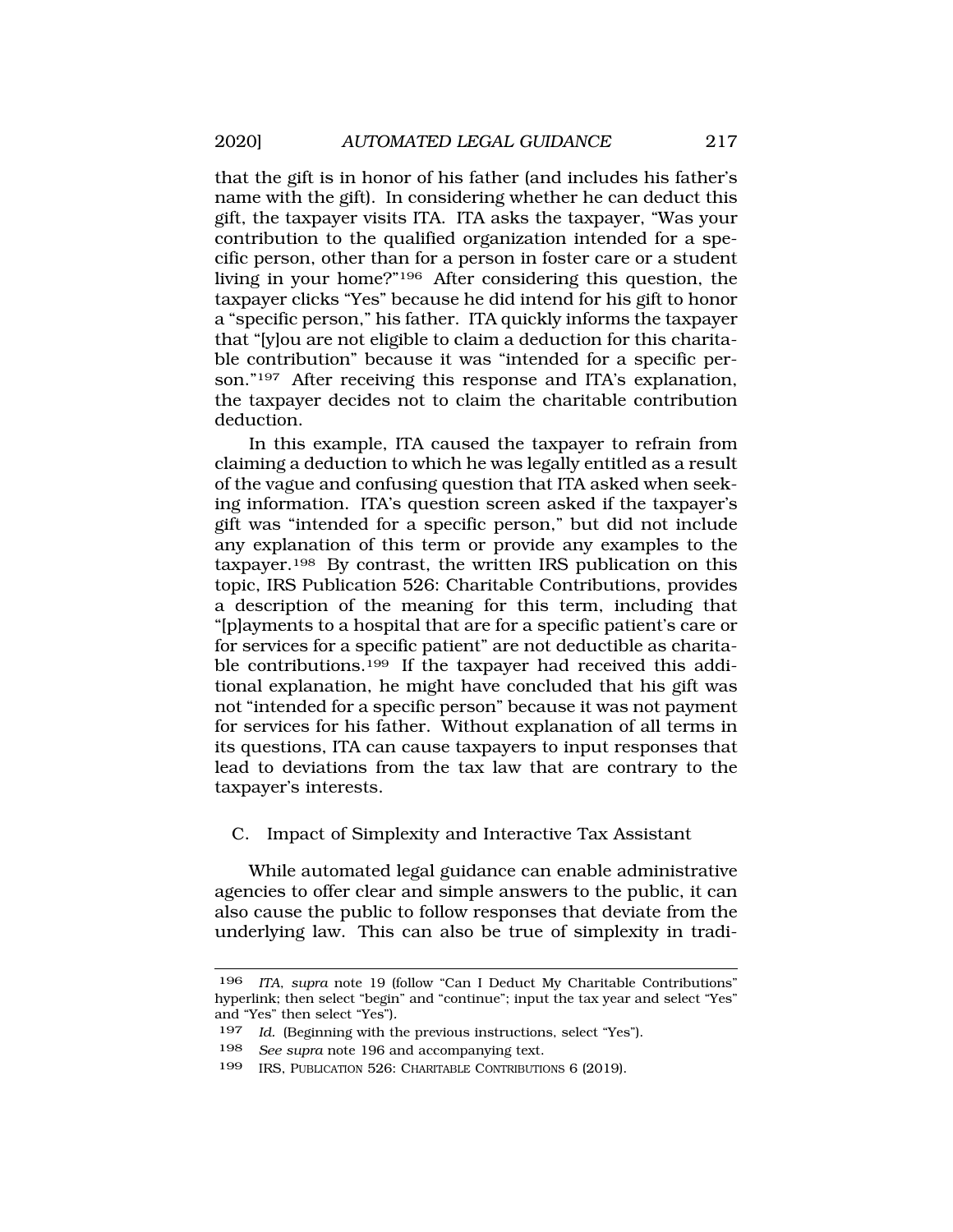that the gift is in honor of his father (and includes his father's name with the gift). In considering whether he can deduct this gift, the taxpayer visits ITA. ITA asks the taxpayer, "Was your contribution to the qualified organization intended for a specific person, other than for a person in foster care or a student living in your home?"[196] After considering this question, the taxpayer clicks "Yes" because he did intend for his gift to honor a "specific person," his father. ITA quickly informs the taxpayer that "[y]ou are not eligible to claim a deduction for this charitable contribution" because it was "intended for a specific person."[197] After receiving this response and ITA's explanation, the taxpayer decides not to claim the charitable contribution deduction.

In this example, ITA caused the taxpayer to refrain from claiming a deduction to which he was legally entitled as a result of the vague and confusing question that ITA asked when seeking information. ITA's question screen asked if the taxpayer's gift was "intended for a specific person," but did not include any explanation of this term or provide any examples to the taxpayer.[198] By contrast, the written IRS publication on this topic, IRS Publication 526: Charitable Contributions, provides a description of the meaning for this term, including that "[p]ayments to a hospital that are for a specific patient's care or for services for a specific patient" are not deductible as charitable contributions.[199] If the taxpayer had received this additional explanation, he might have concluded that his gift was not "intended for a specific person" because it was not payment for services for his father. Without explanation of all terms in its questions, ITA can cause taxpayers to input responses that lead to deviations from the tax law that are contrary to the taxpayer's interests.

## C. Impact of Simplexity and Interactive Tax Assistant

While automated legal guidance can enable administrative agencies to offer clear and simple answers to the public, it can also cause the public to follow responses that deviate from the underlying law. This can also be true of simplexity in tradi-

---

196 *ITA*, *supra* note 19 (follow "Can I Deduct My Charitable Contributions" hyperlink; then select "begin" and "continue"; input the tax year and select "Yes" and "Yes" then select "Yes").

197 *Id.* (Beginning with the previous instructions, select "Yes").

198 *See supra* note 196 and accompanying text.

199 IRS, PUBLICATION 526: CHARITABLE CONTRIBUTIONS 6 (2019).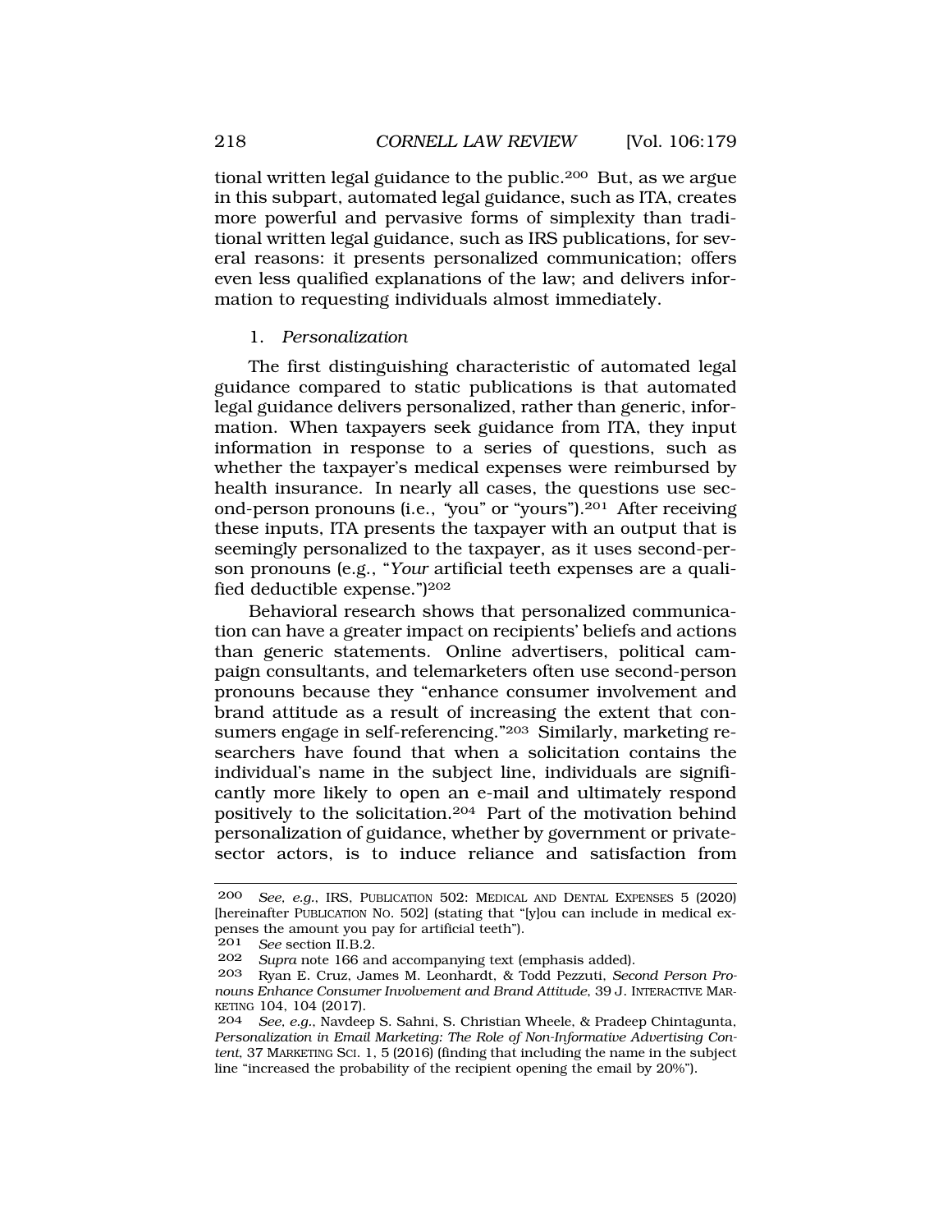tional written legal guidance to the public.[200] But, as we argue in this subpart, automated legal guidance, such as ITA, creates more powerful and pervasive forms of simplexity than traditional written legal guidance, such as IRS publications, for several reasons: it presents personalized communication; offers even less qualified explanations of the law; and delivers information to requesting individuals almost immediately.

### 1. *Personalization*

The first distinguishing characteristic of automated legal guidance compared to static publications is that automated legal guidance delivers personalized, rather than generic, information. When taxpayers seek guidance from ITA, they input information in response to a series of questions, such as whether the taxpayer's medical expenses were reimbursed by health insurance. In nearly all cases, the questions use second-person pronouns (i.e., "you" or "yours").[201] After receiving these inputs, ITA presents the taxpayer with an output that is seemingly personalized to the taxpayer, as it uses second-person pronouns (e.g., "*Your* artificial teeth expenses are a qualified deductible expense.")[202]

Behavioral research shows that personalized communication can have a greater impact on recipients' beliefs and actions than generic statements. Online advertisers, political campaign consultants, and telemarketers often use second-person pronouns because they "enhance consumer involvement and brand attitude as a result of increasing the extent that consumers engage in self-referencing."[203] Similarly, marketing researchers have found that when a solicitation contains the individual's name in the subject line, individuals are significantly more likely to open an e-mail and ultimately respond positively to the solicitation.[204] Part of the motivation behind personalization of guidance, whether by government or private-sector actors, is to induce reliance and satisfaction from

---

200 *See, e.g.*, IRS, PUBLICATION 502: MEDICAL AND DENTAL EXPENSES 5 (2020) [hereinafter PUBLICATION NO. 502] (stating that "[y]ou can include in medical expenses the amount you pay for artificial teeth").

201 *See* section II.B.2.

202 *Supra* note 166 and accompanying text (emphasis added).

203 Ryan E. Cruz, James M. Leonhardt, & Todd Pezzuti, *Second Person Pronouns Enhance Consumer Involvement and Brand Attitude*, 39 J. INTERACTIVE MARKETING 104, 104 (2017).

204 *See, e.g.*, Navdeep S. Sahni, S. Christian Wheele, & Pradeep Chintagunta, *Personalization in Email Marketing: The Role of Non-Informative Advertising Content*, 37 MARKETING SCI. 1, 5 (2016) (finding that including the name in the subject line "increased the probability of the recipient opening the email by 20%").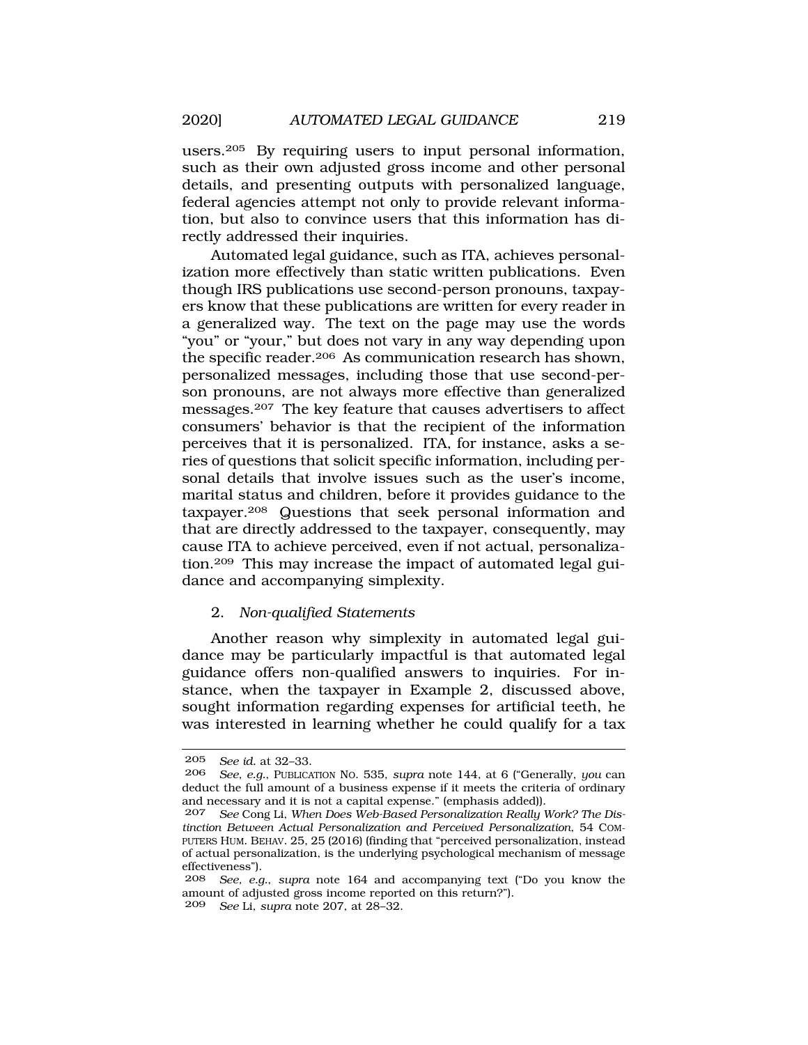users.[205] By requiring users to input personal information, such as their own adjusted gross income and other personal details, and presenting outputs with personalized language, federal agencies attempt not only to provide relevant information, but also to convince users that this information has directly addressed their inquiries.

Automated legal guidance, such as ITA, achieves personalization more effectively than static written publications. Even though IRS publications use second-person pronouns, taxpayers know that these publications are written for every reader in a generalized way. The text on the page may use the words "you" or "your," but does not vary in any way depending upon the specific reader.[206] As communication research has shown, personalized messages, including those that use second-person pronouns, are not always more effective than generalized messages.[207] The key feature that causes advertisers to affect consumers' behavior is that the recipient of the information perceives that it is personalized. ITA, for instance, asks a series of questions that solicit specific information, including personal details that involve issues such as the user's income, marital status and children, before it provides guidance to the taxpayer.[208] Questions that seek personal information and that are directly addressed to the taxpayer, consequently, may cause ITA to achieve perceived, even if not actual, personalization.[209] This may increase the impact of automated legal guidance and accompanying simplexity.

### 2. *Non-qualified Statements*

Another reason why simplexity in automated legal guidance may be particularly impactful is that automated legal guidance offers non-qualified answers to inquiries. For instance, when the taxpayer in Example 2, discussed above, sought information regarding expenses for artificial teeth, he was interested in learning whether he could qualify for a tax

---

205 *See id.* at 32–33.

206 *See, e.g.*, PUBLICATION NO. 535, *supra* note 144, at 6 ("Generally, *you* can deduct the full amount of a business expense if it meets the criteria of ordinary and necessary and it is not a capital expense." (emphasis added)).

207 *See* Cong Li, *When Does Web-Based Personalization Really Work? The Distinction Between Actual Personalization and Perceived Personalization*, 54 COMPUTERS HUM. BEHAV. 25, 25 (2016) (finding that "perceived personalization, instead of actual personalization, is the underlying psychological mechanism of message effectiveness").

208 *See, e.g.*, *supra* note 164 and accompanying text ("Do you know the amount of adjusted gross income reported on this return?").

209 *See* Li, *supra* note 207, at 28–32.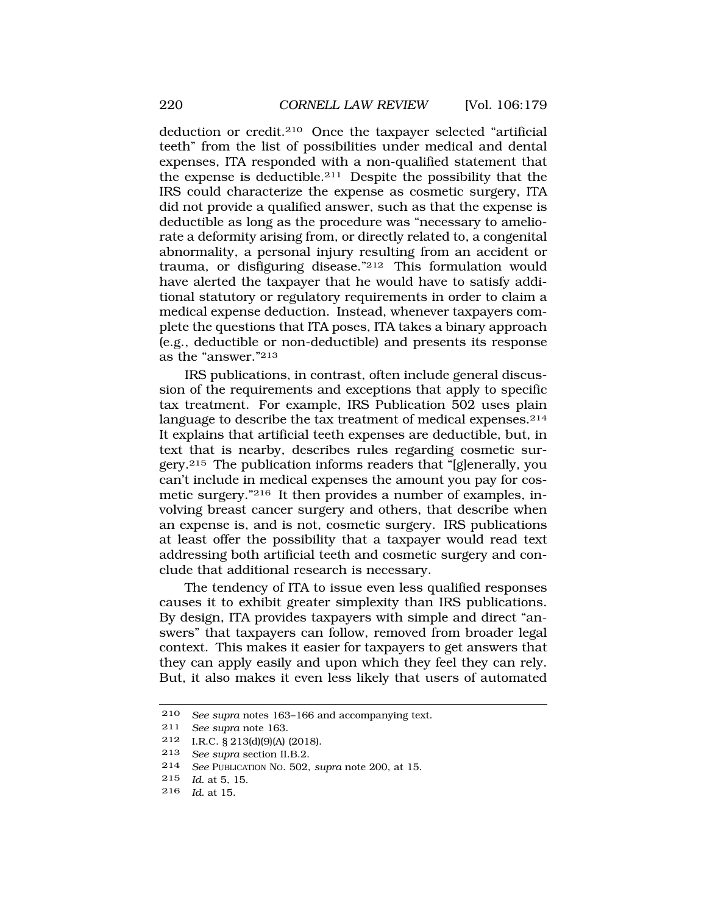deduction or credit.[210] Once the taxpayer selected "artificial teeth" from the list of possibilities under medical and dental expenses, ITA responded with a non-qualified statement that the expense is deductible.[211] Despite the possibility that the IRS could characterize the expense as cosmetic surgery, ITA did not provide a qualified answer, such as that the expense is deductible as long as the procedure was "necessary to ameliorate a deformity arising from, or directly related to, a congenital abnormality, a personal injury resulting from an accident or trauma, or disfiguring disease."[212] This formulation would have alerted the taxpayer that he would have to satisfy additional statutory or regulatory requirements in order to claim a medical expense deduction. Instead, whenever taxpayers complete the questions that ITA poses, ITA takes a binary approach (e.g., deductible or non-deductible) and presents its response as the "answer."[213]

IRS publications, in contrast, often include general discussion of the requirements and exceptions that apply to specific tax treatment. For example, IRS Publication 502 uses plain language to describe the tax treatment of medical expenses.[214] It explains that artificial teeth expenses are deductible, but, in text that is nearby, describes rules regarding cosmetic surgery.[215] The publication informs readers that "[g]enerally, you can't include in medical expenses the amount you pay for cosmetic surgery."[216] It then provides a number of examples, involving breast cancer surgery and others, that describe when an expense is, and is not, cosmetic surgery. IRS publications at least offer the possibility that a taxpayer would read text addressing both artificial teeth and cosmetic surgery and conclude that additional research is necessary.

The tendency of ITA to issue even less qualified responses causes it to exhibit greater simplexity than IRS publications. By design, ITA provides taxpayers with simple and direct "answers" that taxpayers can follow, removed from broader legal context. This makes it easier for taxpayers to get answers that they can apply easily and upon which they feel they can rely. But, it also makes it even less likely that users of automated

---

210 *See supra* notes 163–166 and accompanying text.

211 *See supra* note 163.

212 I.R.C. § 213(d)(9)(A) (2018).

213 *See supra* section II.B.2.

214 *See* PUBLICATION NO. 502, *supra* note 200, at 15.

215 *Id.* at 5, 15.

216 *Id.* at 15.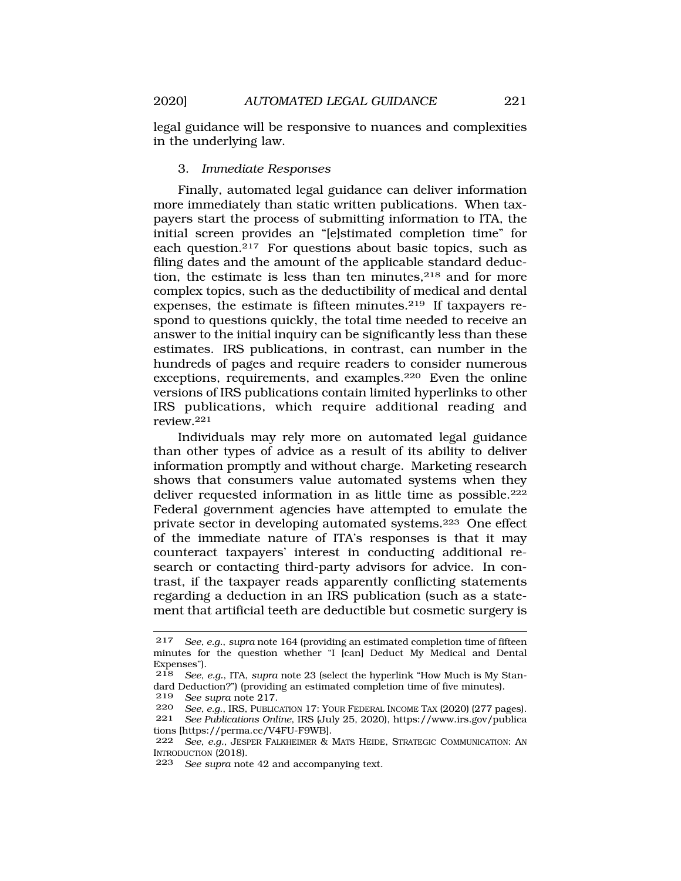legal guidance will be responsive to nuances and complexities in the underlying law.

### 3. *Immediate Responses*

Finally, automated legal guidance can deliver information more immediately than static written publications. When taxpayers start the process of submitting information to ITA, the initial screen provides an "[e]stimated completion time" for each question.[217] For questions about basic topics, such as filing dates and the amount of the applicable standard deduction, the estimate is less than ten minutes,[218] and for more complex topics, such as the deductibility of medical and dental expenses, the estimate is fifteen minutes.[219] If taxpayers respond to questions quickly, the total time needed to receive an answer to the initial inquiry can be significantly less than these estimates. IRS publications, in contrast, can number in the hundreds of pages and require readers to consider numerous exceptions, requirements, and examples.[220] Even the online versions of IRS publications contain limited hyperlinks to other IRS publications, which require additional reading and review.[221]

Individuals may rely more on automated legal guidance than other types of advice as a result of its ability to deliver information promptly and without charge. Marketing research shows that consumers value automated systems when they deliver requested information in as little time as possible.[222] Federal government agencies have attempted to emulate the private sector in developing automated systems.[223] One effect of the immediate nature of ITA's responses is that it may counteract taxpayers' interest in conducting additional research or contacting third-party advisors for advice. In contrast, if the taxpayer reads apparently conflicting statements regarding a deduction in an IRS publication (such as a statement that artificial teeth are deductible but cosmetic surgery is

---

217 *See, e.g.*, *supra* note 164 (providing an estimated completion time of fifteen minutes for the question whether "I [can] Deduct My Medical and Dental Expenses").

218 *See, e.g.*, ITA, *supra* note 23 (select the hyperlink "How Much is My Standard Deduction?") (providing an estimated completion time of five minutes).

219 *See supra* note 217.

220 *See, e.g.*, IRS, PUBLICATION 17: YOUR FEDERAL INCOME TAX (2020) (277 pages).

221 *See Publications Online*, IRS (July 25, 2020), https://www.irs.gov/publications [https://perma.cc/V4FU-F9WB].

222 *See, e.g.*, JESPER FALKHEIMER & MATS HEIDE, STRATEGIC COMMUNICATION: AN INTRODUCTION (2018).

223 *See supra* note 42 and accompanying text.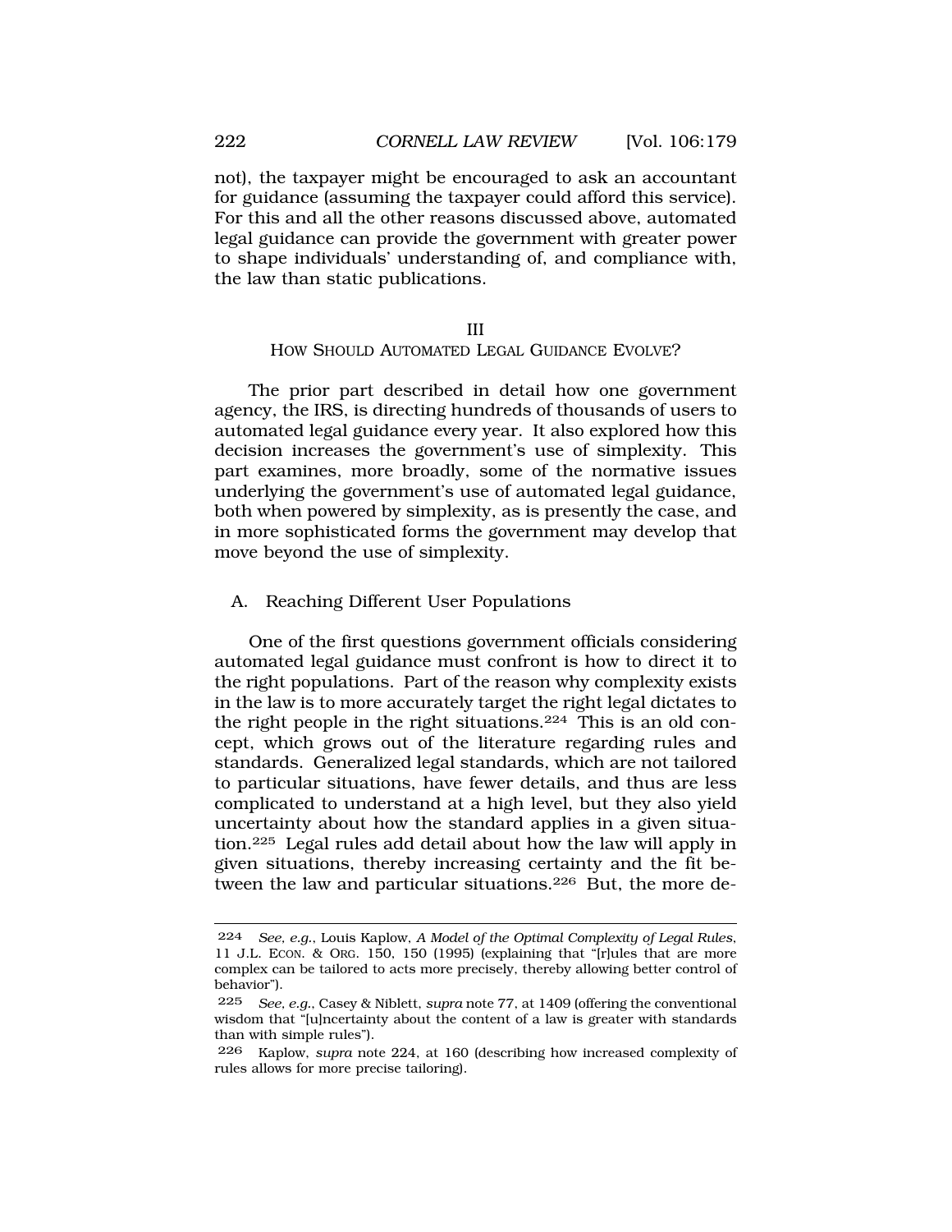not), the taxpayer might be encouraged to ask an accountant for guidance (assuming the taxpayer could afford this service). For this and all the other reasons discussed above, automated legal guidance can provide the government with greater power to shape individuals' understanding of, and compliance with, the law than static publications.

## III
## HOW SHOULD AUTOMATED LEGAL GUIDANCE EVOLVE?

The prior part described in detail how one government agency, the IRS, is directing hundreds of thousands of users to automated legal guidance every year. It also explored how this decision increases the government's use of simplexity. This part examines, more broadly, some of the normative issues underlying the government's use of automated legal guidance, both when powered by simplexity, as is presently the case, and in more sophisticated forms the government may develop that move beyond the use of simplexity.

### A. Reaching Different User Populations

One of the first questions government officials considering automated legal guidance must confront is how to direct it to the right populations. Part of the reason why complexity exists in the law is to more accurately target the right legal dictates to the right people in the right situations.[224] This is an old concept, which grows out of the literature regarding rules and standards. Generalized legal standards, which are not tailored to particular situations, have fewer details, and thus are less complicated to understand at a high level, but they also yield uncertainty about how the standard applies in a given situation.[225] Legal rules add detail about how the law will apply in given situations, thereby increasing certainty and the fit between the law and particular situations.[226] But, the more de-

---

[224] *See, e.g.*, Louis Kaplow, *A Model of the Optimal Complexity of Legal Rules*, 11 J.L. ECON. & ORG. 150, 150 (1995) (explaining that "[r]ules that are more complex can be tailored to acts more precisely, thereby allowing better control of behavior").

[225] *See, e.g.*, Casey & Niblett, *supra* note 77, at 1409 (offering the conventional wisdom that "[u]ncertainty about the content of a law is greater with standards than with simple rules").

[226] Kaplow, *supra* note 224, at 160 (describing how increased complexity of rules allows for more precise tailoring).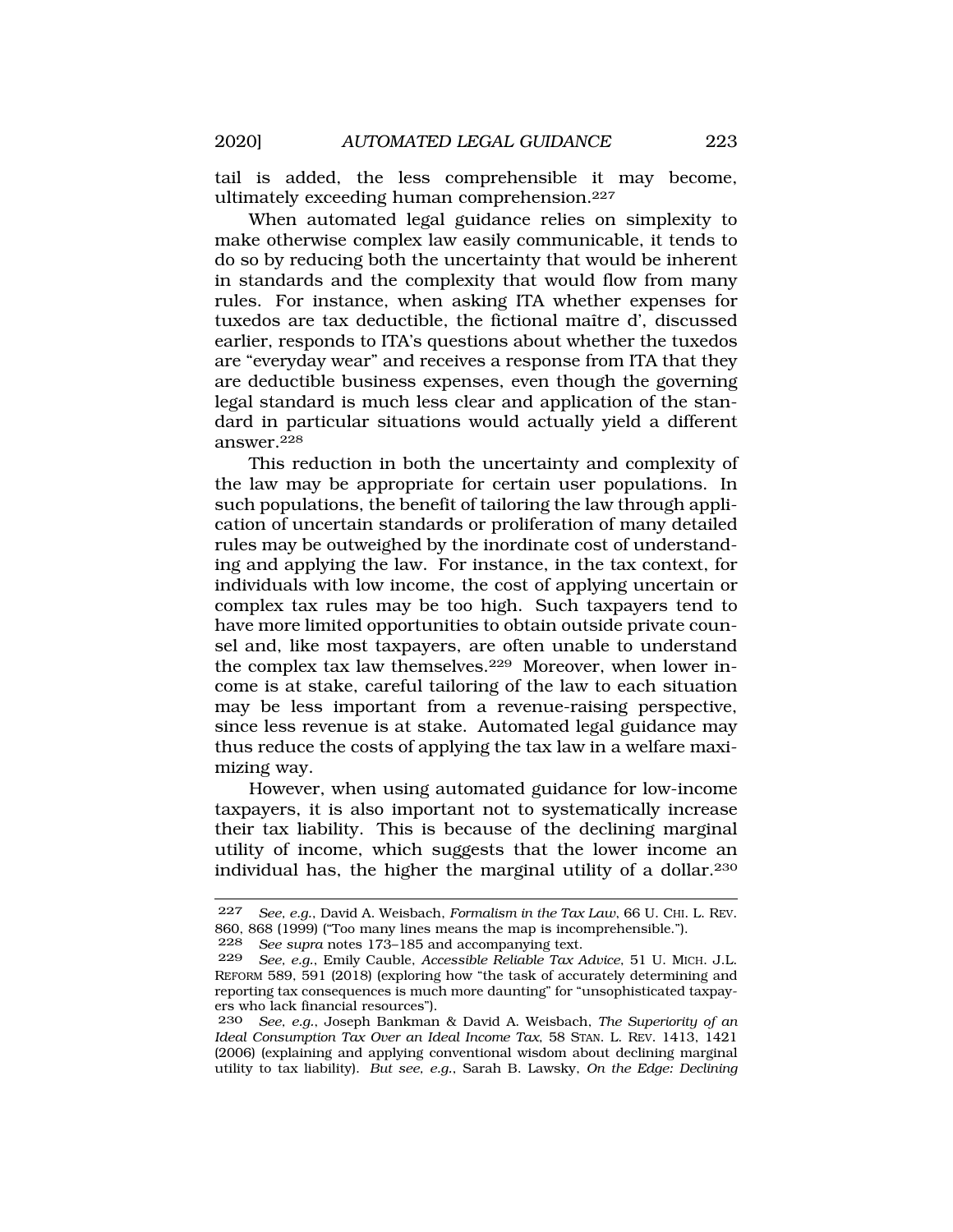tail is added, the less comprehensible it may become, ultimately exceeding human comprehension.[227]

When automated legal guidance relies on simplexity to make otherwise complex law easily communicable, it tends to do so by reducing both the uncertainty that would be inherent in standards and the complexity that would flow from many rules. For instance, when asking ITA whether expenses for tuxedos are tax deductible, the fictional maître d', discussed earlier, responds to ITA's questions about whether the tuxedos are "everyday wear" and receives a response from ITA that they are deductible business expenses, even though the governing legal standard is much less clear and application of the standard in particular situations would actually yield a different answer.[228]

This reduction in both the uncertainty and complexity of the law may be appropriate for certain user populations. In such populations, the benefit of tailoring the law through application of uncertain standards or proliferation of many detailed rules may be outweighed by the inordinate cost of understanding and applying the law. For instance, in the tax context, for individuals with low income, the cost of applying uncertain or complex tax rules may be too high. Such taxpayers tend to have more limited opportunities to obtain outside private counsel and, like most taxpayers, are often unable to understand the complex tax law themselves.[229] Moreover, when lower income is at stake, careful tailoring of the law to each situation may be less important from a revenue-raising perspective, since less revenue is at stake. Automated legal guidance may thus reduce the costs of applying the tax law in a welfare maximizing way.

However, when using automated guidance for low-income taxpayers, it is also important not to systematically increase their tax liability. This is because of the declining marginal utility of income, which suggests that the lower income an individual has, the higher the marginal utility of a dollar.[230]

---

227 *See, e.g.*, David A. Weisbach, *Formalism in the Tax Law*, 66 U. CHI. L. REV. 860, 868 (1999) ("Too many lines means the map is incomprehensible.").

228 *See supra* notes 173–185 and accompanying text.

229 *See, e.g.*, Emily Cauble, *Accessible Reliable Tax Advice*, 51 U. MICH. J.L. REFORM 589, 591 (2018) (exploring how "the task of accurately determining and reporting tax consequences is much more daunting" for "unsophisticated taxpayers who lack financial resources").

230 *See, e.g.*, Joseph Bankman & David A. Weisbach, *The Superiority of an Ideal Consumption Tax Over an Ideal Income Tax*, 58 STAN. L. REV. 1413, 1421 (2006) (explaining and applying conventional wisdom about declining marginal utility to tax liability). *But see, e.g.*, Sarah B. Lawsky, *On the Edge: Declining*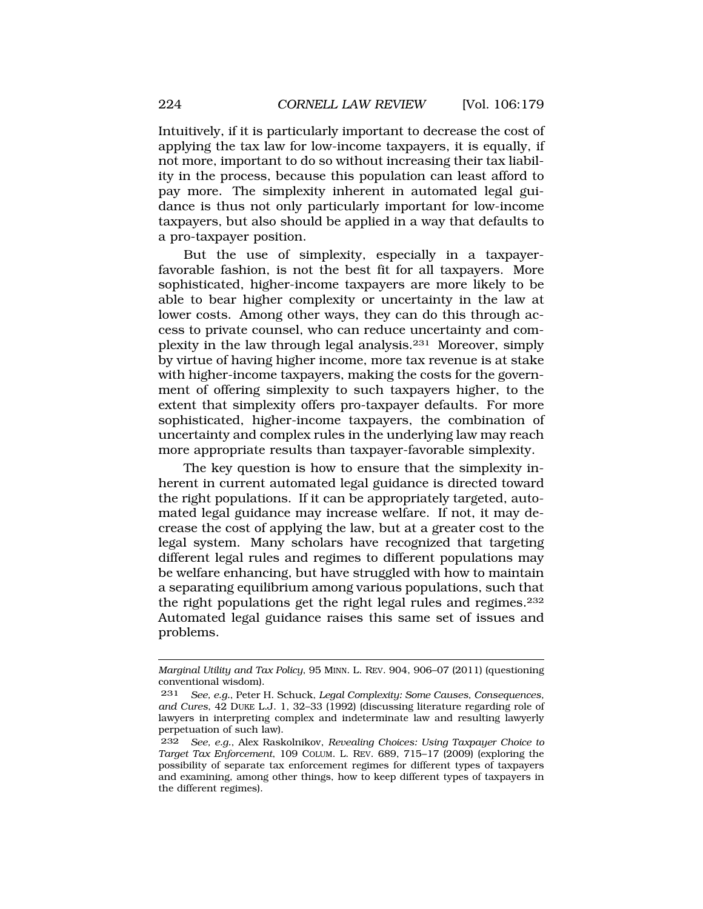Intuitively, if it is particularly important to decrease the cost of applying the tax law for low-income taxpayers, it is equally, if not more, important to do so without increasing their tax liability in the process, because this population can least afford to pay more. The simplexity inherent in automated legal guidance is thus not only particularly important for low-income taxpayers, but also should be applied in a way that defaults to a pro-taxpayer position.

But the use of simplexity, especially in a taxpayer-favorable fashion, is not the best fit for all taxpayers. More sophisticated, higher-income taxpayers are more likely to be able to bear higher complexity or uncertainty in the law at lower costs. Among other ways, they can do this through access to private counsel, who can reduce uncertainty and complexity in the law through legal analysis.[231] Moreover, simply by virtue of having higher income, more tax revenue is at stake with higher-income taxpayers, making the costs for the government of offering simplexity to such taxpayers higher, to the extent that simplexity offers pro-taxpayer defaults. For more sophisticated, higher-income taxpayers, the combination of uncertainty and complex rules in the underlying law may reach more appropriate results than taxpayer-favorable simplexity.

The key question is how to ensure that the simplexity inherent in current automated legal guidance is directed toward the right populations. If it can be appropriately targeted, automated legal guidance may increase welfare. If not, it may decrease the cost of applying the law, but at a greater cost to the legal system. Many scholars have recognized that targeting different legal rules and regimes to different populations may be welfare enhancing, but have struggled with how to maintain a separating equilibrium among various populations, such that the right populations get the right legal rules and regimes.[232] Automated legal guidance raises this same set of issues and problems.

---

*Marginal Utility and Tax Policy*, 95 MINN. L. REV. 904, 906–07 (2011) (questioning conventional wisdom).

[231] *See, e.g.*, Peter H. Schuck, *Legal Complexity: Some Causes, Consequences, and Cures*, 42 DUKE L.J. 1, 32–33 (1992) (discussing literature regarding role of lawyers in interpreting complex and indeterminate law and resulting lawyerly perpetuation of such law).

[232] *See, e.g.*, Alex Raskolnikov, *Revealing Choices: Using Taxpayer Choice to Target Tax Enforcement*, 109 COLUM. L. REV. 689, 715–17 (2009) (exploring the possibility of separate tax enforcement regimes for different types of taxpayers and examining, among other things, how to keep different types of taxpayers in the different regimes).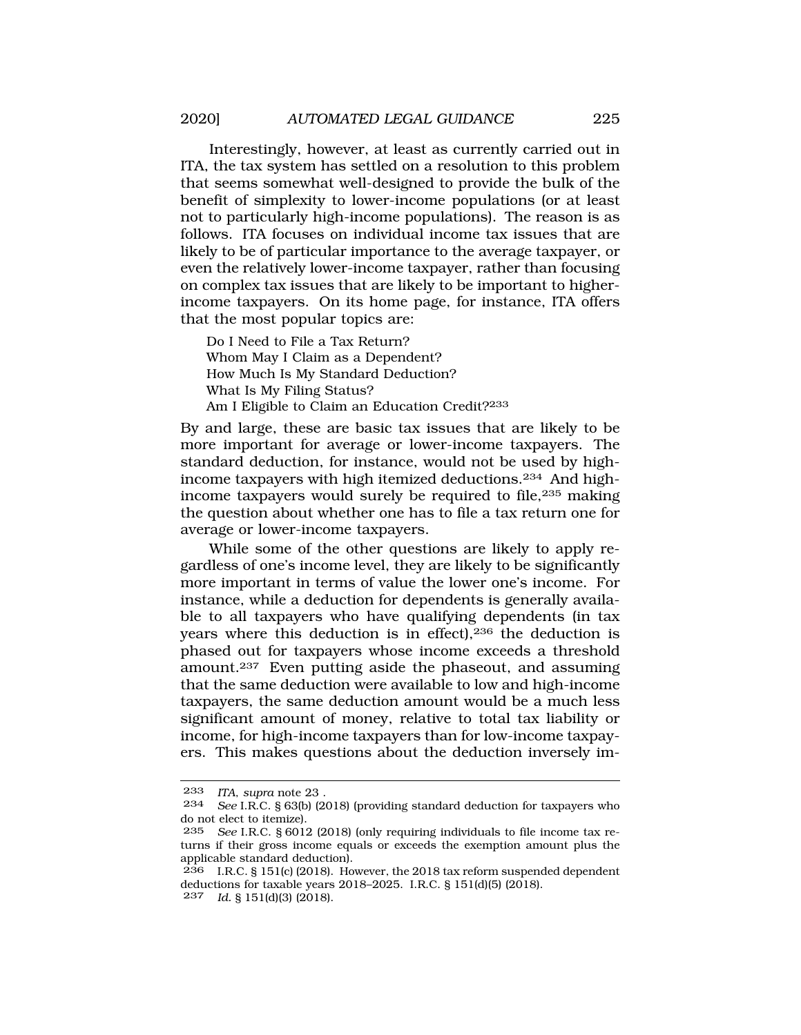Interestingly, however, at least as currently carried out in ITA, the tax system has settled on a resolution to this problem that seems somewhat well-designed to provide the bulk of the benefit of simplexity to lower-income populations (or at least not to particularly high-income populations). The reason is as follows. ITA focuses on individual income tax issues that are likely to be of particular importance to the average taxpayer, or even the relatively lower-income taxpayer, rather than focusing on complex tax issues that are likely to be important to higher-income taxpayers. On its home page, for instance, ITA offers that the most popular topics are:

> Do I Need to File a Tax Return?
> Whom May I Claim as a Dependent?
> How Much Is My Standard Deduction?
> What Is My Filing Status?
> Am I Eligible to Claim an Education Credit?[233]

By and large, these are basic tax issues that are likely to be more important for average or lower-income taxpayers. The standard deduction, for instance, would not be used by high-income taxpayers with high itemized deductions.[234] And high-income taxpayers would surely be required to file,[235] making the question about whether one has to file a tax return one for average or lower-income taxpayers.

While some of the other questions are likely to apply regardless of one's income level, they are likely to be significantly more important in terms of value the lower one's income. For instance, while a deduction for dependents is generally available to all taxpayers who have qualifying dependents (in tax years where this deduction is in effect),[236] the deduction is phased out for taxpayers whose income exceeds a threshold amount.[237] Even putting aside the phaseout, and assuming that the same deduction were available to low and high-income taxpayers, the same deduction amount would be a much less significant amount of money, relative to total tax liability or income, for high-income taxpayers than for low-income taxpayers. This makes questions about the deduction inversely im-

---

233 *ITA*, *supra* note 23 .

234 *See* I.R.C. § 63(b) (2018) (providing standard deduction for taxpayers who do not elect to itemize).

235 *See* I.R.C. § 6012 (2018) (only requiring individuals to file income tax returns if their gross income equals or exceeds the exemption amount plus the applicable standard deduction).

236 I.R.C. § 151(c) (2018). However, the 2018 tax reform suspended dependent deductions for taxable years 2018–2025. I.R.C. § 151(d)(5) (2018).

237 *Id.* § 151(d)(3) (2018).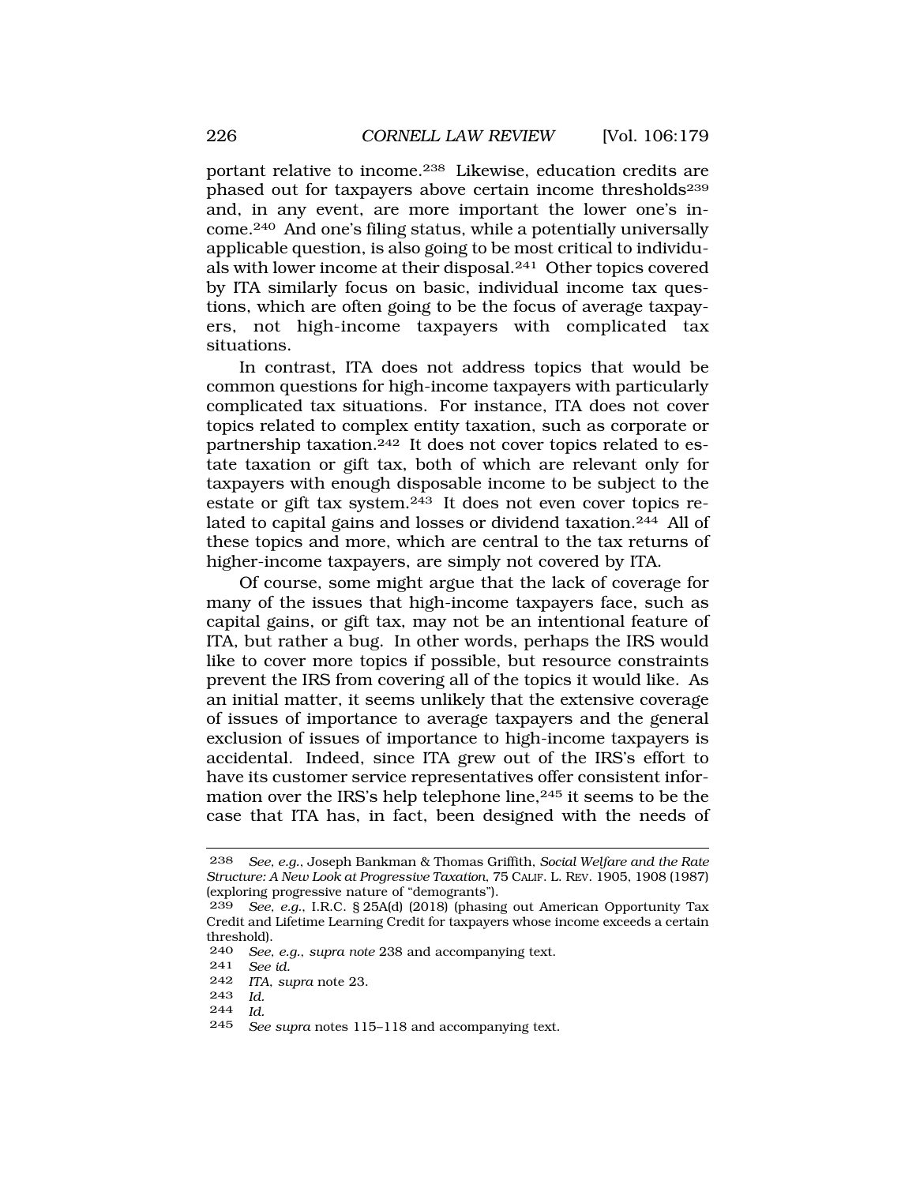portant relative to income.[238] Likewise, education credits are phased out for taxpayers above certain income thresholds[239] and, in any event, are more important the lower one's income.[240] And one's filing status, while a potentially universally applicable question, is also going to be most critical to individuals with lower income at their disposal.[241] Other topics covered by ITA similarly focus on basic, individual income tax questions, which are often going to be the focus of average taxpayers, not high-income taxpayers with complicated tax situations.

In contrast, ITA does not address topics that would be common questions for high-income taxpayers with particularly complicated tax situations. For instance, ITA does not cover topics related to complex entity taxation, such as corporate or partnership taxation.[242] It does not cover topics related to estate taxation or gift tax, both of which are relevant only for taxpayers with enough disposable income to be subject to the estate or gift tax system.[243] It does not even cover topics related to capital gains and losses or dividend taxation.[244] All of these topics and more, which are central to the tax returns of higher-income taxpayers, are simply not covered by ITA.

Of course, some might argue that the lack of coverage for many of the issues that high-income taxpayers face, such as capital gains, or gift tax, may not be an intentional feature of ITA, but rather a bug. In other words, perhaps the IRS would like to cover more topics if possible, but resource constraints prevent the IRS from covering all of the topics it would like. As an initial matter, it seems unlikely that the extensive coverage of issues of importance to average taxpayers and the general exclusion of issues of importance to high-income taxpayers is accidental. Indeed, since ITA grew out of the IRS's effort to have its customer service representatives offer consistent information over the IRS's help telephone line,[245] it seems to be the case that ITA has, in fact, been designed with the needs of

---

238 *See, e.g.*, Joseph Bankman & Thomas Griffith, *Social Welfare and the Rate Structure: A New Look at Progressive Taxation*, 75 CALIF. L. REV. 1905, 1908 (1987) (exploring progressive nature of "demogrants").

239 *See, e.g.*, I.R.C. § 25A(d) (2018) (phasing out American Opportunity Tax Credit and Lifetime Learning Credit for taxpayers whose income exceeds a certain threshold).

240 *See, e.g.*, *supra note* 238 and accompanying text.

241 *See id.*

242 *ITA*, *supra* note 23.

243 *Id.*

244 *Id.*

245 *See supra* notes 115–118 and accompanying text.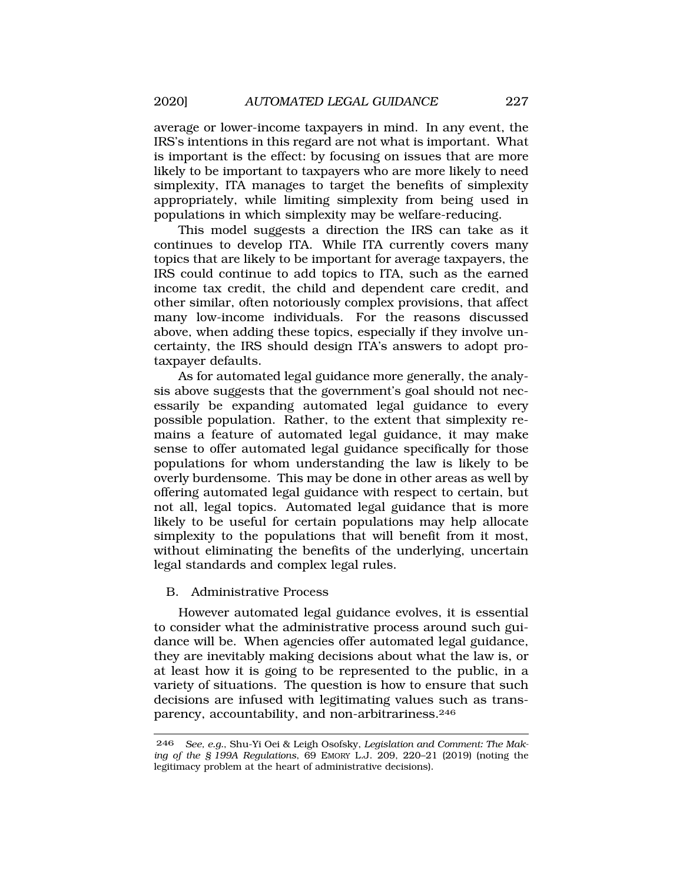average or lower-income taxpayers in mind. In any event, the IRS's intentions in this regard are not what is important. What is important is the effect: by focusing on issues that are more likely to be important to taxpayers who are more likely to need simplexity, ITA manages to target the benefits of simplexity appropriately, while limiting simplexity from being used in populations in which simplexity may be welfare-reducing.

This model suggests a direction the IRS can take as it continues to develop ITA. While ITA currently covers many topics that are likely to be important for average taxpayers, the IRS could continue to add topics to ITA, such as the earned income tax credit, the child and dependent care credit, and other similar, often notoriously complex provisions, that affect many low-income individuals. For the reasons discussed above, when adding these topics, especially if they involve uncertainty, the IRS should design ITA's answers to adopt pro-taxpayer defaults.

As for automated legal guidance more generally, the analysis above suggests that the government's goal should not necessarily be expanding automated legal guidance to every possible population. Rather, to the extent that simplexity remains a feature of automated legal guidance, it may make sense to offer automated legal guidance specifically for those populations for whom understanding the law is likely to be overly burdensome. This may be done in other areas as well by offering automated legal guidance with respect to certain, but not all, legal topics. Automated legal guidance that is more likely to be useful for certain populations may help allocate simplexity to the populations that will benefit from it most, without eliminating the benefits of the underlying, uncertain legal standards and complex legal rules.

### B. Administrative Process

However automated legal guidance evolves, it is essential to consider what the administrative process around such guidance will be. When agencies offer automated legal guidance, they are inevitably making decisions about what the law is, or at least how it is going to be represented to the public, in a variety of situations. The question is how to ensure that such decisions are infused with legitimating values such as transparency, accountability, and non-arbitrariness.[246]

---

[246] *See, e.g.*, Shu-Yi Oei & Leigh Osofsky, *Legislation and Comment: The Making of the § 199A Regulations*, 69 EMORY L.J. 209, 220–21 (2019) (noting the legitimacy problem at the heart of administrative decisions).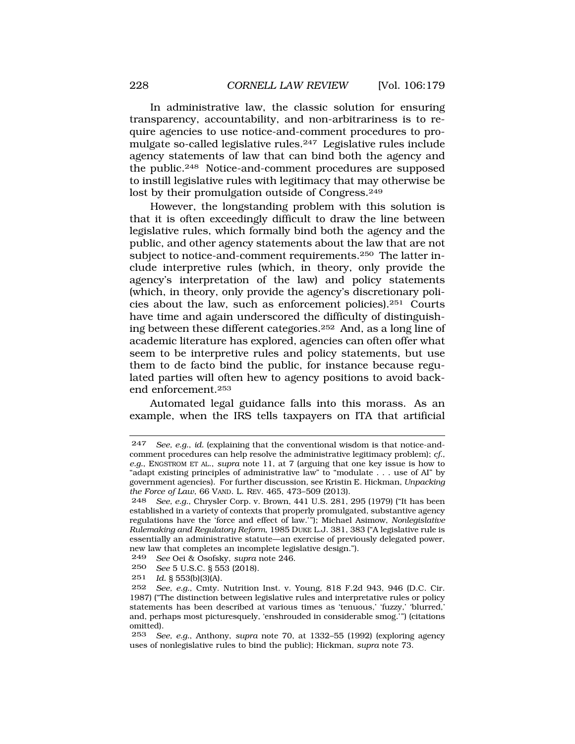In administrative law, the classic solution for ensuring transparency, accountability, and non-arbitrariness is to require agencies to use notice-and-comment procedures to promulgate so-called legislative rules.[247] Legislative rules include agency statements of law that can bind both the agency and the public.[248] Notice-and-comment procedures are supposed to instill legislative rules with legitimacy that may otherwise be lost by their promulgation outside of Congress.[249]

However, the longstanding problem with this solution is that it is often exceedingly difficult to draw the line between legislative rules, which formally bind both the agency and the public, and other agency statements about the law that are not subject to notice-and-comment requirements.[250] The latter include interpretive rules (which, in theory, only provide the agency's interpretation of the law) and policy statements (which, in theory, only provide the agency's discretionary policies about the law, such as enforcement policies).[251] Courts have time and again underscored the difficulty of distinguishing between these different categories.[252] And, as a long line of academic literature has explored, agencies can often offer what seem to be interpretive rules and policy statements, but use them to de facto bind the public, for instance because regulated parties will often hew to agency positions to avoid back-end enforcement.[253]

Automated legal guidance falls into this morass. As an example, when the IRS tells taxpayers on ITA that artificial

---

247 *See, e.g.*, *id.* (explaining that the conventional wisdom is that notice-and-comment procedures can help resolve the administrative legitimacy problem); *cf.*, *e.g.*, ENGSTROM ET AL., *supra* note 11, at 7 (arguing that one key issue is how to "adapt existing principles of administrative law" to "modulate . . . use of AI" by government agencies). For further discussion, see Kristin E. Hickman, *Unpacking the Force of Law*, 66 VAND. L. REV. 465, 473–509 (2013).

248 *See, e.g.*, Chrysler Corp. v. Brown, 441 U.S. 281, 295 (1979) ("It has been established in a variety of contexts that properly promulgated, substantive agency regulations have the 'force and effect of law.'"); Michael Asimow, *Nonlegislative Rulemaking and Regulatory Reform*, 1985 DUKE L.J. 381, 383 ("A legislative rule is essentially an administrative statute—an exercise of previously delegated power, new law that completes an incomplete legislative design.").

249 *See* Oei & Osofsky, *supra* note 246.

250 *See* 5 U.S.C. § 553 (2018).

251 *Id.* § 553(b)(3)(A).

252 *See, e.g.*, Cmty. Nutrition Inst. v. Young, 818 F.2d 943, 946 (D.C. Cir. 1987) ("The distinction between legislative rules and interpretative rules or policy statements has been described at various times as 'tenuous,' 'fuzzy,' 'blurred,' and, perhaps most picturesquely, 'enshrouded in considerable smog.'") (citations omitted).

253 *See, e.g.*, Anthony, *supra* note 70, at 1332–55 (1992) (exploring agency uses of nonlegislative rules to bind the public); Hickman, *supra* note 73.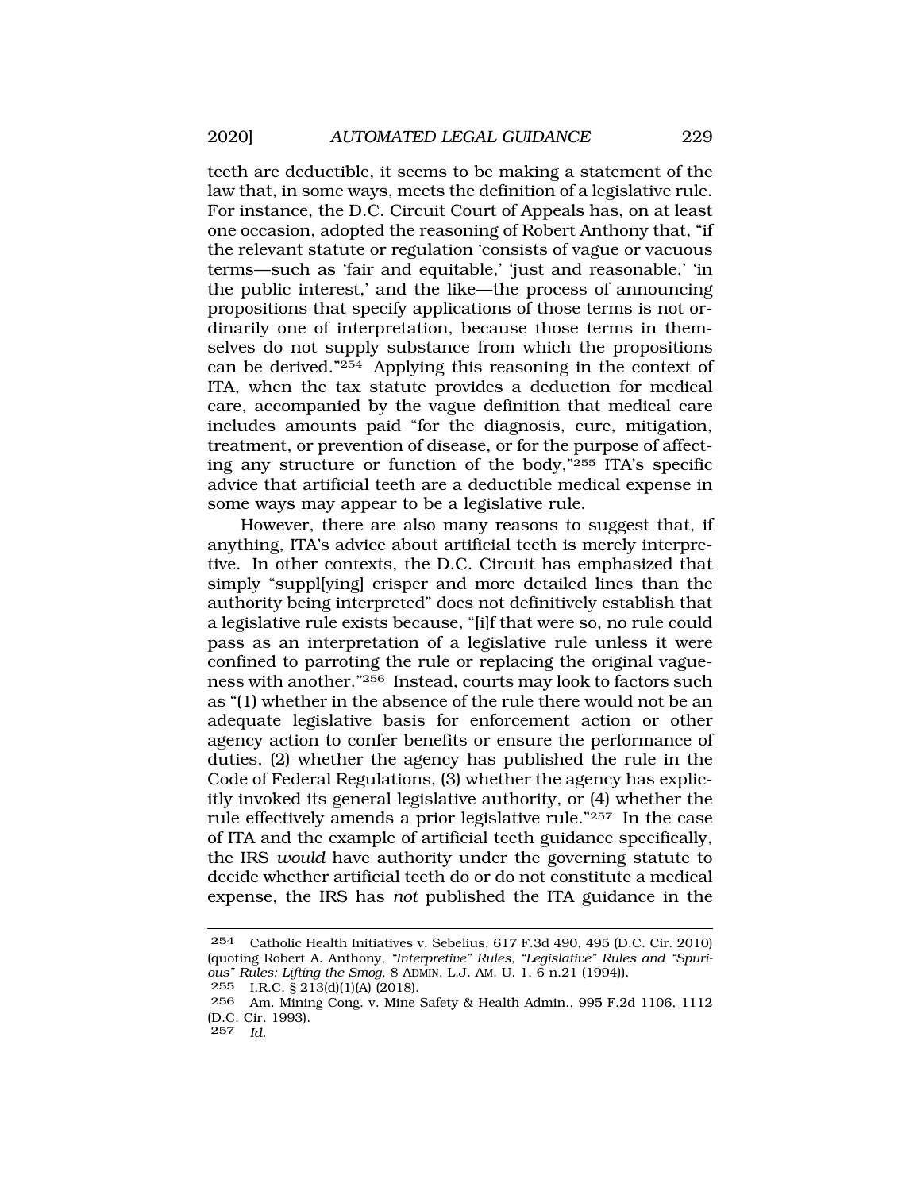teeth are deductible, it seems to be making a statement of the law that, in some ways, meets the definition of a legislative rule. For instance, the D.C. Circuit Court of Appeals has, on at least one occasion, adopted the reasoning of Robert Anthony that, "if the relevant statute or regulation 'consists of vague or vacuous terms—such as 'fair and equitable,' 'just and reasonable,' 'in the public interest,' and the like—the process of announcing propositions that specify applications of those terms is not ordinarily one of interpretation, because those terms in themselves do not supply substance from which the propositions can be derived."[254] Applying this reasoning in the context of ITA, when the tax statute provides a deduction for medical care, accompanied by the vague definition that medical care includes amounts paid "for the diagnosis, cure, mitigation, treatment, or prevention of disease, or for the purpose of affecting any structure or function of the body,"[255] ITA's specific advice that artificial teeth are a deductible medical expense in some ways may appear to be a legislative rule.

However, there are also many reasons to suggest that, if anything, ITA's advice about artificial teeth is merely interpretive. In other contexts, the D.C. Circuit has emphasized that simply "suppl[ying] crisper and more detailed lines than the authority being interpreted" does not definitively establish that a legislative rule exists because, "[i]f that were so, no rule could pass as an interpretation of a legislative rule unless it were confined to parroting the rule or replacing the original vagueness with another."[256] Instead, courts may look to factors such as "(1) whether in the absence of the rule there would not be an adequate legislative basis for enforcement action or other agency action to confer benefits or ensure the performance of duties, (2) whether the agency has published the rule in the Code of Federal Regulations, (3) whether the agency has explicitly invoked its general legislative authority, or (4) whether the rule effectively amends a prior legislative rule."[257] In the case of ITA and the example of artificial teeth guidance specifically, the IRS *would* have authority under the governing statute to decide whether artificial teeth do or do not constitute a medical expense, the IRS has *not* published the ITA guidance in the

---

254 Catholic Health Initiatives v. Sebelius, 617 F.3d 490, 495 (D.C. Cir. 2010) (quoting Robert A. Anthony, *"Interpretive" Rules, "Legislative" Rules and "Spurious" Rules: Lifting the Smog*, 8 ADMIN. L.J. AM. U. 1, 6 n.21 (1994)).

255 I.R.C. § 213(d)(1)(A) (2018).

256 Am. Mining Cong. v. Mine Safety & Health Admin., 995 F.2d 1106, 1112 (D.C. Cir. 1993).

257 *Id.*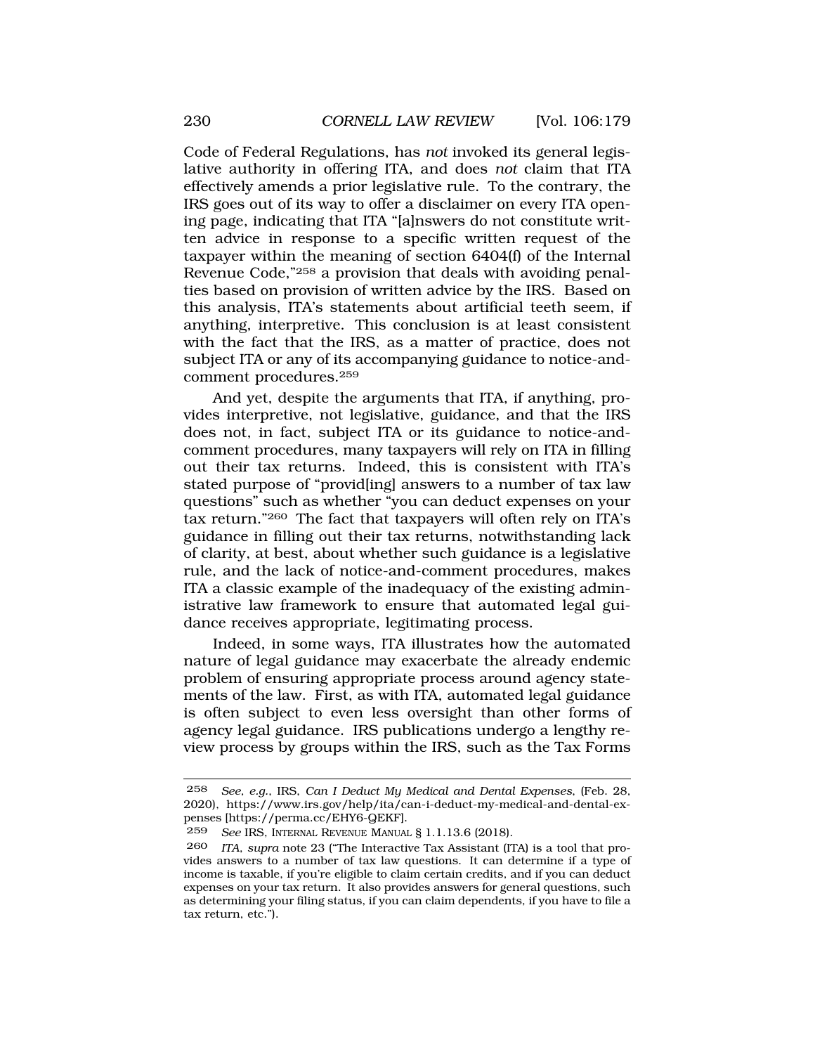Code of Federal Regulations, has *not* invoked its general legislative authority in offering ITA, and does *not* claim that ITA effectively amends a prior legislative rule. To the contrary, the IRS goes out of its way to offer a disclaimer on every ITA opening page, indicating that ITA "[a]nswers do not constitute written advice in response to a specific written request of the taxpayer within the meaning of section 6404(f) of the Internal Revenue Code,"[258] a provision that deals with avoiding penalties based on provision of written advice by the IRS. Based on this analysis, ITA's statements about artificial teeth seem, if anything, interpretive. This conclusion is at least consistent with the fact that the IRS, as a matter of practice, does not subject ITA or any of its accompanying guidance to notice-and-comment procedures.[259]

And yet, despite the arguments that ITA, if anything, provides interpretive, not legislative, guidance, and that the IRS does not, in fact, subject ITA or its guidance to notice-and-comment procedures, many taxpayers will rely on ITA in filling out their tax returns. Indeed, this is consistent with ITA's stated purpose of "provid[ing] answers to a number of tax law questions" such as whether "you can deduct expenses on your tax return."[260] The fact that taxpayers will often rely on ITA's guidance in filling out their tax returns, notwithstanding lack of clarity, at best, about whether such guidance is a legislative rule, and the lack of notice-and-comment procedures, makes ITA a classic example of the inadequacy of the existing administrative law framework to ensure that automated legal guidance receives appropriate, legitimating process.

Indeed, in some ways, ITA illustrates how the automated nature of legal guidance may exacerbate the already endemic problem of ensuring appropriate process around agency statements of the law. First, as with ITA, automated legal guidance is often subject to even less oversight than other forms of agency legal guidance. IRS publications undergo a lengthy review process by groups within the IRS, such as the Tax Forms

---

258 *See, e.g.*, IRS, *Can I Deduct My Medical and Dental Expenses*, (Feb. 28, 2020), https://www.irs.gov/help/ita/can-i-deduct-my-medical-and-dental-expenses [https://perma.cc/EHY6-QEKF].

259 *See* IRS, INTERNAL REVENUE MANUAL § 1.1.13.6 (2018).

260 *ITA*, *supra* note 23 ("The Interactive Tax Assistant (ITA) is a tool that provides answers to a number of tax law questions. It can determine if a type of income is taxable, if you're eligible to claim certain credits, and if you can deduct expenses on your tax return. It also provides answers for general questions, such as determining your filing status, if you can claim dependents, if you have to file a tax return, etc.").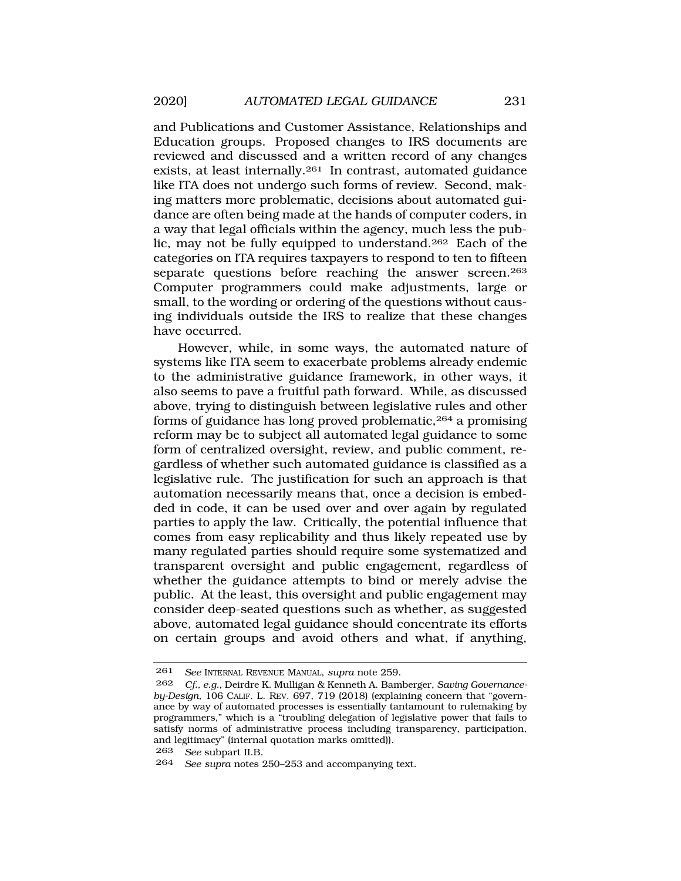and Publications and Customer Assistance, Relationships and Education groups. Proposed changes to IRS documents are reviewed and discussed and a written record of any changes exists, at least internally.[261] In contrast, automated guidance like ITA does not undergo such forms of review. Second, making matters more problematic, decisions about automated guidance are often being made at the hands of computer coders, in a way that legal officials within the agency, much less the public, may not be fully equipped to understand.[262] Each of the categories on ITA requires taxpayers to respond to ten to fifteen separate questions before reaching the answer screen.[263] Computer programmers could make adjustments, large or small, to the wording or ordering of the questions without causing individuals outside the IRS to realize that these changes have occurred.

However, while, in some ways, the automated nature of systems like ITA seem to exacerbate problems already endemic to the administrative guidance framework, in other ways, it also seems to pave a fruitful path forward. While, as discussed above, trying to distinguish between legislative rules and other forms of guidance has long proved problematic,[264] a promising reform may be to subject all automated legal guidance to some form of centralized oversight, review, and public comment, regardless of whether such automated guidance is classified as a legislative rule. The justification for such an approach is that automation necessarily means that, once a decision is embedded in code, it can be used over and over again by regulated parties to apply the law. Critically, the potential influence that comes from easy replicability and thus likely repeated use by many regulated parties should require some systematized and transparent oversight and public engagement, regardless of whether the guidance attempts to bind or merely advise the public. At the least, this oversight and public engagement may consider deep-seated questions such as whether, as suggested above, automated legal guidance should concentrate its efforts on certain groups and avoid others and what, if anything,

---

261 *See* INTERNAL REVENUE MANUAL, *supra* note 259.

262 *Cf., e.g.*, Deirdre K. Mulligan & Kenneth A. Bamberger, *Saving Governance-by-Design*, 106 CALIF. L. REV. 697, 719 (2018) (explaining concern that "governance by way of automated processes is essentially tantamount to rulemaking by programmers," which is a "troubling delegation of legislative power that fails to satisfy norms of administrative process including transparency, participation, and legitimacy" (internal quotation marks omitted)).

263 *See* subpart II.B.

264 *See supra* notes 250–253 and accompanying text.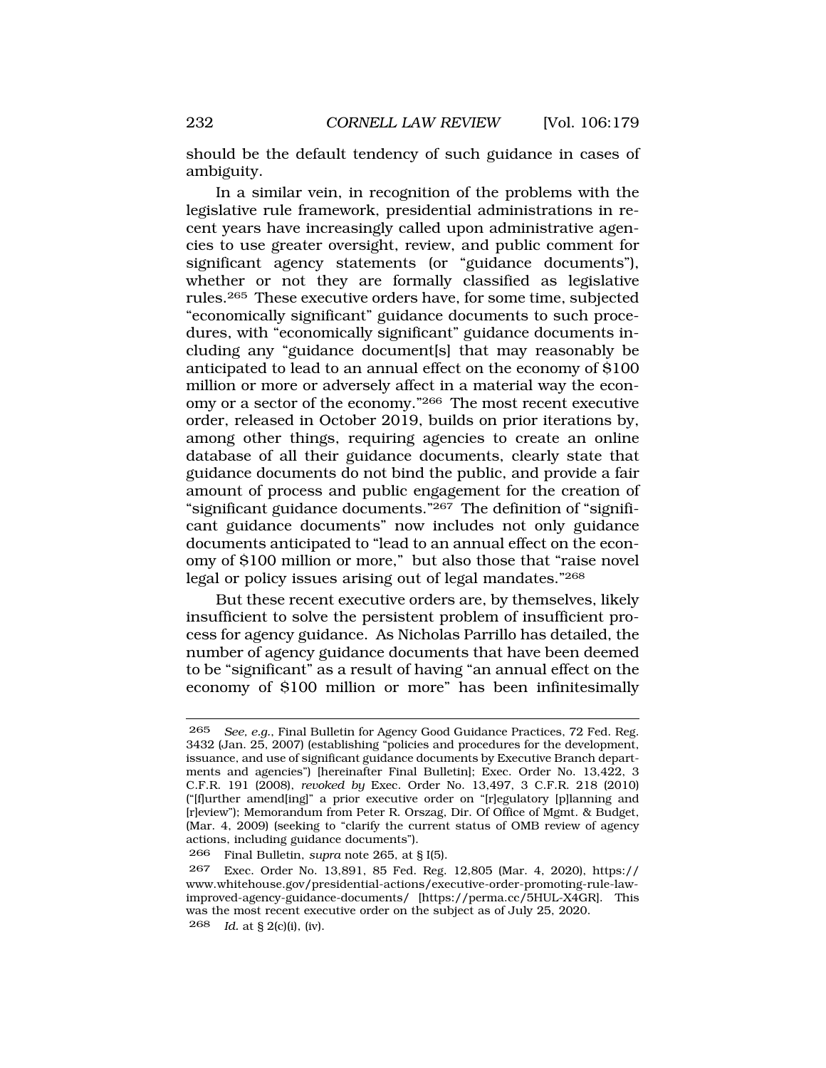should be the default tendency of such guidance in cases of ambiguity.

In a similar vein, in recognition of the problems with the legislative rule framework, presidential administrations in recent years have increasingly called upon administrative agencies to use greater oversight, review, and public comment for significant agency statements (or "guidance documents"), whether or not they are formally classified as legislative rules.[265] These executive orders have, for some time, subjected "economically significant" guidance documents to such procedures, with "economically significant" guidance documents including any "guidance document[s] that may reasonably be anticipated to lead to an annual effect on the economy of $100 million or more or adversely affect in a material way the economy or a sector of the economy."[266] The most recent executive order, released in October 2019, builds on prior iterations by, among other things, requiring agencies to create an online database of all their guidance documents, clearly state that guidance documents do not bind the public, and provide a fair amount of process and public engagement for the creation of "significant guidance documents."[267] The definition of "significant guidance documents" now includes not only guidance documents anticipated to "lead to an annual effect on the economy of $100 million or more," but also those that "raise novel legal or policy issues arising out of legal mandates."[268]

But these recent executive orders are, by themselves, likely insufficient to solve the persistent problem of insufficient process for agency guidance. As Nicholas Parrillo has detailed, the number of agency guidance documents that have been deemed to be "significant" as a result of having "an annual effect on the economy of $100 million or more" has been infinitesimally

---

265 *See, e.g.*, Final Bulletin for Agency Good Guidance Practices, 72 Fed. Reg. 3432 (Jan. 25, 2007) (establishing "policies and procedures for the development, issuance, and use of significant guidance documents by Executive Branch departments and agencies") [hereinafter Final Bulletin]; Exec. Order No. 13,422, 3 C.F.R. 191 (2008), *revoked by* Exec. Order No. 13,497, 3 C.F.R. 218 (2010) ("[f]urther amend[ing]" a prior executive order on "[r]egulatory [p]lanning and [r]eview"); Memorandum from Peter R. Orszag, Dir. Of Office of Mgmt. & Budget, (Mar. 4, 2009) (seeking to "clarify the current status of OMB review of agency actions, including guidance documents").

266 Final Bulletin, *supra* note 265, at § I(5).

267 Exec. Order No. 13,891, 85 Fed. Reg. 12,805 (Mar. 4, 2020), https://www.whitehouse.gov/presidential-actions/executive-order-promoting-rule-law-improved-agency-guidance-documents/ [https://perma.cc/5HUL-X4GR]. This was the most recent executive order on the subject as of July 25, 2020.

268 *Id.* at § 2(c)(i), (iv).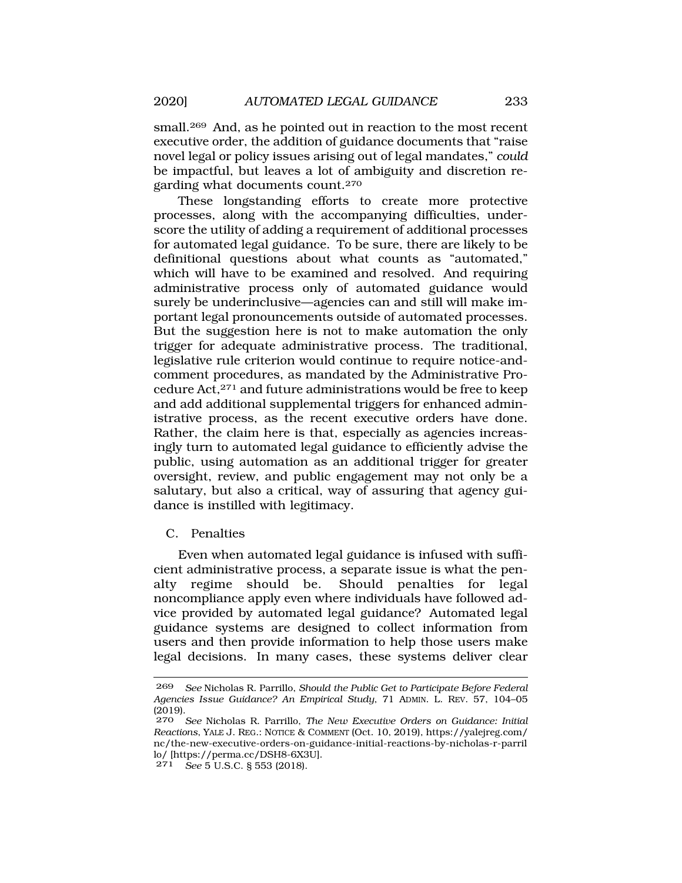small.[269] And, as he pointed out in reaction to the most recent executive order, the addition of guidance documents that "raise novel legal or policy issues arising out of legal mandates," *could* be impactful, but leaves a lot of ambiguity and discretion regarding what documents count.[270]

These longstanding efforts to create more protective processes, along with the accompanying difficulties, underscore the utility of adding a requirement of additional processes for automated legal guidance. To be sure, there are likely to be definitional questions about what counts as "automated," which will have to be examined and resolved. And requiring administrative process only of automated guidance would surely be underinclusive—agencies can and still will make important legal pronouncements outside of automated processes. But the suggestion here is not to make automation the only trigger for adequate administrative process. The traditional, legislative rule criterion would continue to require notice-and-comment procedures, as mandated by the Administrative Procedure Act,[271] and future administrations would be free to keep and add additional supplemental triggers for enhanced administrative process, as the recent executive orders have done. Rather, the claim here is that, especially as agencies increasingly turn to automated legal guidance to efficiently advise the public, using automation as an additional trigger for greater oversight, review, and public engagement may not only be a salutary, but also a critical, way of assuring that agency guidance is instilled with legitimacy.

### C. Penalties

Even when automated legal guidance is infused with sufficient administrative process, a separate issue is what the penalty regime should be. Should penalties for legal noncompliance apply even where individuals have followed advice provided by automated legal guidance? Automated legal guidance systems are designed to collect information from users and then provide information to help those users make legal decisions. In many cases, these systems deliver clear

---

269 *See* Nicholas R. Parrillo, *Should the Public Get to Participate Before Federal Agencies Issue Guidance? An Empirical Study*, 71 ADMIN. L. REV. 57, 104–05 (2019).

270 *See* Nicholas R. Parrillo, *The New Executive Orders on Guidance: Initial Reactions*, YALE J. REG.: NOTICE & COMMENT (Oct. 10, 2019), https://yalejreg.com/nc/the-new-executive-orders-on-guidance-initial-reactions-by-nicholas-r-parrillo/ [https://perma.cc/DSH8-6X3U].

271 *See* 5 U.S.C. § 553 (2018).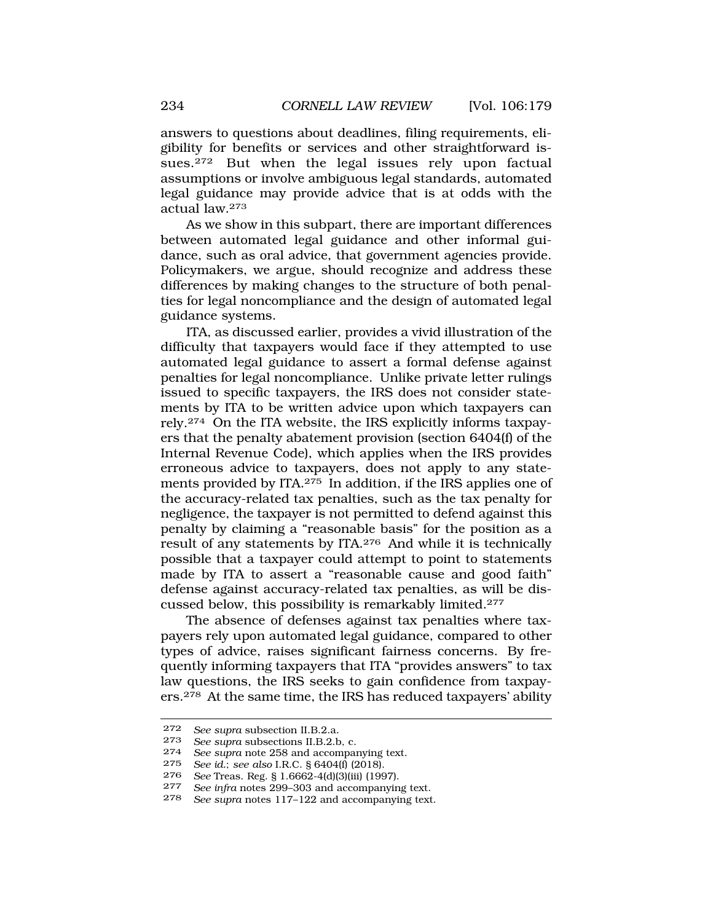answers to questions about deadlines, filing requirements, eligibility for benefits or services and other straightforward issues.[272] But when the legal issues rely upon factual assumptions or involve ambiguous legal standards, automated legal guidance may provide advice that is at odds with the actual law.[273]

As we show in this subpart, there are important differences between automated legal guidance and other informal guidance, such as oral advice, that government agencies provide. Policymakers, we argue, should recognize and address these differences by making changes to the structure of both penalties for legal noncompliance and the design of automated legal guidance systems.

ITA, as discussed earlier, provides a vivid illustration of the difficulty that taxpayers would face if they attempted to use automated legal guidance to assert a formal defense against penalties for legal noncompliance. Unlike private letter rulings issued to specific taxpayers, the IRS does not consider statements by ITA to be written advice upon which taxpayers can rely.[274] On the ITA website, the IRS explicitly informs taxpayers that the penalty abatement provision (section 6404(f) of the Internal Revenue Code), which applies when the IRS provides erroneous advice to taxpayers, does not apply to any statements provided by ITA.[275] In addition, if the IRS applies one of the accuracy-related tax penalties, such as the tax penalty for negligence, the taxpayer is not permitted to defend against this penalty by claiming a "reasonable basis" for the position as a result of any statements by ITA.[276] And while it is technically possible that a taxpayer could attempt to point to statements made by ITA to assert a "reasonable cause and good faith" defense against accuracy-related tax penalties, as will be discussed below, this possibility is remarkably limited.[277]

The absence of defenses against tax penalties where taxpayers rely upon automated legal guidance, compared to other types of advice, raises significant fairness concerns. By frequently informing taxpayers that ITA "provides answers" to tax law questions, the IRS seeks to gain confidence from taxpayers.[278] At the same time, the IRS has reduced taxpayers' ability

---

272 *See supra* subsection II.B.2.a.

273 *See supra* subsections II.B.2.b, c.

274 *See supra* note 258 and accompanying text.

275 *See id.*; *see also* I.R.C. § 6404(f) (2018).

276 *See* Treas. Reg. § 1.6662-4(d)(3)(iii) (1997).

277 *See infra* notes 299–303 and accompanying text.

278 *See supra* notes 117–122 and accompanying text.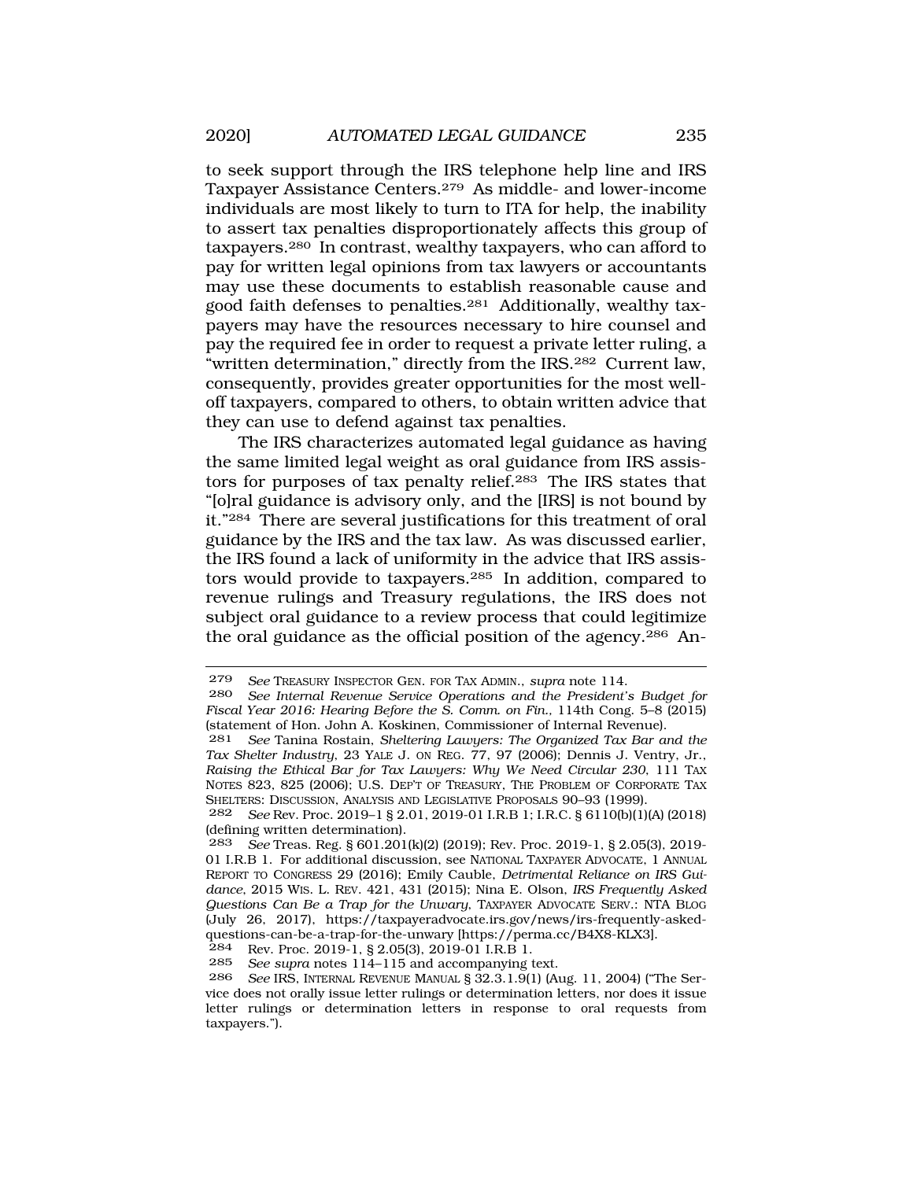to seek support through the IRS telephone help line and IRS Taxpayer Assistance Centers.[279] As middle- and lower-income individuals are most likely to turn to ITA for help, the inability to assert tax penalties disproportionately affects this group of taxpayers.[280] In contrast, wealthy taxpayers, who can afford to pay for written legal opinions from tax lawyers or accountants may use these documents to establish reasonable cause and good faith defenses to penalties.[281] Additionally, wealthy taxpayers may have the resources necessary to hire counsel and pay the required fee in order to request a private letter ruling, a "written determination," directly from the IRS.[282] Current law, consequently, provides greater opportunities for the most well-off taxpayers, compared to others, to obtain written advice that they can use to defend against tax penalties.

The IRS characterizes automated legal guidance as having the same limited legal weight as oral guidance from IRS assistors for purposes of tax penalty relief.[283] The IRS states that "[o]ral guidance is advisory only, and the [IRS] is not bound by it."[284] There are several justifications for this treatment of oral guidance by the IRS and the tax law. As was discussed earlier, the IRS found a lack of uniformity in the advice that IRS assistors would provide to taxpayers.[285] In addition, compared to revenue rulings and Treasury regulations, the IRS does not subject oral guidance to a review process that could legitimize the oral guidance as the official position of the agency.[286] An-

---

279 *See* TREASURY INSPECTOR GEN. FOR TAX ADMIN., *supra* note 114.

280 *See Internal Revenue Service Operations and the President's Budget for Fiscal Year 2016: Hearing Before the S. Comm. on Fin.*, 114th Cong. 5–8 (2015) (statement of Hon. John A. Koskinen, Commissioner of Internal Revenue).

281 *See* Tanina Rostain, *Sheltering Lawyers: The Organized Tax Bar and the Tax Shelter Industry*, 23 YALE J. ON REG. 77, 97 (2006); Dennis J. Ventry, Jr., *Raising the Ethical Bar for Tax Lawyers: Why We Need Circular 230*, 111 TAX NOTES 823, 825 (2006); U.S. DEP'T OF TREASURY, THE PROBLEM OF CORPORATE TAX SHELTERS: DISCUSSION, ANALYSIS AND LEGISLATIVE PROPOSALS 90–93 (1999).

282 *See* Rev. Proc. 2019–1 § 2.01, 2019-01 I.R.B 1; I.R.C. § 6110(b)(1)(A) (2018) (defining written determination).

283 *See* Treas. Reg. § 601.201(k)(2) (2019); Rev. Proc. 2019-1, § 2.05(3), 2019-01 I.R.B 1. For additional discussion, see NATIONAL TAXPAYER ADVOCATE, 1 ANNUAL REPORT TO CONGRESS 29 (2016); Emily Cauble, *Detrimental Reliance on IRS Guidance*, 2015 WIS. L. REV. 421, 431 (2015); Nina E. Olson, *IRS Frequently Asked Questions Can Be a Trap for the Unwary*, TAXPAYER ADVOCATE SERV.: NTA BLOG (July 26, 2017), https://taxpayeradvocate.irs.gov/news/irs-frequently-asked-questions-can-be-a-trap-for-the-unwary [https://perma.cc/B4X8-KLX3].

284 Rev. Proc. 2019-1, § 2.05(3), 2019-01 I.R.B 1.

285 *See supra* notes 114–115 and accompanying text.

286 *See* IRS, INTERNAL REVENUE MANUAL § 32.3.1.9(1) (Aug. 11, 2004) ("The Service does not orally issue letter rulings or determination letters, nor does it issue letter rulings or determination letters in response to oral requests from taxpayers.").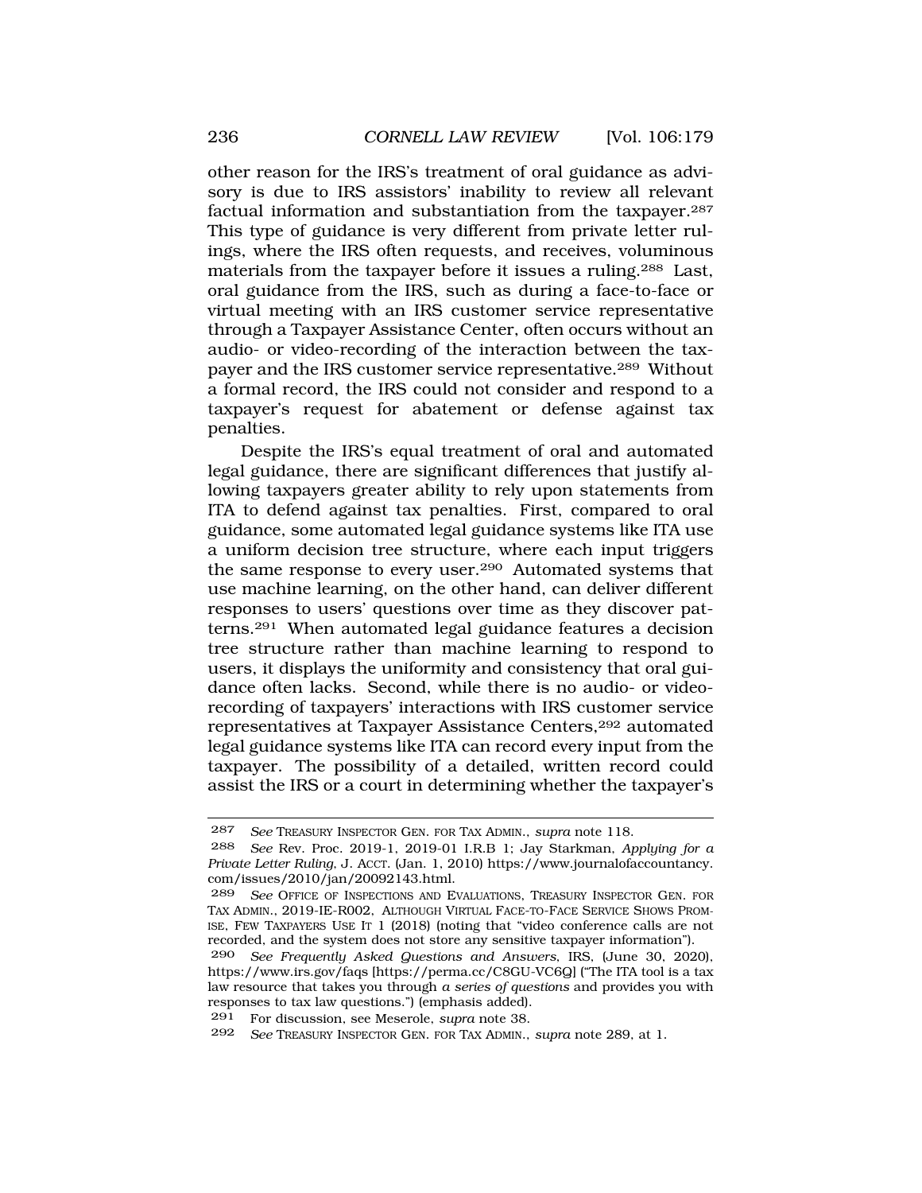other reason for the IRS's treatment of oral guidance as advisory is due to IRS assistors' inability to review all relevant factual information and substantiation from the taxpayer.[287] This type of guidance is very different from private letter rulings, where the IRS often requests, and receives, voluminous materials from the taxpayer before it issues a ruling.[288] Last, oral guidance from the IRS, such as during a face-to-face or virtual meeting with an IRS customer service representative through a Taxpayer Assistance Center, often occurs without an audio- or video-recording of the interaction between the taxpayer and the IRS customer service representative.[289] Without a formal record, the IRS could not consider and respond to a taxpayer's request for abatement or defense against tax penalties.

Despite the IRS's equal treatment of oral and automated legal guidance, there are significant differences that justify allowing taxpayers greater ability to rely upon statements from ITA to defend against tax penalties. First, compared to oral guidance, some automated legal guidance systems like ITA use a uniform decision tree structure, where each input triggers the same response to every user.[290] Automated systems that use machine learning, on the other hand, can deliver different responses to users' questions over time as they discover patterns.[291] When automated legal guidance features a decision tree structure rather than machine learning to respond to users, it displays the uniformity and consistency that oral guidance often lacks. Second, while there is no audio- or video-recording of taxpayers' interactions with IRS customer service representatives at Taxpayer Assistance Centers,[292] automated legal guidance systems like ITA can record every input from the taxpayer. The possibility of a detailed, written record could assist the IRS or a court in determining whether the taxpayer's

---

[287] *See* TREASURY INSPECTOR GEN. FOR TAX ADMIN., *supra* note 118.

[288] *See* Rev. Proc. 2019-1, 2019-01 I.R.B 1; Jay Starkman, *Applying for a Private Letter Ruling*, J. ACCT. (Jan. 1, 2010) https://www.journalofaccountancy.com/issues/2010/jan/20092143.html.

[289] *See* OFFICE OF INSPECTIONS AND EVALUATIONS, TREASURY INSPECTOR GEN. FOR TAX ADMIN., 2019-IE-R002, ALTHOUGH VIRTUAL FACE-TO-FACE SERVICE SHOWS PROMISE, FEW TAXPAYERS USE IT 1 (2018) (noting that "video conference calls are not recorded, and the system does not store any sensitive taxpayer information").

[290] *See Frequently Asked Questions and Answers*, IRS, (June 30, 2020), https://www.irs.gov/faqs [https://perma.cc/C8GU-VC6Q] ("The ITA tool is a tax law resource that takes you through *a series of questions* and provides you with responses to tax law questions.") (emphasis added).

[291] For discussion, see Meserole, *supra* note 38.

[292] *See* TREASURY INSPECTOR GEN. FOR TAX ADMIN., *supra* note 289, at 1.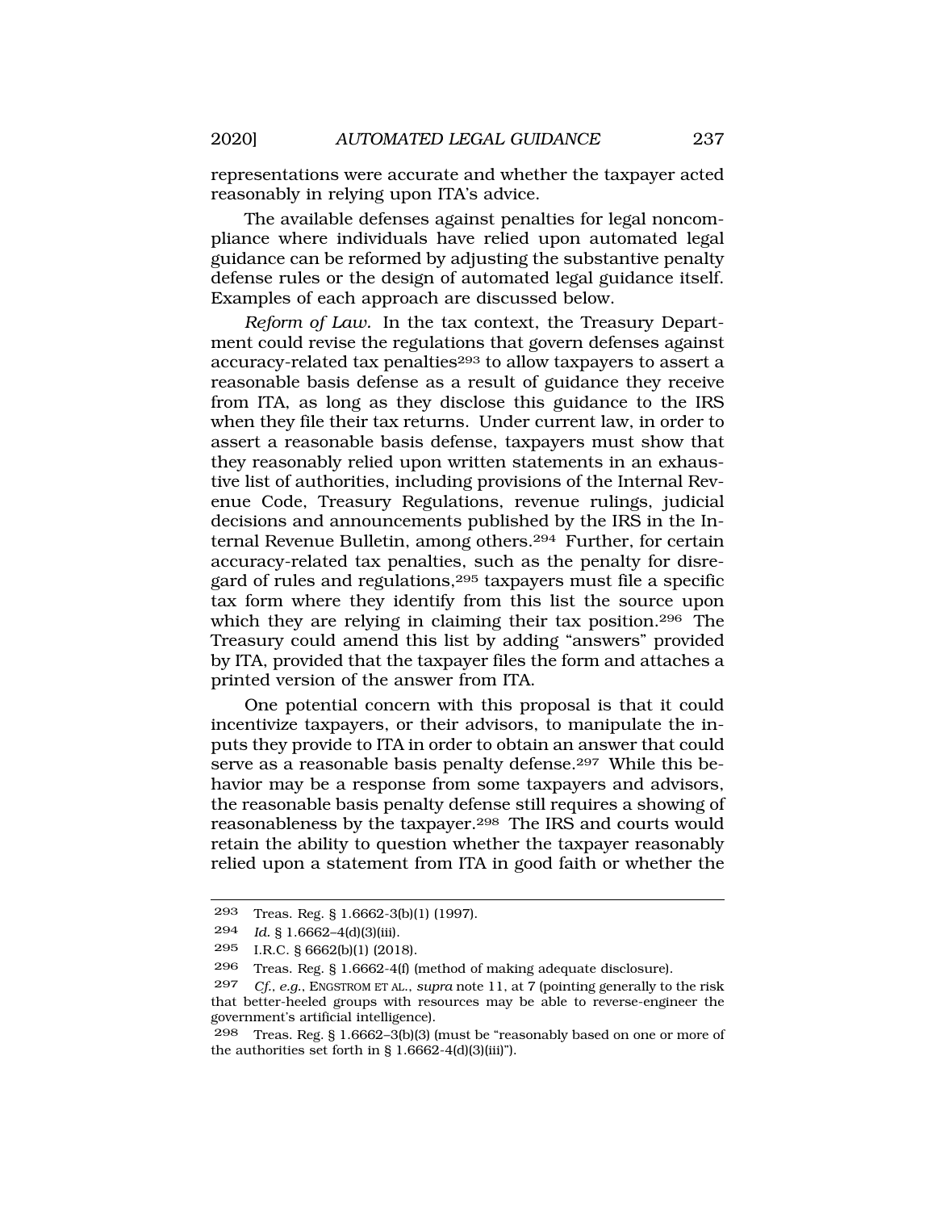representations were accurate and whether the taxpayer acted reasonably in relying upon ITA's advice.

The available defenses against penalties for legal noncompliance where individuals have relied upon automated legal guidance can be reformed by adjusting the substantive penalty defense rules or the design of automated legal guidance itself. Examples of each approach are discussed below.

*Reform of Law.* In the tax context, the Treasury Department could revise the regulations that govern defenses against accuracy-related tax penalties[293] to allow taxpayers to assert a reasonable basis defense as a result of guidance they receive from ITA, as long as they disclose this guidance to the IRS when they file their tax returns. Under current law, in order to assert a reasonable basis defense, taxpayers must show that they reasonably relied upon written statements in an exhaustive list of authorities, including provisions of the Internal Revenue Code, Treasury Regulations, revenue rulings, judicial decisions and announcements published by the IRS in the Internal Revenue Bulletin, among others.[294] Further, for certain accuracy-related tax penalties, such as the penalty for disregard of rules and regulations,[295] taxpayers must file a specific tax form where they identify from this list the source upon which they are relying in claiming their tax position.[296] The Treasury could amend this list by adding "answers" provided by ITA, provided that the taxpayer files the form and attaches a printed version of the answer from ITA.

One potential concern with this proposal is that it could incentivize taxpayers, or their advisors, to manipulate the inputs they provide to ITA in order to obtain an answer that could serve as a reasonable basis penalty defense.[297] While this behavior may be a response from some taxpayers and advisors, the reasonable basis penalty defense still requires a showing of reasonableness by the taxpayer.[298] The IRS and courts would retain the ability to question whether the taxpayer reasonably relied upon a statement from ITA in good faith or whether the

---

293 Treas. Reg. § 1.6662-3(b)(1) (1997).

294 *Id.* § 1.6662–4(d)(3)(iii).

295 I.R.C. § 6662(b)(1) (2018).

296 Treas. Reg. § 1.6662-4(f) (method of making adequate disclosure).

297 *Cf., e.g.*, ENGSTROM ET AL., *supra* note 11, at 7 (pointing generally to the risk that better-heeled groups with resources may be able to reverse-engineer the government's artificial intelligence).

298 Treas. Reg. § 1.6662–3(b)(3) (must be "reasonably based on one or more of the authorities set forth in § 1.6662-4(d)(3)(iii)").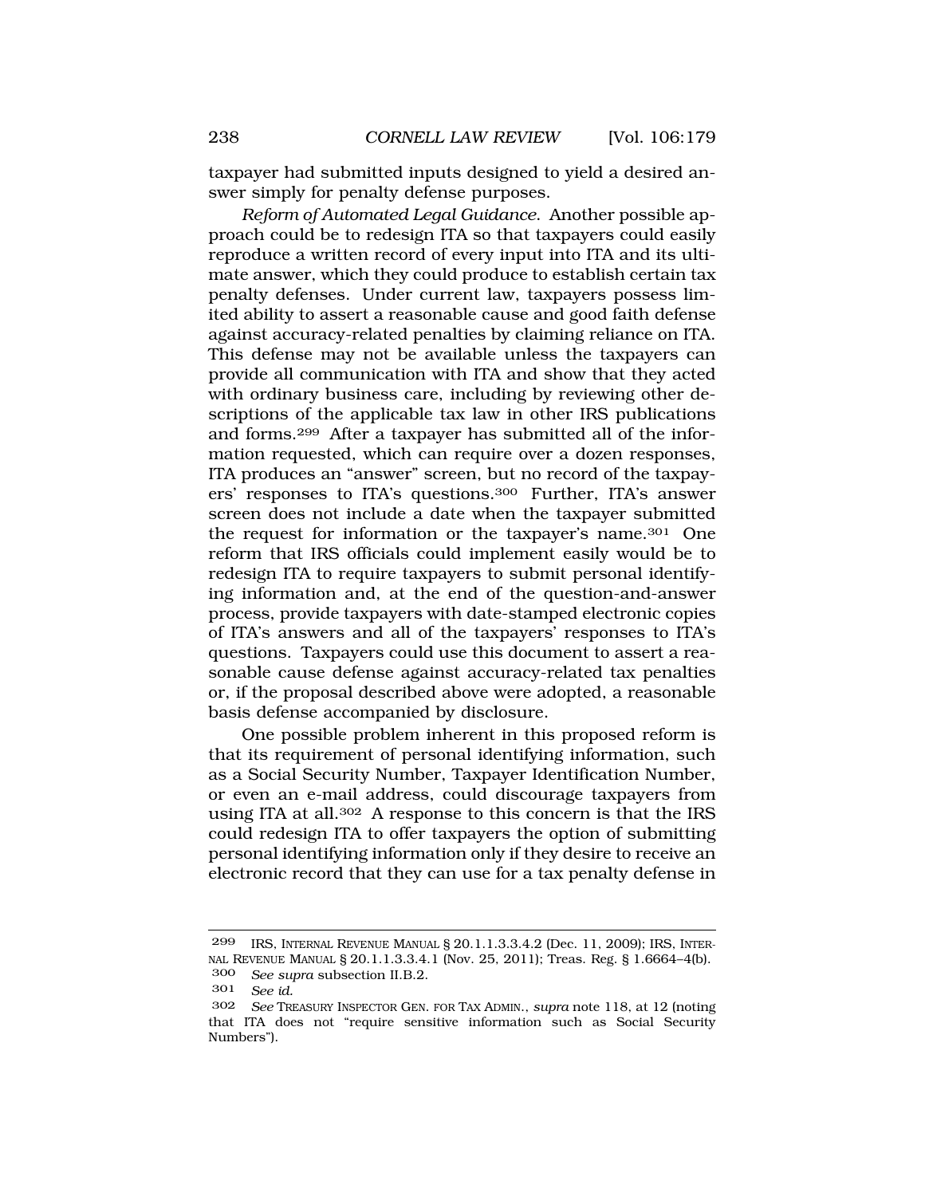taxpayer had submitted inputs designed to yield a desired answer simply for penalty defense purposes.

*Reform of Automated Legal Guidance*. Another possible approach could be to redesign ITA so that taxpayers could easily reproduce a written record of every input into ITA and its ultimate answer, which they could produce to establish certain tax penalty defenses. Under current law, taxpayers possess limited ability to assert a reasonable cause and good faith defense against accuracy-related penalties by claiming reliance on ITA. This defense may not be available unless the taxpayers can provide all communication with ITA and show that they acted with ordinary business care, including by reviewing other descriptions of the applicable tax law in other IRS publications and forms.[299] After a taxpayer has submitted all of the information requested, which can require over a dozen responses, ITA produces an "answer" screen, but no record of the taxpayers' responses to ITA's questions.[300] Further, ITA's answer screen does not include a date when the taxpayer submitted the request for information or the taxpayer's name.[301] One reform that IRS officials could implement easily would be to redesign ITA to require taxpayers to submit personal identifying information and, at the end of the question-and-answer process, provide taxpayers with date-stamped electronic copies of ITA's answers and all of the taxpayers' responses to ITA's questions. Taxpayers could use this document to assert a reasonable cause defense against accuracy-related tax penalties or, if the proposal described above were adopted, a reasonable basis defense accompanied by disclosure.

One possible problem inherent in this proposed reform is that its requirement of personal identifying information, such as a Social Security Number, Taxpayer Identification Number, or even an e-mail address, could discourage taxpayers from using ITA at all.[302] A response to this concern is that the IRS could redesign ITA to offer taxpayers the option of submitting personal identifying information only if they desire to receive an electronic record that they can use for a tax penalty defense in

---

299 IRS, INTERNAL REVENUE MANUAL § 20.1.1.3.3.4.2 (Dec. 11, 2009); IRS, INTERNAL REVENUE MANUAL § 20.1.1.3.3.4.1 (Nov. 25, 2011); Treas. Reg. § 1.6664–4(b).

300 *See supra* subsection II.B.2.

301 *See id.*

302 *See* TREASURY INSPECTOR GEN. FOR TAX ADMIN., *supra* note 118, at 12 (noting that ITA does not "require sensitive information such as Social Security Numbers").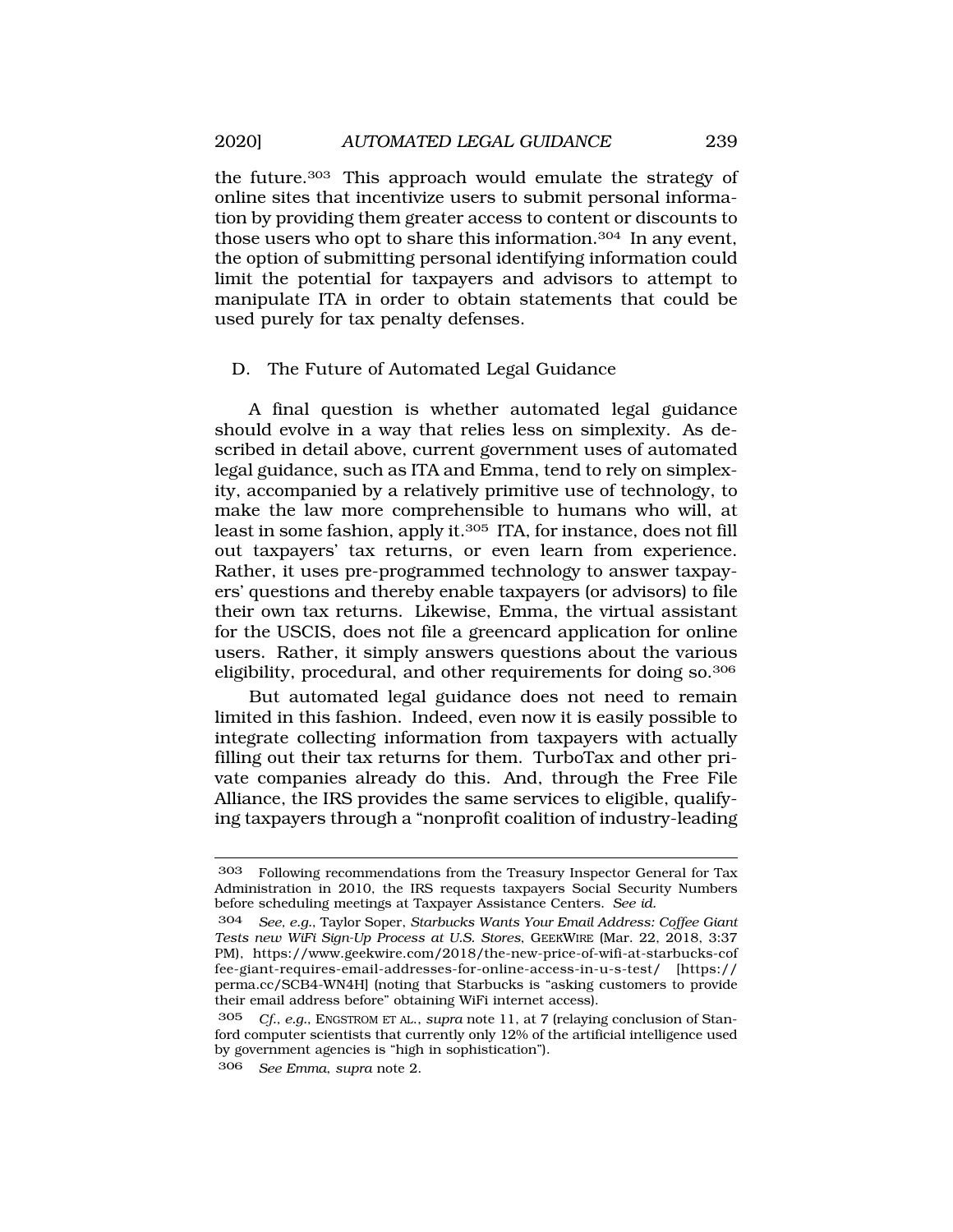the future.[303] This approach would emulate the strategy of online sites that incentivize users to submit personal information by providing them greater access to content or discounts to those users who opt to share this information.[304] In any event, the option of submitting personal identifying information could limit the potential for taxpayers and advisors to attempt to manipulate ITA in order to obtain statements that could be used purely for tax penalty defenses.

### D. The Future of Automated Legal Guidance

A final question is whether automated legal guidance should evolve in a way that relies less on simplexity. As described in detail above, current government uses of automated legal guidance, such as ITA and Emma, tend to rely on simplexity, accompanied by a relatively primitive use of technology, to make the law more comprehensible to humans who will, at least in some fashion, apply it.[305] ITA, for instance, does not fill out taxpayers' tax returns, or even learn from experience. Rather, it uses pre-programmed technology to answer taxpayers' questions and thereby enable taxpayers (or advisors) to file their own tax returns. Likewise, Emma, the virtual assistant for the USCIS, does not file a greencard application for online users. Rather, it simply answers questions about the various eligibility, procedural, and other requirements for doing so.[306]

But automated legal guidance does not need to remain limited in this fashion. Indeed, even now it is easily possible to integrate collecting information from taxpayers with actually filling out their tax returns for them. TurboTax and other private companies already do this. And, through the Free File Alliance, the IRS provides the same services to eligible, qualifying taxpayers through a "nonprofit coalition of industry-leading

---

[303] Following recommendations from the Treasury Inspector General for Tax Administration in 2010, the IRS requests taxpayers Social Security Numbers before scheduling meetings at Taxpayer Assistance Centers. *See id.*

[304] *See, e.g.*, Taylor Soper, *Starbucks Wants Your Email Address: Coffee Giant Tests new WiFi Sign-Up Process at U.S. Stores*, GEEKWIRE (Mar. 22, 2018, 3:37 PM), https://www.geekwire.com/2018/the-new-price-of-wifi-at-starbucks-coffee-giant-requires-email-addresses-for-online-access-in-u-s-test/ [https://perma.cc/SCB4-WN4H] (noting that Starbucks is "asking customers to provide their email address before" obtaining WiFi internet access).

[305] *Cf., e.g.*, ENGSTROM ET AL., *supra* note 11, at 7 (relaying conclusion of Stanford computer scientists that currently only 12% of the artificial intelligence used by government agencies is "high in sophistication").

[306] *See Emma*, *supra* note 2.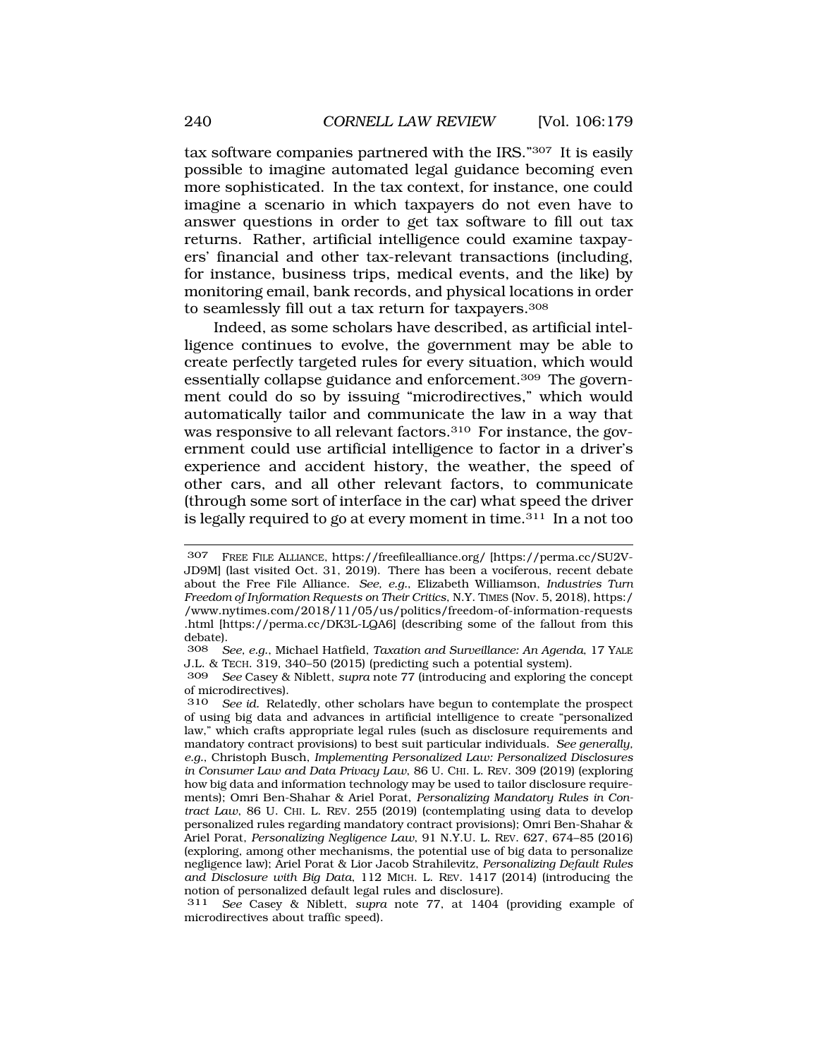tax software companies partnered with the IRS."[307] It is easily possible to imagine automated legal guidance becoming even more sophisticated. In the tax context, for instance, one could imagine a scenario in which taxpayers do not even have to answer questions in order to get tax software to fill out tax returns. Rather, artificial intelligence could examine taxpayers' financial and other tax-relevant transactions (including, for instance, business trips, medical events, and the like) by monitoring email, bank records, and physical locations in order to seamlessly fill out a tax return for taxpayers.[308]

Indeed, as some scholars have described, as artificial intelligence continues to evolve, the government may be able to create perfectly targeted rules for every situation, which would essentially collapse guidance and enforcement.[309] The government could do so by issuing "microdirectives," which would automatically tailor and communicate the law in a way that was responsive to all relevant factors.[310] For instance, the government could use artificial intelligence to factor in a driver's experience and accident history, the weather, the speed of other cars, and all other relevant factors, to communicate (through some sort of interface in the car) what speed the driver is legally required to go at every moment in time.[311] In a not too

---

307 FREE FILE ALLIANCE, https://freefilealliance.org/ [https://perma.cc/SU2V-JD9M] (last visited Oct. 31, 2019). There has been a vociferous, recent debate about the Free File Alliance. *See, e.g.*, Elizabeth Williamson, *Industries Turn Freedom of Information Requests on Their Critics*, N.Y. TIMES (Nov. 5, 2018), https://www.nytimes.com/2018/11/05/us/politics/freedom-of-information-requests.html [https://perma.cc/DK3L-LQA6] (describing some of the fallout from this debate).

308 *See, e.g.*, Michael Hatfield, *Taxation and Surveillance: An Agenda*, 17 YALE J.L. & TECH. 319, 340–50 (2015) (predicting such a potential system).

309 *See* Casey & Niblett, *supra* note 77 (introducing and exploring the concept of microdirectives).

310 *See id.* Relatedly, other scholars have begun to contemplate the prospect of using big data and advances in artificial intelligence to create "personalized law," which crafts appropriate legal rules (such as disclosure requirements and mandatory contract provisions) to best suit particular individuals. *See generally, e.g.*, Christoph Busch, *Implementing Personalized Law: Personalized Disclosures in Consumer Law and Data Privacy Law*, 86 U. CHI. L. REV. 309 (2019) (exploring how big data and information technology may be used to tailor disclosure requirements); Omri Ben-Shahar & Ariel Porat, *Personalizing Mandatory Rules in Contract Law*, 86 U. CHI. L. REV. 255 (2019) (contemplating using data to develop personalized rules regarding mandatory contract provisions); Omri Ben-Shahar & Ariel Porat, *Personalizing Negligence Law*, 91 N.Y.U. L. REV. 627, 674–85 (2016) (exploring, among other mechanisms, the potential use of big data to personalize negligence law); Ariel Porat & Lior Jacob Strahilevitz, *Personalizing Default Rules and Disclosure with Big Data*, 112 MICH. L. REV. 1417 (2014) (introducing the notion of personalized default legal rules and disclosure).

311 *See* Casey & Niblett, *supra* note 77, at 1404 (providing example of microdirectives about traffic speed).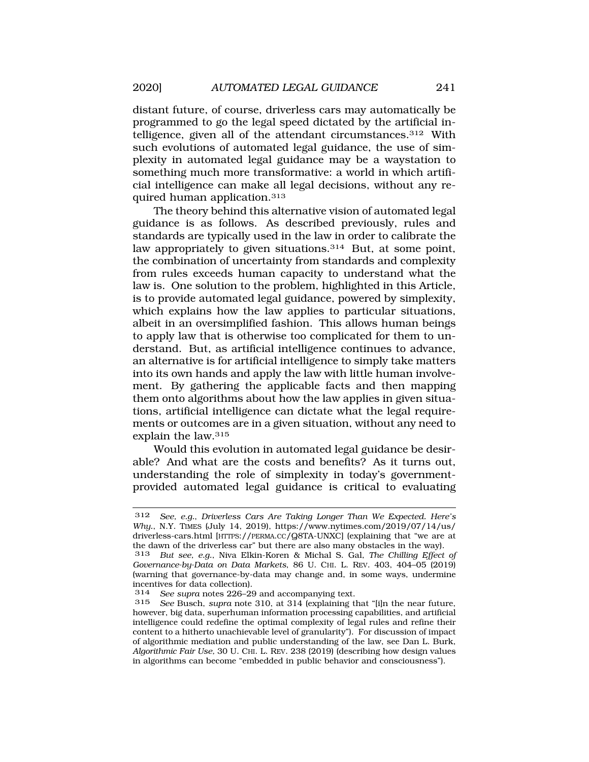distant future, of course, driverless cars may automatically be programmed to go the legal speed dictated by the artificial intelligence, given all of the attendant circumstances.[312] With such evolutions of automated legal guidance, the use of simplexity in automated legal guidance may be a waystation to something much more transformative: a world in which artificial intelligence can make all legal decisions, without any required human application.[313]

The theory behind this alternative vision of automated legal guidance is as follows. As described previously, rules and standards are typically used in the law in order to calibrate the law appropriately to given situations.[314] But, at some point, the combination of uncertainty from standards and complexity from rules exceeds human capacity to understand what the law is. One solution to the problem, highlighted in this Article, is to provide automated legal guidance, powered by simplexity, which explains how the law applies to particular situations, albeit in an oversimplified fashion. This allows human beings to apply law that is otherwise too complicated for them to understand. But, as artificial intelligence continues to advance, an alternative is for artificial intelligence to simply take matters into its own hands and apply the law with little human involvement. By gathering the applicable facts and then mapping them onto algorithms about how the law applies in given situations, artificial intelligence can dictate what the legal requirements or outcomes are in a given situation, without any need to explain the law.[315]

Would this evolution in automated legal guidance be desirable? And what are the costs and benefits? As it turns out, understanding the role of simplexity in today's government-provided automated legal guidance is critical to evaluating

---

312 *See, e.g.*, *Driverless Cars Are Taking Longer Than We Expected. Here's Why.*, N.Y. TIMES (July 14, 2019), https://www.nytimes.com/2019/07/14/us/driverless-cars.html [HTTPS://PERMA.CC/Q8TA-UNXC] (explaining that "we are at the dawn of the driverless car" but there are also many obstacles in the way).

313 *But see, e.g.*, Niva Elkin-Koren & Michal S. Gal, *The Chilling Effect of Governance-by-Data on Data Markets*, 86 U. CHI. L. REV. 403, 404–05 (2019) (warning that governance-by-data may change and, in some ways, undermine incentives for data collection).

314 *See supra* notes 226–29 and accompanying text.

315 *See* Busch, *supra* note 310, at 314 (explaining that "[i]n the near future, however, big data, superhuman information processing capabilities, and artificial intelligence could redefine the optimal complexity of legal rules and refine their content to a hitherto unachievable level of granularity"). For discussion of impact of algorithmic mediation and public understanding of the law, see Dan L. Burk, *Algorithmic Fair Use*, 30 U. CHI. L. REV. 238 (2019) (describing how design values in algorithms can become "embedded in public behavior and consciousness").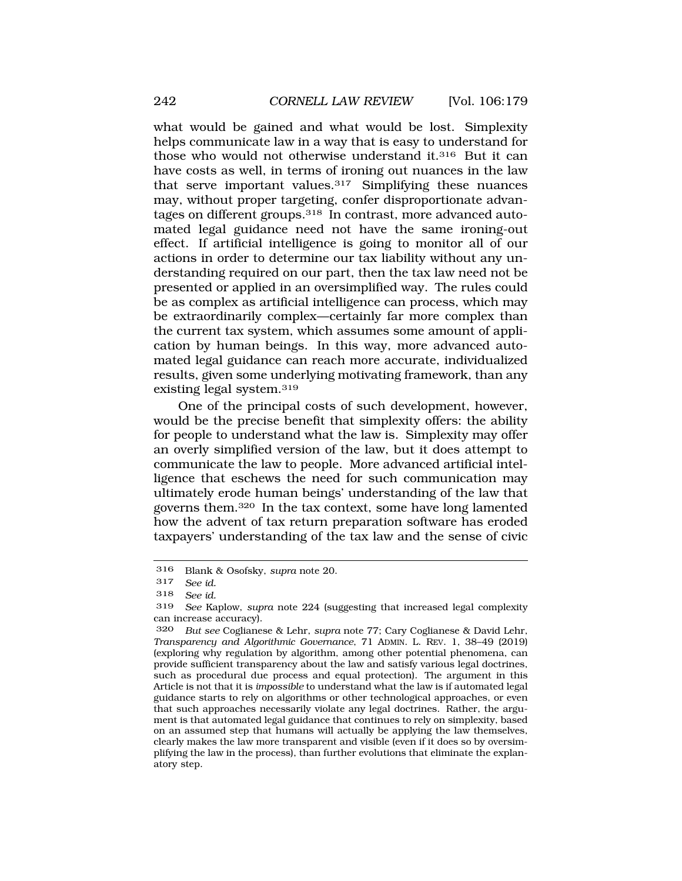what would be gained and what would be lost. Simplexity helps communicate law in a way that is easy to understand for those who would not otherwise understand it.[316] But it can have costs as well, in terms of ironing out nuances in the law that serve important values.[317] Simplifying these nuances may, without proper targeting, confer disproportionate advantages on different groups.[318] In contrast, more advanced automated legal guidance need not have the same ironing-out effect. If artificial intelligence is going to monitor all of our actions in order to determine our tax liability without any understanding required on our part, then the tax law need not be presented or applied in an oversimplified way. The rules could be as complex as artificial intelligence can process, which may be extraordinarily complex—certainly far more complex than the current tax system, which assumes some amount of application by human beings. In this way, more advanced automated legal guidance can reach more accurate, individualized results, given some underlying motivating framework, than any existing legal system.[319]

One of the principal costs of such development, however, would be the precise benefit that simplexity offers: the ability for people to understand what the law is. Simplexity may offer an overly simplified version of the law, but it does attempt to communicate the law to people. More advanced artificial intelligence that eschews the need for such communication may ultimately erode human beings' understanding of the law that governs them.[320] In the tax context, some have long lamented how the advent of tax return preparation software has eroded taxpayers' understanding of the tax law and the sense of civic

---

316 Blank & Osofsky, *supra* note 20.

317 *See id.*

318 *See id.*

319 *See* Kaplow, *supra* note 224 (suggesting that increased legal complexity can increase accuracy).

320 *But see* Coglianese & Lehr, *supra* note 77; Cary Coglianese & David Lehr, *Transparency and Algorithmic Governance*, 71 ADMIN. L. REV. 1, 38–49 (2019) (exploring why regulation by algorithm, among other potential phenomena, can provide sufficient transparency about the law and satisfy various legal doctrines, such as procedural due process and equal protection). The argument in this Article is not that it is *impossible* to understand what the law is if automated legal guidance starts to rely on algorithms or other technological approaches, or even that such approaches necessarily violate any legal doctrines. Rather, the argument is that automated legal guidance that continues to rely on simplexity, based on an assumed step that humans will actually be applying the law themselves, clearly makes the law more transparent and visible (even if it does so by oversimplifying the law in the process), than further evolutions that eliminate the explanatory step.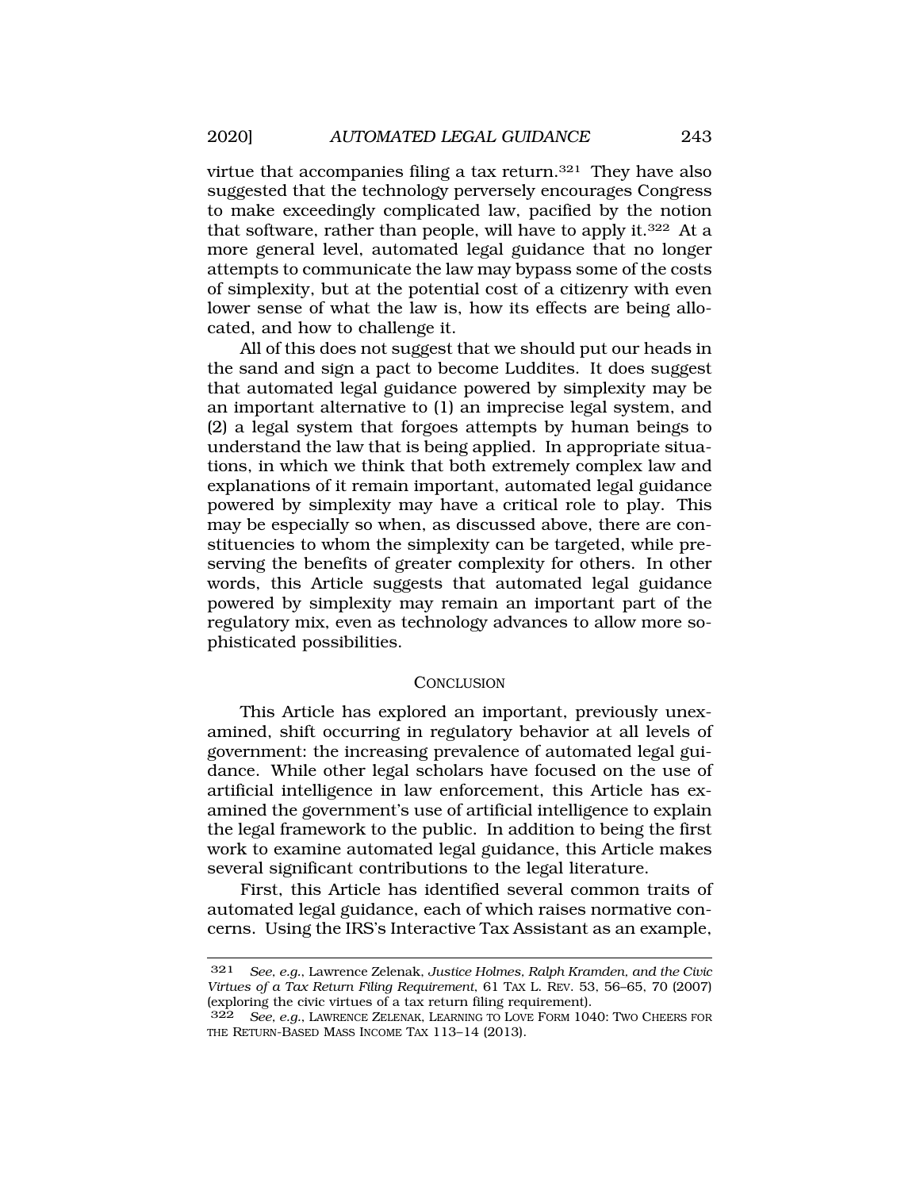virtue that accompanies filing a tax return.[321] They have also suggested that the technology perversely encourages Congress to make exceedingly complicated law, pacified by the notion that software, rather than people, will have to apply it.[322] At a more general level, automated legal guidance that no longer attempts to communicate the law may bypass some of the costs of simplexity, but at the potential cost of a citizenry with even lower sense of what the law is, how its effects are being allocated, and how to challenge it.

All of this does not suggest that we should put our heads in the sand and sign a pact to become Luddites. It does suggest that automated legal guidance powered by simplexity may be an important alternative to (1) an imprecise legal system, and (2) a legal system that forgoes attempts by human beings to understand the law that is being applied. In appropriate situations, in which we think that both extremely complex law and explanations of it remain important, automated legal guidance powered by simplexity may have a critical role to play. This may be especially so when, as discussed above, there are constituencies to whom the simplexity can be targeted, while preserving the benefits of greater complexity for others. In other words, this Article suggests that automated legal guidance powered by simplexity may remain an important part of the regulatory mix, even as technology advances to allow more sophisticated possibilities.

## CONCLUSION

This Article has explored an important, previously unexamined, shift occurring in regulatory behavior at all levels of government: the increasing prevalence of automated legal guidance. While other legal scholars have focused on the use of artificial intelligence in law enforcement, this Article has examined the government's use of artificial intelligence to explain the legal framework to the public. In addition to being the first work to examine automated legal guidance, this Article makes several significant contributions to the legal literature.

First, this Article has identified several common traits of automated legal guidance, each of which raises normative concerns. Using the IRS's Interactive Tax Assistant as an example,

---

321 *See, e.g.*, Lawrence Zelenak, *Justice Holmes, Ralph Kramden, and the Civic Virtues of a Tax Return Filing Requirement*, 61 TAX L. REV. 53, 56–65, 70 (2007) (exploring the civic virtues of a tax return filing requirement).

322 *See, e.g.*, LAWRENCE ZELENAK, LEARNING TO LOVE FORM 1040: TWO CHEERS FOR THE RETURN-BASED MASS INCOME TAX 113–14 (2013).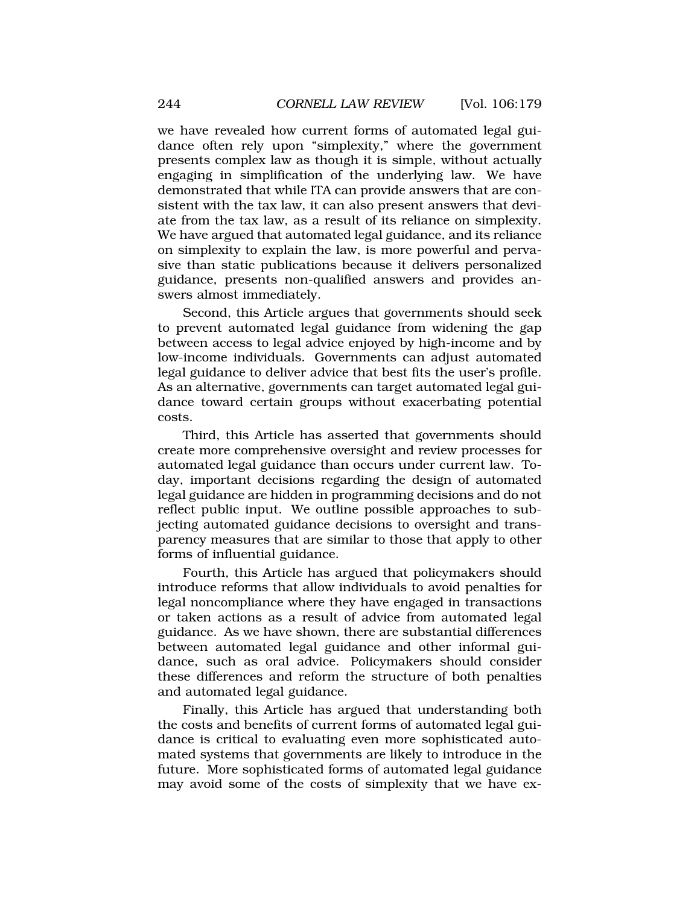we have revealed how current forms of automated legal guidance often rely upon "simplexity," where the government presents complex law as though it is simple, without actually engaging in simplification of the underlying law. We have demonstrated that while ITA can provide answers that are consistent with the tax law, it can also present answers that deviate from the tax law, as a result of its reliance on simplexity. We have argued that automated legal guidance, and its reliance on simplexity to explain the law, is more powerful and pervasive than static publications because it delivers personalized guidance, presents non-qualified answers and provides answers almost immediately.

Second, this Article argues that governments should seek to prevent automated legal guidance from widening the gap between access to legal advice enjoyed by high-income and by low-income individuals. Governments can adjust automated legal guidance to deliver advice that best fits the user's profile. As an alternative, governments can target automated legal guidance toward certain groups without exacerbating potential costs.

Third, this Article has asserted that governments should create more comprehensive oversight and review processes for automated legal guidance than occurs under current law. Today, important decisions regarding the design of automated legal guidance are hidden in programming decisions and do not reflect public input. We outline possible approaches to subjecting automated guidance decisions to oversight and transparency measures that are similar to those that apply to other forms of influential guidance.

Fourth, this Article has argued that policymakers should introduce reforms that allow individuals to avoid penalties for legal noncompliance where they have engaged in transactions or taken actions as a result of advice from automated legal guidance. As we have shown, there are substantial differences between automated legal guidance and other informal guidance, such as oral advice. Policymakers should consider these differences and reform the structure of both penalties and automated legal guidance.

Finally, this Article has argued that understanding both the costs and benefits of current forms of automated legal guidance is critical to evaluating even more sophisticated automated systems that governments are likely to introduce in the future. More sophisticated forms of automated legal guidance may avoid some of the costs of simplexity that we have ex-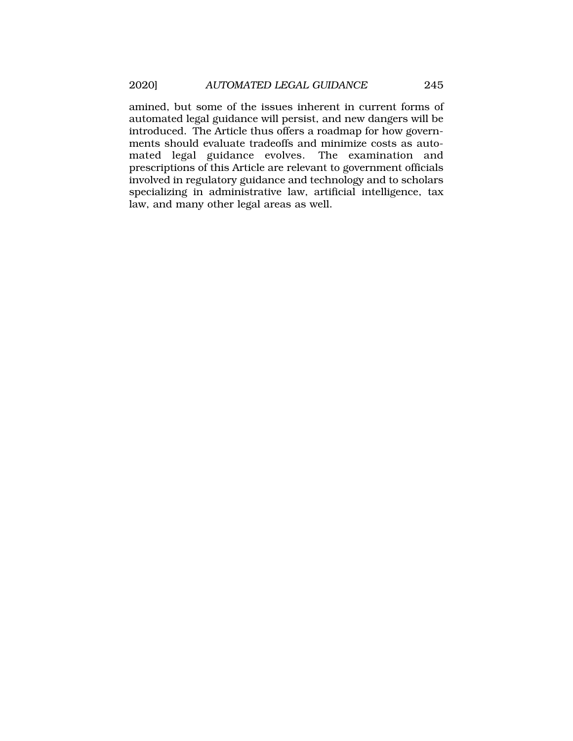amined, but some of the issues inherent in current forms of automated legal guidance will persist, and new dangers will be introduced. The Article thus offers a roadmap for how governments should evaluate tradeoffs and minimize costs as automated legal guidance evolves. The examination and prescriptions of this Article are relevant to government officials involved in regulatory guidance and technology and to scholars specializing in administrative law, artificial intelligence, tax law, and many other legal areas as well.